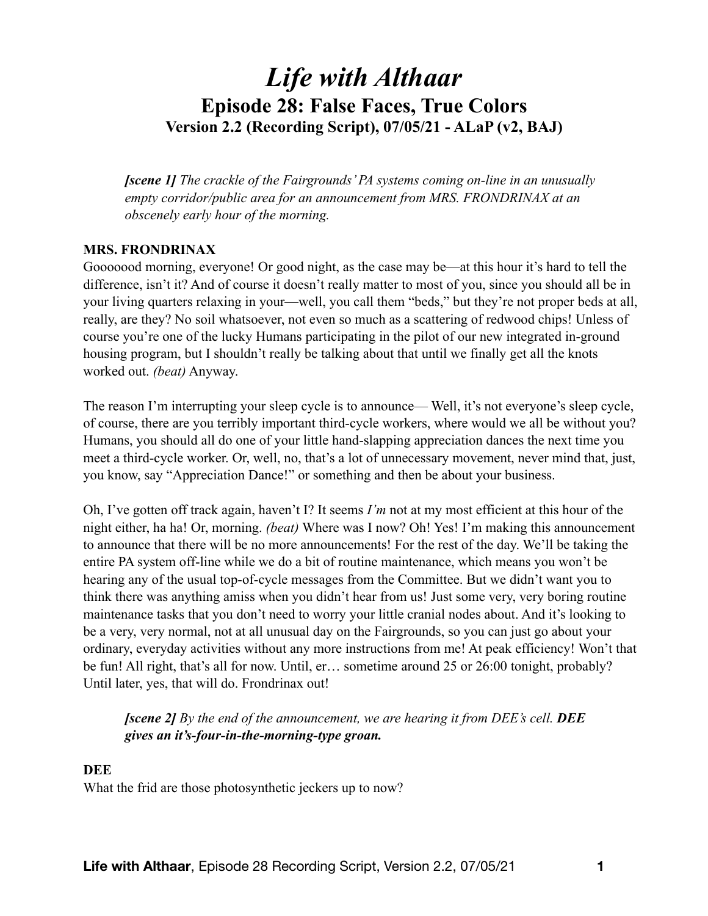# *Life with Althaar*

## Episode 28: False Faces, True Colors

### Version 2.2 (Recording Script), 07/05/21 - ALaP (v2, BAJ)

> ***[scene 1]*** *The crackle of the Fairgrounds' PA systems coming on-line in an unusually empty corridor/public area for an announcement from MRS. FRONDRINAX at an obscenely early hour of the morning.*

**MRS. FRONDRINAX**

Gooooood morning, everyone! Or good night, as the case may be—at this hour it's hard to tell the difference, isn't it? And of course it doesn't really matter to most of you, since you should all be in your living quarters relaxing in your—well, you call them "beds," but they're not proper beds at all, really, are they? No soil whatsoever, not even so much as a scattering of redwood chips! Unless of course you're one of the lucky Humans participating in the pilot of our new integrated in-ground housing program, but I shouldn't really be talking about that until we finally get all the knots worked out. *(beat)* Anyway.

The reason I'm interrupting your sleep cycle is to announce— Well, it's not everyone's sleep cycle, of course, there are you terribly important third-cycle workers, where would we all be without you? Humans, you should all do one of your little hand-slapping appreciation dances the next time you meet a third-cycle worker. Or, well, no, that's a lot of unnecessary movement, never mind that, just, you know, say "Appreciation Dance!" or something and then be about your business.

Oh, I've gotten off track again, haven't I? It seems *I'm* not at my most efficient at this hour of the night either, ha ha! Or, morning. *(beat)* Where was I now? Oh! Yes! I'm making this announcement to announce that there will be no more announcements! For the rest of the day. We'll be taking the entire PA system off-line while we do a bit of routine maintenance, which means you won't be hearing any of the usual top-of-cycle messages from the Committee. But we didn't want you to think there was anything amiss when you didn't hear from us! Just some very, very boring routine maintenance tasks that you don't need to worry your little cranial nodes about. And it's looking to be a very, very normal, not at all unusual day on the Fairgrounds, so you can just go about your ordinary, everyday activities without any more instructions from me! At peak efficiency! Won't that be fun! All right, that's all for now. Until, er… sometime around 25 or 26:00 tonight, probably? Until later, yes, that will do. Frondrinax out!

> ***[scene 2]*** *By the end of the announcement, we are hearing it from DEE's cell.* ***DEE gives an it's-four-in-the-morning-type groan.***

**DEE**

What the frid are those photosynthetic jeckers up to now?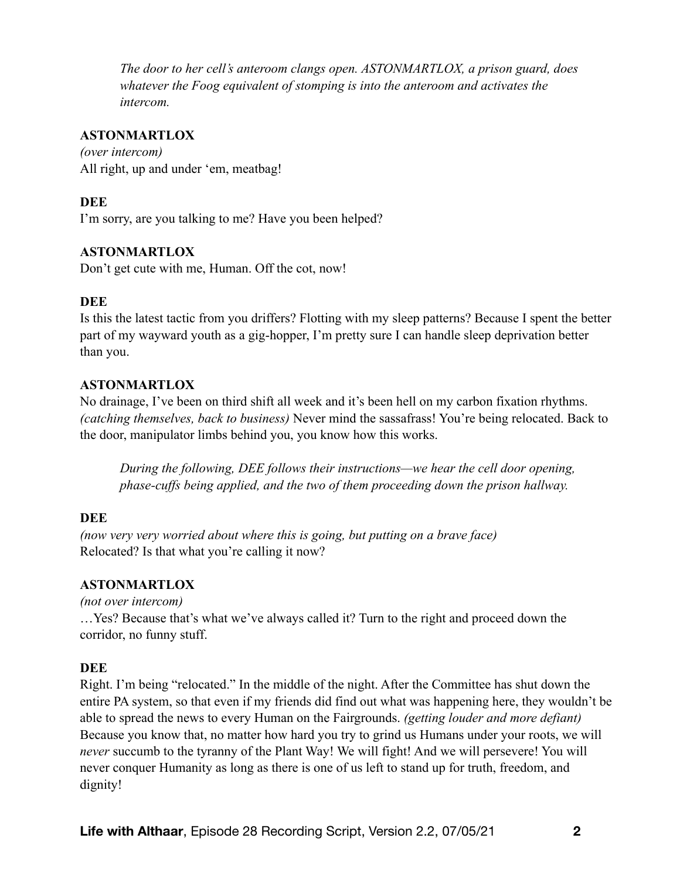*The door to her cell's anteroom clangs open. ASTONMARTLOX, a prison guard, does whatever the Foog equivalent of stomping is into the anteroom and activates the intercom.*

**ASTONMARTLOX**
*(over intercom)*
All right, up and under 'em, meatbag!

**DEE**
I'm sorry, are you talking to me? Have you been helped?

**ASTONMARTLOX**
Don't get cute with me, Human. Off the cot, now!

**DEE**
Is this the latest tactic from you driffers? Flotting with my sleep patterns? Because I spent the better part of my wayward youth as a gig-hopper, I'm pretty sure I can handle sleep deprivation better than you.

**ASTONMARTLOX**
No drainage, I've been on third shift all week and it's been hell on my carbon fixation rhythms. *(catching themselves, back to business)* Never mind the sassafrass! You're being relocated. Back to the door, manipulator limbs behind you, you know how this works.

*During the following, DEE follows their instructions—we hear the cell door opening, phase-cuffs being applied, and the two of them proceeding down the prison hallway.*

**DEE**
*(now very very worried about where this is going, but putting on a brave face)*
Relocated? Is that what you're calling it now?

**ASTONMARTLOX**
*(not over intercom)*
…Yes? Because that's what we've always called it? Turn to the right and proceed down the corridor, no funny stuff.

**DEE**
Right. I'm being "relocated." In the middle of the night. After the Committee has shut down the entire PA system, so that even if my friends did find out what was happening here, they wouldn't be able to spread the news to every Human on the Fairgrounds. *(getting louder and more defiant)* Because you know that, no matter how hard you try to grind us Humans under your roots, we will *never* succumb to the tyranny of the Plant Way! We will fight! And we will persevere! You will never conquer Humanity as long as there is one of us left to stand up for truth, freedom, and dignity!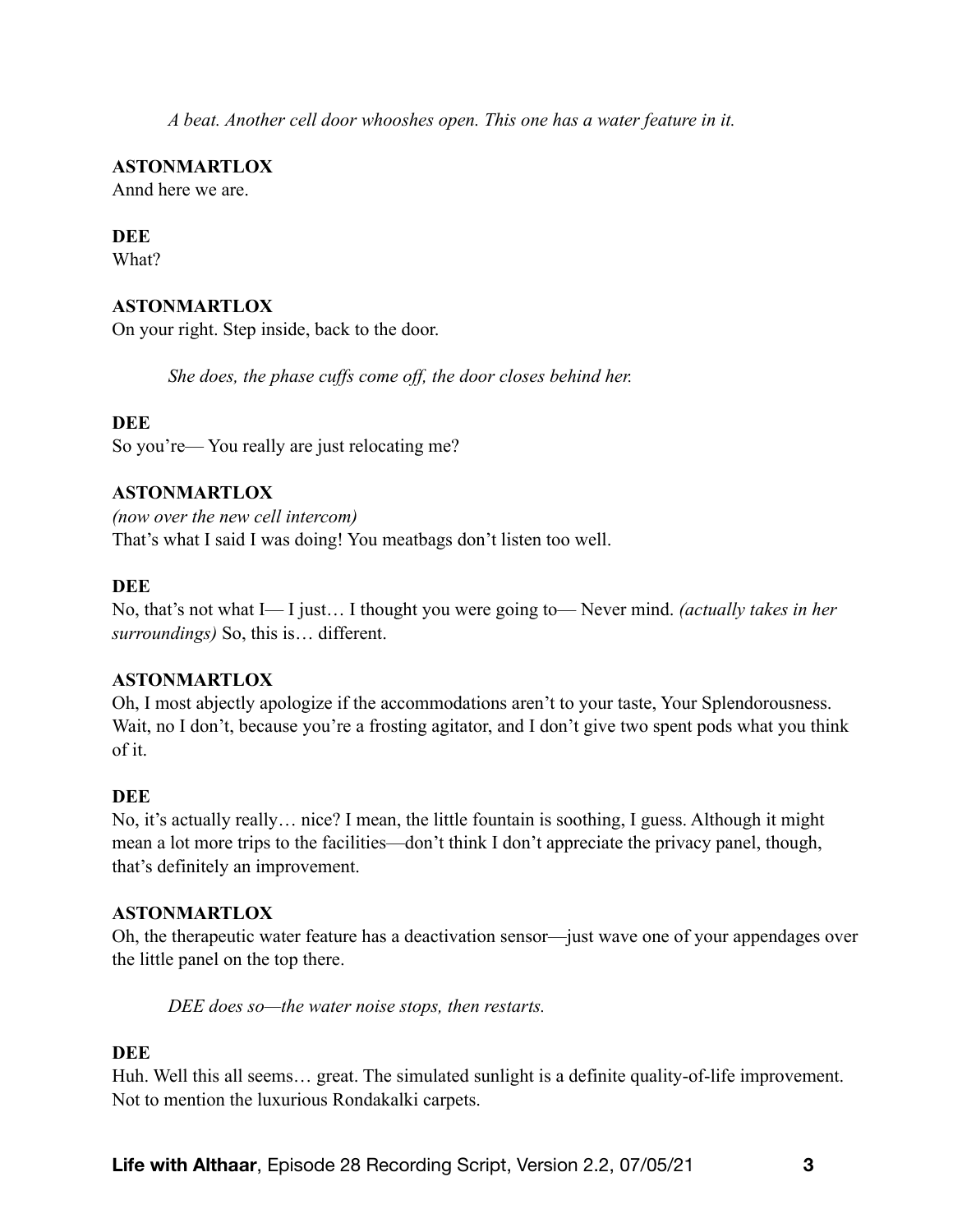*A beat. Another cell door whooshes open. This one has a water feature in it.*

**ASTONMARTLOX**
Annd here we are.

**DEE**
What?

**ASTONMARTLOX**
On your right. Step inside, back to the door.

*She does, the phase cuffs come off, the door closes behind her.*

**DEE**
So you're— You really are just relocating me?

**ASTONMARTLOX**
*(now over the new cell intercom)*
That's what I said I was doing! You meatbags don't listen too well.

**DEE**
No, that's not what I— I just… I thought you were going to— Never mind. *(actually takes in her surroundings)* So, this is… different.

**ASTONMARTLOX**
Oh, I most abjectly apologize if the accommodations aren't to your taste, Your Splendorousness. Wait, no I don't, because you're a frosting agitator, and I don't give two spent pods what you think of it.

**DEE**
No, it's actually really… nice? I mean, the little fountain is soothing, I guess. Although it might mean a lot more trips to the facilities—don't think I don't appreciate the privacy panel, though, that's definitely an improvement.

**ASTONMARTLOX**
Oh, the therapeutic water feature has a deactivation sensor—just wave one of your appendages over the little panel on the top there.

*DEE does so—the water noise stops, then restarts.*

**DEE**
Huh. Well this all seems… great. The simulated sunlight is a definite quality-of-life improvement. Not to mention the luxurious Rondakalki carpets.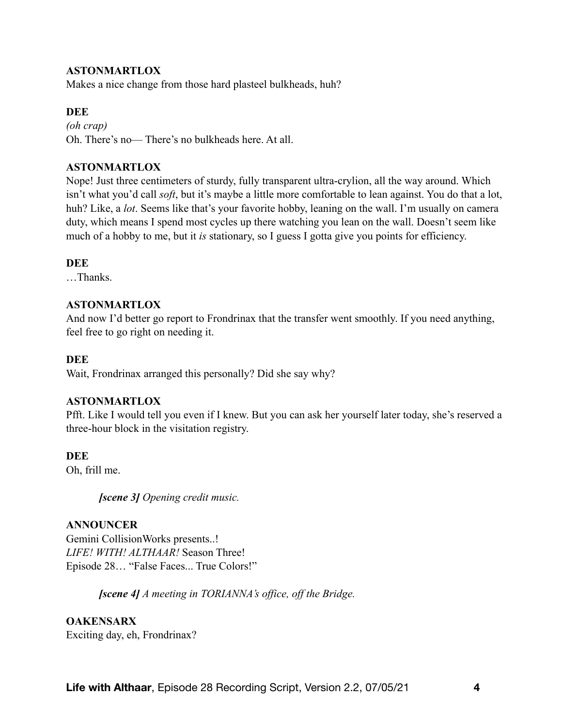**ASTONMARTLOX**
Makes a nice change from those hard plasteel bulkheads, huh?

**DEE**
*(oh crap)*
Oh. There's no— There's no bulkheads here. At all.

**ASTONMARTLOX**
Nope! Just three centimeters of sturdy, fully transparent ultra-crylion, all the way around. Which isn't what you'd call *soft*, but it's maybe a little more comfortable to lean against. You do that a lot, huh? Like, a *lot*. Seems like that's your favorite hobby, leaning on the wall. I'm usually on camera duty, which means I spend most cycles up there watching you lean on the wall. Doesn't seem like much of a hobby to me, but it *is* stationary, so I guess I gotta give you points for efficiency.

**DEE**
…Thanks.

**ASTONMARTLOX**
And now I'd better go report to Frondrinax that the transfer went smoothly. If you need anything, feel free to go right on needing it.

**DEE**
Wait, Frondrinax arranged this personally? Did she say why?

**ASTONMARTLOX**
Pfft. Like I would tell you even if I knew. But you can ask her yourself later today, she's reserved a three-hour block in the visitation registry.

**DEE**
Oh, frill me.

> ***[scene 3]*** *Opening credit music.*

**ANNOUNCER**
Gemini CollisionWorks presents..!
*LIFE! WITH! ALTHAAR!* Season Three!
Episode 28… "False Faces... True Colors!"

> ***[scene 4]*** *A meeting in TORIANNA's office, off the Bridge.*

**OAKENSARX**
Exciting day, eh, Frondrinax?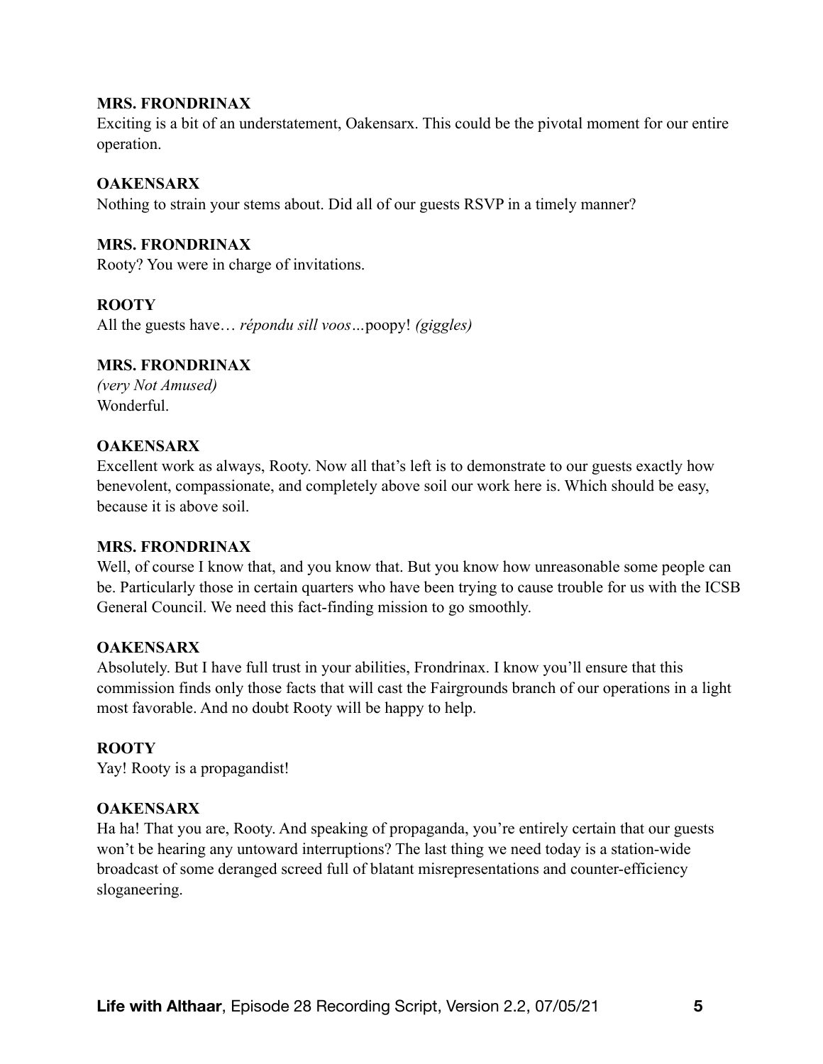**MRS. FRONDRINAX**
Exciting is a bit of an understatement, Oakensarx. This could be the pivotal moment for our entire operation.

**OAKENSARX**
Nothing to strain your stems about. Did all of our guests RSVP in a timely manner?

**MRS. FRONDRINAX**
Rooty? You were in charge of invitations.

**ROOTY**
All the guests have… *répondu sill voos…*poopy! *(giggles)*

**MRS. FRONDRINAX**
*(very Not Amused)*
Wonderful.

**OAKENSARX**
Excellent work as always, Rooty. Now all that's left is to demonstrate to our guests exactly how benevolent, compassionate, and completely above soil our work here is. Which should be easy, because it is above soil.

**MRS. FRONDRINAX**
Well, of course I know that, and you know that. But you know how unreasonable some people can be. Particularly those in certain quarters who have been trying to cause trouble for us with the ICSB General Council. We need this fact-finding mission to go smoothly.

**OAKENSARX**
Absolutely. But I have full trust in your abilities, Frondrinax. I know you'll ensure that this commission finds only those facts that will cast the Fairgrounds branch of our operations in a light most favorable. And no doubt Rooty will be happy to help.

**ROOTY**
Yay! Rooty is a propagandist!

**OAKENSARX**
Ha ha! That you are, Rooty. And speaking of propaganda, you're entirely certain that our guests won't be hearing any untoward interruptions? The last thing we need today is a station-wide broadcast of some deranged screed full of blatant misrepresentations and counter-efficiency sloganeering.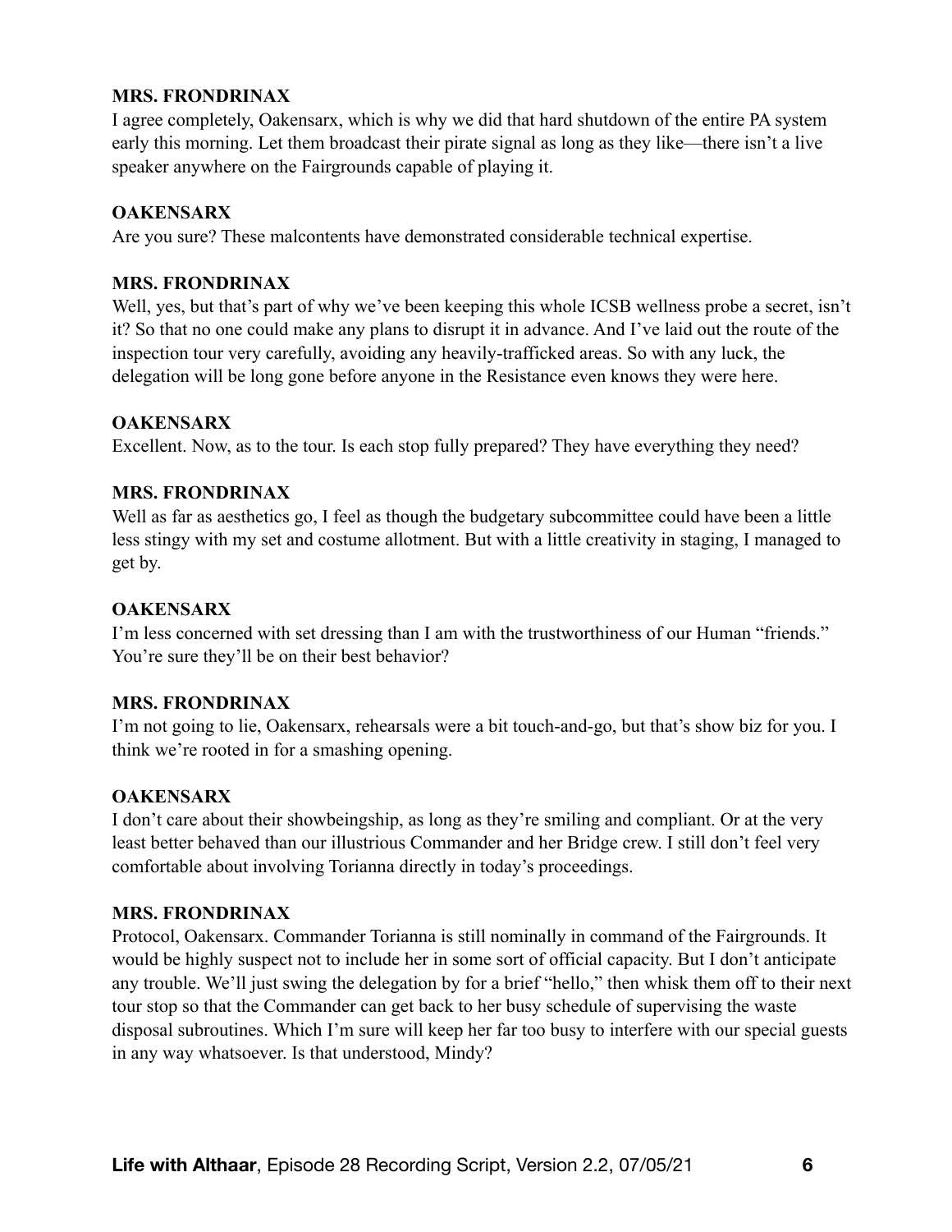**MRS. FRONDRINAX**
I agree completely, Oakensarx, which is why we did that hard shutdown of the entire PA system early this morning. Let them broadcast their pirate signal as long as they like—there isn't a live speaker anywhere on the Fairgrounds capable of playing it.

**OAKENSARX**
Are you sure? These malcontents have demonstrated considerable technical expertise.

**MRS. FRONDRINAX**
Well, yes, but that's part of why we've been keeping this whole ICSB wellness probe a secret, isn't it? So that no one could make any plans to disrupt it in advance. And I've laid out the route of the inspection tour very carefully, avoiding any heavily-trafficked areas. So with any luck, the delegation will be long gone before anyone in the Resistance even knows they were here.

**OAKENSARX**
Excellent. Now, as to the tour. Is each stop fully prepared? They have everything they need?

**MRS. FRONDRINAX**
Well as far as aesthetics go, I feel as though the budgetary subcommittee could have been a little less stingy with my set and costume allotment. But with a little creativity in staging, I managed to get by.

**OAKENSARX**
I'm less concerned with set dressing than I am with the trustworthiness of our Human "friends." You're sure they'll be on their best behavior?

**MRS. FRONDRINAX**
I'm not going to lie, Oakensarx, rehearsals were a bit touch-and-go, but that's show biz for you. I think we're rooted in for a smashing opening.

**OAKENSARX**
I don't care about their showbeingship, as long as they're smiling and compliant. Or at the very least better behaved than our illustrious Commander and her Bridge crew. I still don't feel very comfortable about involving Torianna directly in today's proceedings.

**MRS. FRONDRINAX**
Protocol, Oakensarx. Commander Torianna is still nominally in command of the Fairgrounds. It would be highly suspect not to include her in some sort of official capacity. But I don't anticipate any trouble. We'll just swing the delegation by for a brief "hello," then whisk them off to their next tour stop so that the Commander can get back to her busy schedule of supervising the waste disposal subroutines. Which I'm sure will keep her far too busy to interfere with our special guests in any way whatsoever. Is that understood, Mindy?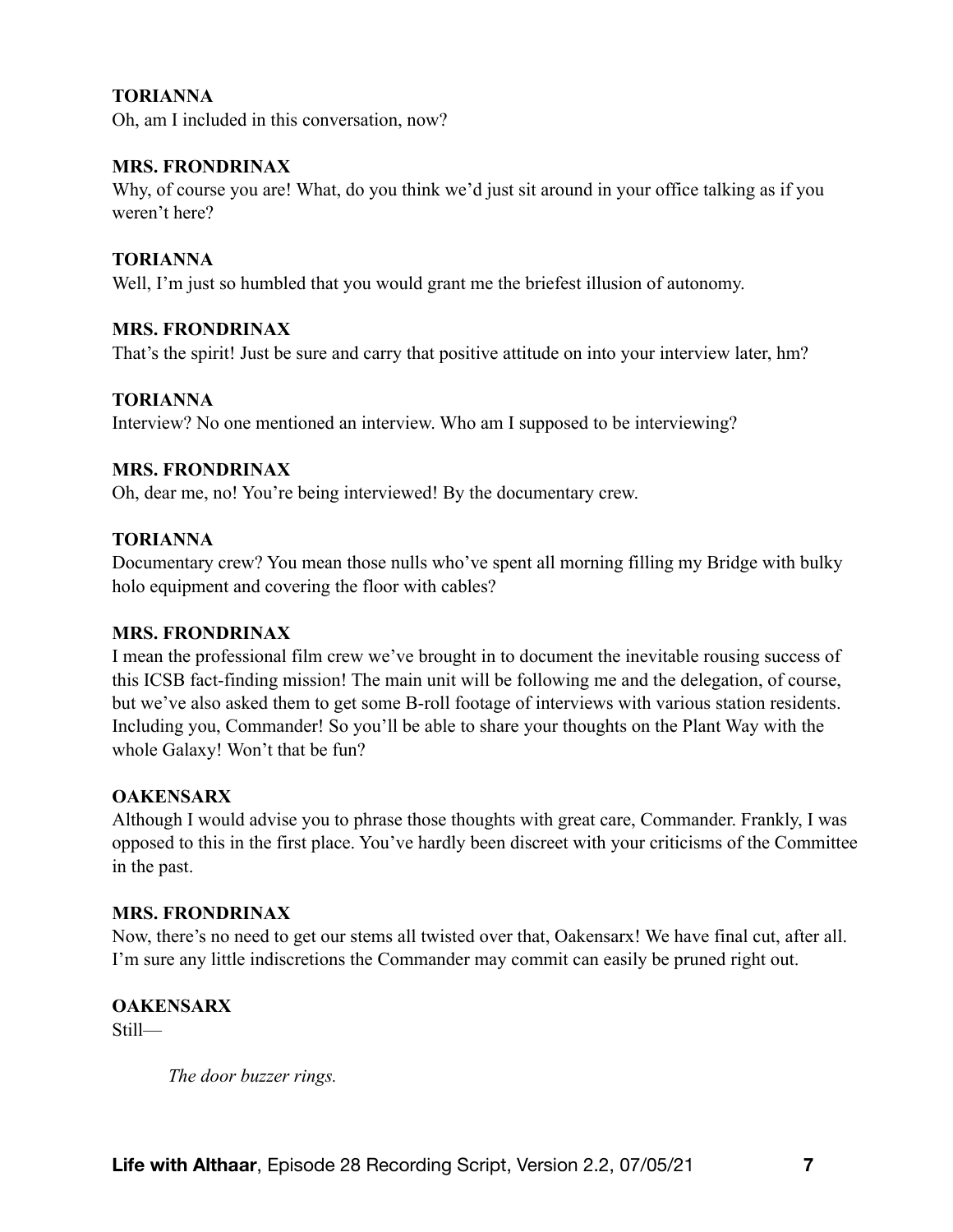**TORIANNA**
Oh, am I included in this conversation, now?

**MRS. FRONDRINAX**
Why, of course you are! What, do you think we'd just sit around in your office talking as if you weren't here?

**TORIANNA**
Well, I'm just so humbled that you would grant me the briefest illusion of autonomy.

**MRS. FRONDRINAX**
That's the spirit! Just be sure and carry that positive attitude on into your interview later, hm?

**TORIANNA**
Interview? No one mentioned an interview. Who am I supposed to be interviewing?

**MRS. FRONDRINAX**
Oh, dear me, no! You're being interviewed! By the documentary crew.

**TORIANNA**
Documentary crew? You mean those nulls who've spent all morning filling my Bridge with bulky holo equipment and covering the floor with cables?

**MRS. FRONDRINAX**
I mean the professional film crew we've brought in to document the inevitable rousing success of this ICSB fact-finding mission! The main unit will be following me and the delegation, of course, but we've also asked them to get some B-roll footage of interviews with various station residents. Including you, Commander! So you'll be able to share your thoughts on the Plant Way with the whole Galaxy! Won't that be fun?

**OAKENSARX**
Although I would advise you to phrase those thoughts with great care, Commander. Frankly, I was opposed to this in the first place. You've hardly been discreet with your criticisms of the Committee in the past.

**MRS. FRONDRINAX**
Now, there's no need to get our stems all twisted over that, Oakensarx! We have final cut, after all. I'm sure any little indiscretions the Commander may commit can easily be pruned right out.

**OAKENSARX**
Still—

*The door buzzer rings.*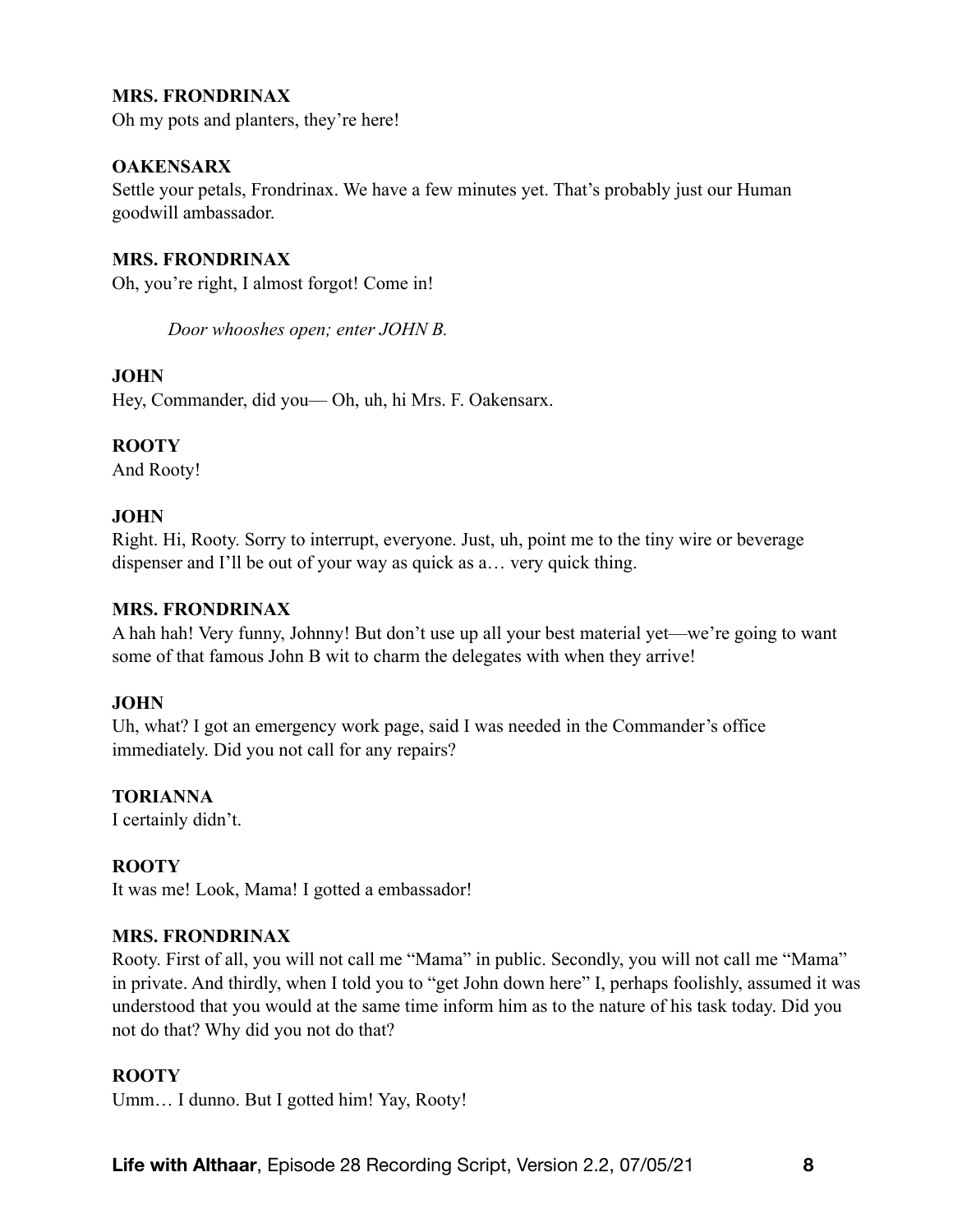**MRS. FRONDRINAX**
Oh my pots and planters, they're here!

**OAKENSARX**
Settle your petals, Frondrinax. We have a few minutes yet. That's probably just our Human goodwill ambassador.

**MRS. FRONDRINAX**
Oh, you're right, I almost forgot! Come in!

*Door whooshes open; enter JOHN B.*

**JOHN**
Hey, Commander, did you— Oh, uh, hi Mrs. F. Oakensarx.

**ROOTY**
And Rooty!

**JOHN**
Right. Hi, Rooty. Sorry to interrupt, everyone. Just, uh, point me to the tiny wire or beverage dispenser and I'll be out of your way as quick as a… very quick thing.

**MRS. FRONDRINAX**
A hah hah! Very funny, Johnny! But don't use up all your best material yet—we're going to want some of that famous John B wit to charm the delegates with when they arrive!

**JOHN**
Uh, what? I got an emergency work page, said I was needed in the Commander's office immediately. Did you not call for any repairs?

**TORIANNA**
I certainly didn't.

**ROOTY**
It was me! Look, Mama! I gotted a embassador!

**MRS. FRONDRINAX**
Rooty. First of all, you will not call me "Mama" in public. Secondly, you will not call me "Mama" in private. And thirdly, when I told you to "get John down here" I, perhaps foolishly, assumed it was understood that you would at the same time inform him as to the nature of his task today. Did you not do that? Why did you not do that?

**ROOTY**
Umm… I dunno. But I gotted him! Yay, Rooty!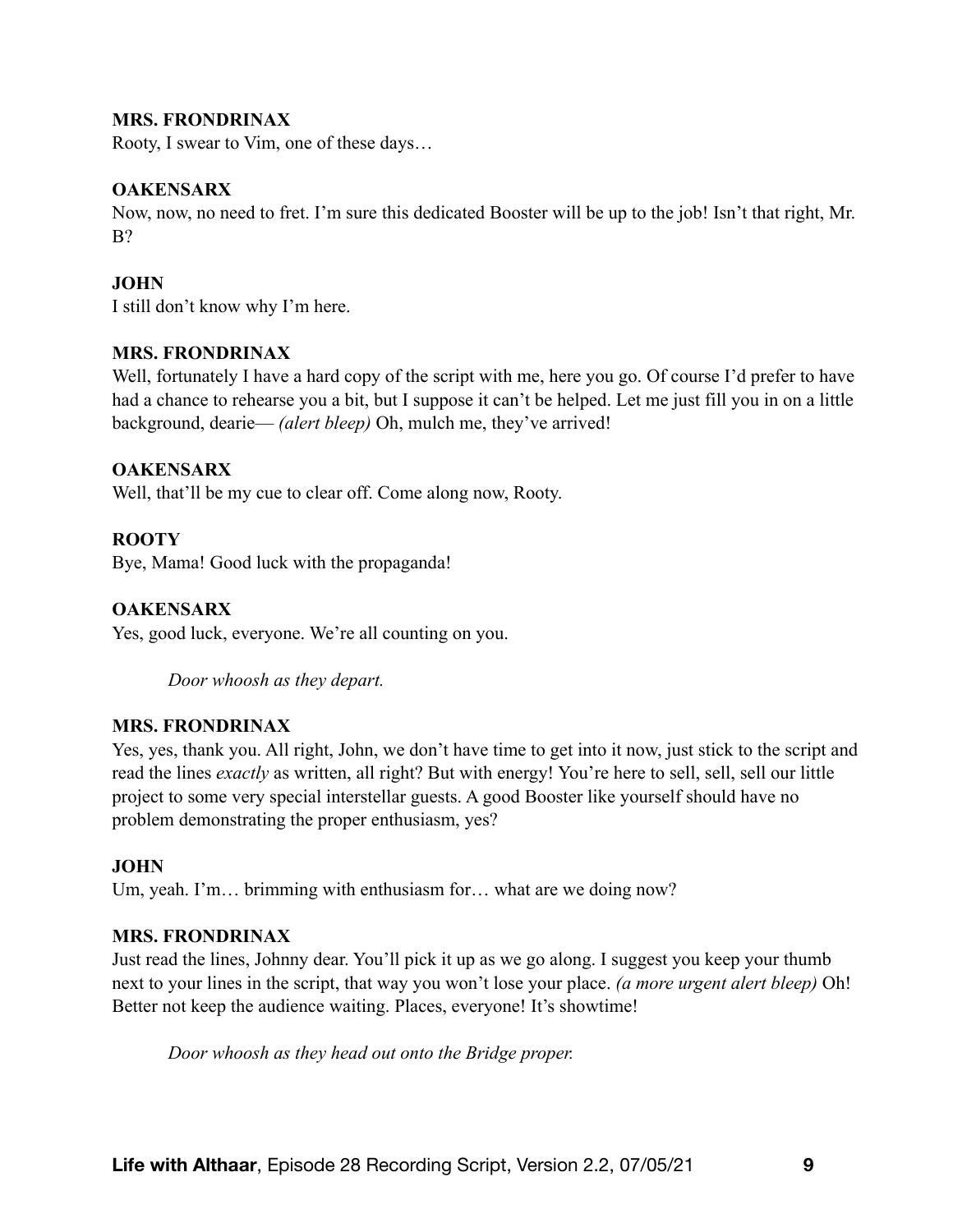**MRS. FRONDRINAX**
Rooty, I swear to Vim, one of these days…

**OAKENSARX**
Now, now, no need to fret. I'm sure this dedicated Booster will be up to the job! Isn't that right, Mr. B?

**JOHN**
I still don't know why I'm here.

**MRS. FRONDRINAX**
Well, fortunately I have a hard copy of the script with me, here you go. Of course I'd prefer to have had a chance to rehearse you a bit, but I suppose it can't be helped. Let me just fill you in on a little background, dearie— *(alert bleep)* Oh, mulch me, they've arrived!

**OAKENSARX**
Well, that'll be my cue to clear off. Come along now, Rooty.

**ROOTY**
Bye, Mama! Good luck with the propaganda!

**OAKENSARX**
Yes, good luck, everyone. We're all counting on you.

*Door whoosh as they depart.*

**MRS. FRONDRINAX**
Yes, yes, thank you. All right, John, we don't have time to get into it now, just stick to the script and read the lines *exactly* as written, all right? But with energy! You're here to sell, sell, sell our little project to some very special interstellar guests. A good Booster like yourself should have no problem demonstrating the proper enthusiasm, yes?

**JOHN**
Um, yeah. I'm… brimming with enthusiasm for… what are we doing now?

**MRS. FRONDRINAX**
Just read the lines, Johnny dear. You'll pick it up as we go along. I suggest you keep your thumb next to your lines in the script, that way you won't lose your place. *(a more urgent alert bleep)* Oh! Better not keep the audience waiting. Places, everyone! It's showtime!

*Door whoosh as they head out onto the Bridge proper.*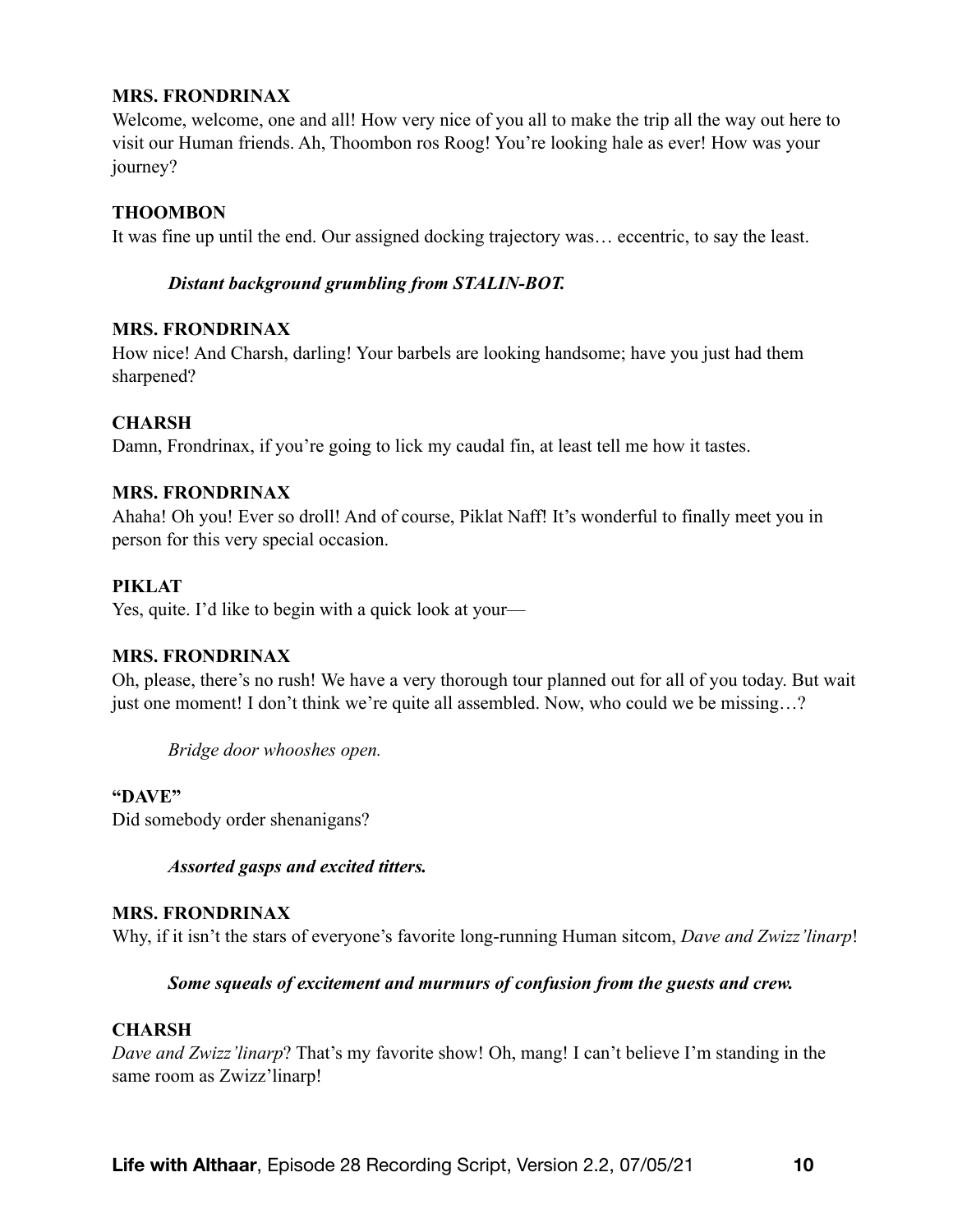**MRS. FRONDRINAX**
Welcome, welcome, one and all! How very nice of you all to make the trip all the way out here to visit our Human friends. Ah, Thoombon ros Roog! You're looking hale as ever! How was your journey?

**THOOMBON**
It was fine up until the end. Our assigned docking trajectory was… eccentric, to say the least.

> ***Distant background grumbling from STALIN-BOT.***

**MRS. FRONDRINAX**
How nice! And Charsh, darling! Your barbels are looking handsome; have you just had them sharpened?

**CHARSH**
Damn, Frondrinax, if you're going to lick my caudal fin, at least tell me how it tastes.

**MRS. FRONDRINAX**
Ahaha! Oh you! Ever so droll! And of course, Piklat Naff! It's wonderful to finally meet you in person for this very special occasion.

**PIKLAT**
Yes, quite. I'd like to begin with a quick look at your—

**MRS. FRONDRINAX**
Oh, please, there's no rush! We have a very thorough tour planned out for all of you today. But wait just one moment! I don't think we're quite all assembled. Now, who could we be missing…?

> *Bridge door whooshes open.*

**"DAVE"**
Did somebody order shenanigans?

> ***Assorted gasps and excited titters.***

**MRS. FRONDRINAX**
Why, if it isn't the stars of everyone's favorite long-running Human sitcom, *Dave and Zwizz'linarp*!

> ***Some squeals of excitement and murmurs of confusion from the guests and crew.***

**CHARSH**
*Dave and Zwizz'linarp*? That's my favorite show! Oh, mang! I can't believe I'm standing in the same room as Zwizz'linarp!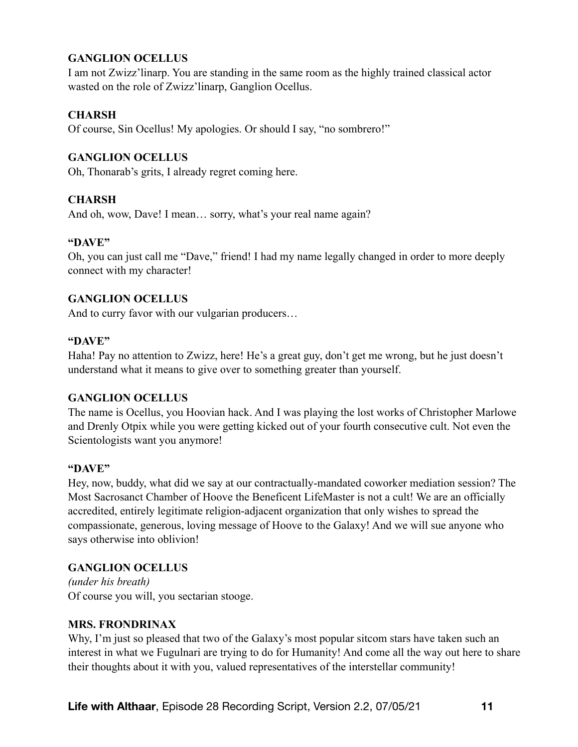**GANGLION OCELLUS**
I am not Zwizz'linarp. You are standing in the same room as the highly trained classical actor wasted on the role of Zwizz'linarp, Ganglion Ocellus.

**CHARSH**
Of course, Sin Ocellus! My apologies. Or should I say, "no sombrero!"

**GANGLION OCELLUS**
Oh, Thonarab's grits, I already regret coming here.

**CHARSH**
And oh, wow, Dave! I mean… sorry, what's your real name again?

**"DAVE"**
Oh, you can just call me "Dave," friend! I had my name legally changed in order to more deeply connect with my character!

**GANGLION OCELLUS**
And to curry favor with our vulgarian producers…

**"DAVE"**
Haha! Pay no attention to Zwizz, here! He's a great guy, don't get me wrong, but he just doesn't understand what it means to give over to something greater than yourself.

**GANGLION OCELLUS**
The name is Ocellus, you Hoovian hack. And I was playing the lost works of Christopher Marlowe and Drenly Otpix while you were getting kicked out of your fourth consecutive cult. Not even the Scientologists want you anymore!

**"DAVE"**
Hey, now, buddy, what did we say at our contractually-mandated coworker mediation session? The Most Sacrosanct Chamber of Hoove the Beneficent LifeMaster is not a cult! We are an officially accredited, entirely legitimate religion-adjacent organization that only wishes to spread the compassionate, generous, loving message of Hoove to the Galaxy! And we will sue anyone who says otherwise into oblivion!

**GANGLION OCELLUS**
*(under his breath)*
Of course you will, you sectarian stooge.

**MRS. FRONDRINAX**
Why, I'm just so pleased that two of the Galaxy's most popular sitcom stars have taken such an interest in what we Fugulnari are trying to do for Humanity! And come all the way out here to share their thoughts about it with you, valued representatives of the interstellar community!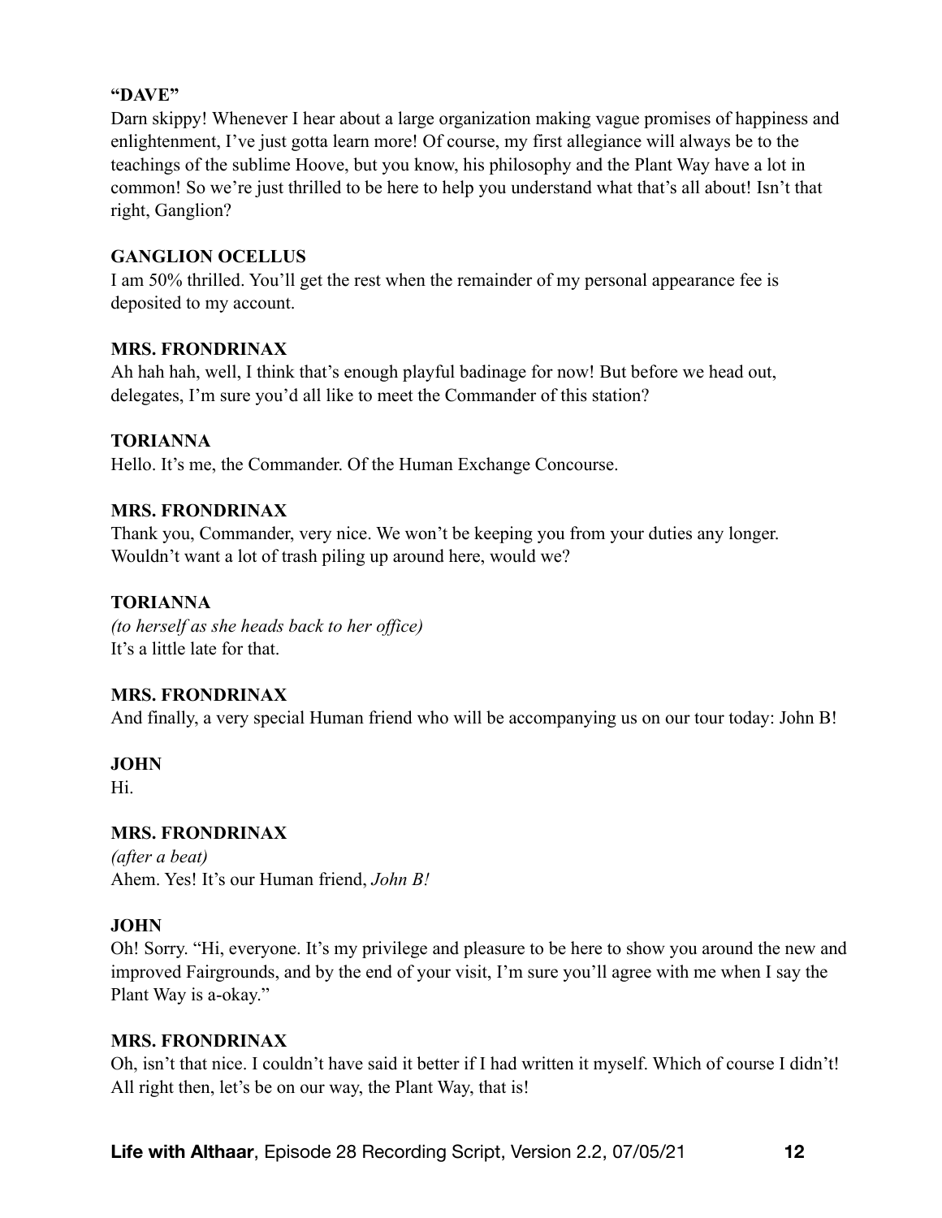**"DAVE"**

Darn skippy! Whenever I hear about a large organization making vague promises of happiness and enlightenment, I've just gotta learn more! Of course, my first allegiance will always be to the teachings of the sublime Hoove, but you know, his philosophy and the Plant Way have a lot in common! So we're just thrilled to be here to help you understand what that's all about! Isn't that right, Ganglion?

**GANGLION OCELLUS**

I am 50% thrilled. You'll get the rest when the remainder of my personal appearance fee is deposited to my account.

**MRS. FRONDRINAX**

Ah hah hah, well, I think that's enough playful badinage for now! But before we head out, delegates, I'm sure you'd all like to meet the Commander of this station?

**TORIANNA**

Hello. It's me, the Commander. Of the Human Exchange Concourse.

**MRS. FRONDRINAX**

Thank you, Commander, very nice. We won't be keeping you from your duties any longer. Wouldn't want a lot of trash piling up around here, would we?

**TORIANNA**

*(to herself as she heads back to her office)*
It's a little late for that.

**MRS. FRONDRINAX**

And finally, a very special Human friend who will be accompanying us on our tour today: John B!

**JOHN**

Hi.

**MRS. FRONDRINAX**

*(after a beat)*
Ahem. Yes! It's our Human friend, *John B!*

**JOHN**

Oh! Sorry. "Hi, everyone. It's my privilege and pleasure to be here to show you around the new and improved Fairgrounds, and by the end of your visit, I'm sure you'll agree with me when I say the Plant Way is a-okay."

**MRS. FRONDRINAX**

Oh, isn't that nice. I couldn't have said it better if I had written it myself. Which of course I didn't! All right then, let's be on our way, the Plant Way, that is!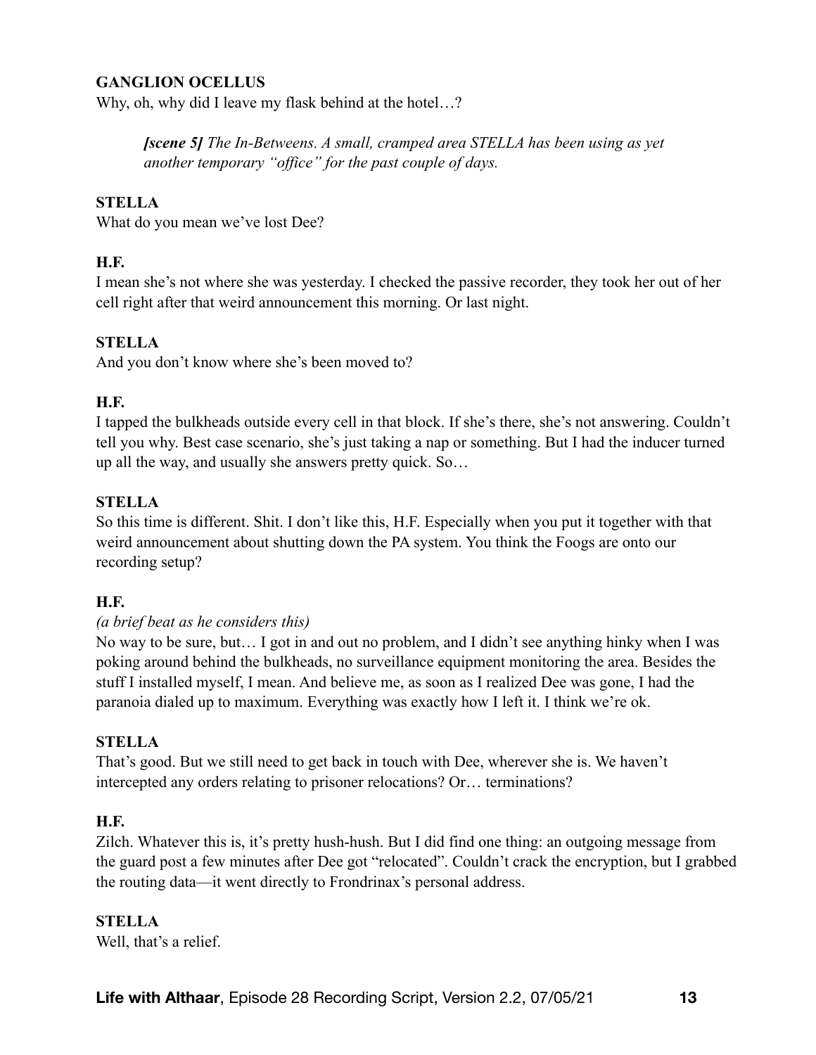**GANGLION OCELLUS**

Why, oh, why did I leave my flask behind at the hotel…?

> ***[scene 5]*** *The In-Betweens. A small, cramped area STELLA has been using as yet another temporary "office" for the past couple of days.*

**STELLA**

What do you mean we've lost Dee?

**H.F.**

I mean she's not where she was yesterday. I checked the passive recorder, they took her out of her cell right after that weird announcement this morning. Or last night.

**STELLA**

And you don't know where she's been moved to?

**H.F.**

I tapped the bulkheads outside every cell in that block. If she's there, she's not answering. Couldn't tell you why. Best case scenario, she's just taking a nap or something. But I had the inducer turned up all the way, and usually she answers pretty quick. So…

**STELLA**

So this time is different. Shit. I don't like this, H.F. Especially when you put it together with that weird announcement about shutting down the PA system. You think the Foogs are onto our recording setup?

**H.F.**

*(a brief beat as he considers this)*

No way to be sure, but… I got in and out no problem, and I didn't see anything hinky when I was poking around behind the bulkheads, no surveillance equipment monitoring the area. Besides the stuff I installed myself, I mean. And believe me, as soon as I realized Dee was gone, I had the paranoia dialed up to maximum. Everything was exactly how I left it. I think we're ok.

**STELLA**

That's good. But we still need to get back in touch with Dee, wherever she is. We haven't intercepted any orders relating to prisoner relocations? Or… terminations?

**H.F.**

Zilch. Whatever this is, it's pretty hush-hush. But I did find one thing: an outgoing message from the guard post a few minutes after Dee got "relocated". Couldn't crack the encryption, but I grabbed the routing data—it went directly to Frondrinax's personal address.

**STELLA**

Well, that's a relief.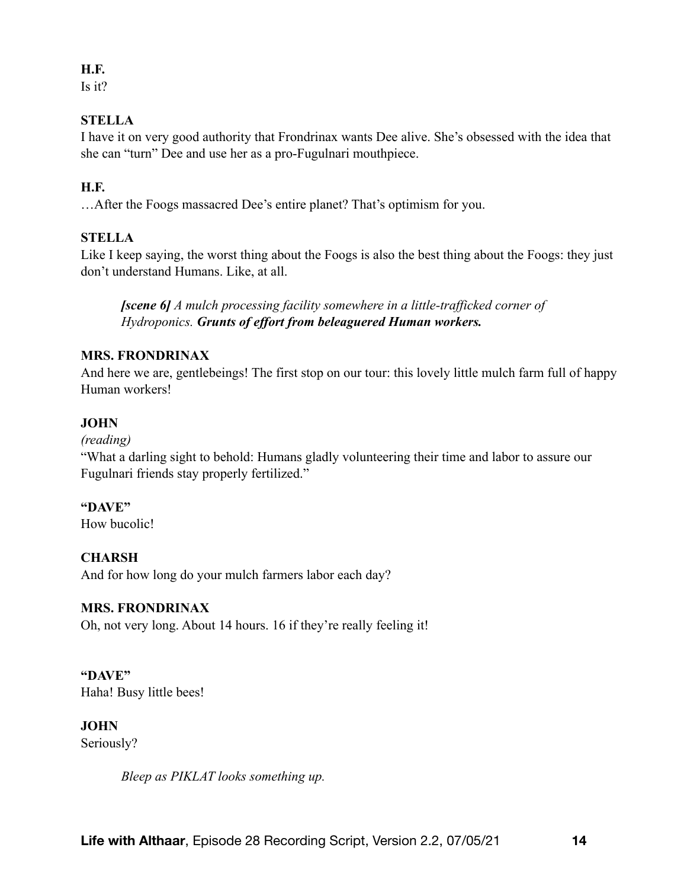**H.F.**
Is it?

**STELLA**
I have it on very good authority that Frondrinax wants Dee alive. She's obsessed with the idea that she can "turn" Dee and use her as a pro-Fugulnari mouthpiece.

**H.F.**
…After the Foogs massacred Dee's entire planet? That's optimism for you.

**STELLA**
Like I keep saying, the worst thing about the Foogs is also the best thing about the Foogs: they just don't understand Humans. Like, at all.

> ***[scene 6]*** *A mulch processing facility somewhere in a little-trafficked corner of Hydroponics.* ***Grunts of effort from beleaguered Human workers.***

**MRS. FRONDRINAX**
And here we are, gentlebeings! The first stop on our tour: this lovely little mulch farm full of happy Human workers!

**JOHN**
*(reading)*
"What a darling sight to behold: Humans gladly volunteering their time and labor to assure our Fugulnari friends stay properly fertilized."

**"DAVE"**
How bucolic!

**CHARSH**
And for how long do your mulch farmers labor each day?

**MRS. FRONDRINAX**
Oh, not very long. About 14 hours. 16 if they're really feeling it!

**"DAVE"**
Haha! Busy little bees!

**JOHN**
Seriously?

> *Bleep as PIKLAT looks something up.*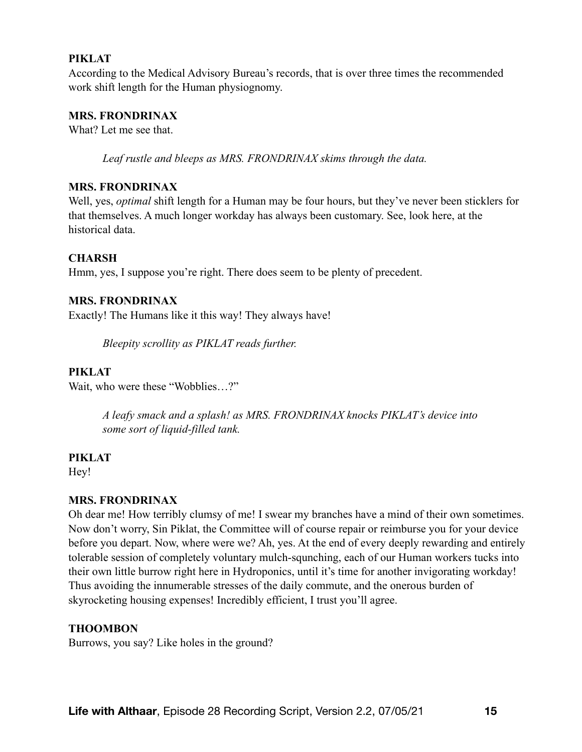**PIKLAT**

According to the Medical Advisory Bureau's records, that is over three times the recommended work shift length for the Human physiognomy.

**MRS. FRONDRINAX**

What? Let me see that.

> *Leaf rustle and bleeps as MRS. FRONDRINAX skims through the data.*

**MRS. FRONDRINAX**

Well, yes, *optimal* shift length for a Human may be four hours, but they've never been sticklers for that themselves. A much longer workday has always been customary. See, look here, at the historical data.

**CHARSH**

Hmm, yes, I suppose you're right. There does seem to be plenty of precedent.

**MRS. FRONDRINAX**

Exactly! The Humans like it this way! They always have!

> *Bleepity scrollity as PIKLAT reads further.*

**PIKLAT**

Wait, who were these "Wobblies…?"

> *A leafy smack and a splash! as MRS. FRONDRINAX knocks PIKLAT's device into some sort of liquid-filled tank.*

**PIKLAT**

Hey!

**MRS. FRONDRINAX**

Oh dear me! How terribly clumsy of me! I swear my branches have a mind of their own sometimes. Now don't worry, Sin Piklat, the Committee will of course repair or reimburse you for your device before you depart. Now, where were we? Ah, yes. At the end of every deeply rewarding and entirely tolerable session of completely voluntary mulch-squnching, each of our Human workers tucks into their own little burrow right here in Hydroponics, until it's time for another invigorating workday! Thus avoiding the innumerable stresses of the daily commute, and the onerous burden of skyrocketing housing expenses! Incredibly efficient, I trust you'll agree.

**THOOMBON**

Burrows, you say? Like holes in the ground?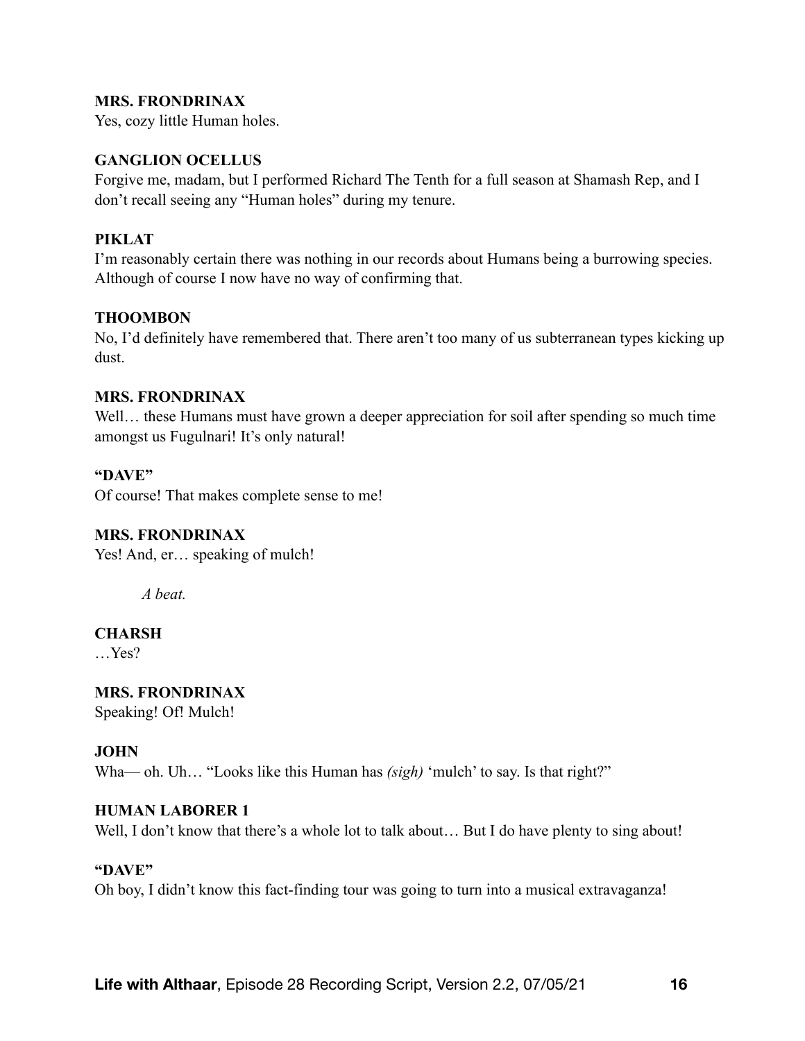**MRS. FRONDRINAX**
Yes, cozy little Human holes.

**GANGLION OCELLUS**
Forgive me, madam, but I performed Richard The Tenth for a full season at Shamash Rep, and I don't recall seeing any "Human holes" during my tenure.

**PIKLAT**
I'm reasonably certain there was nothing in our records about Humans being a burrowing species. Although of course I now have no way of confirming that.

**THOOMBON**
No, I'd definitely have remembered that. There aren't too many of us subterranean types kicking up dust.

**MRS. FRONDRINAX**
Well… these Humans must have grown a deeper appreciation for soil after spending so much time amongst us Fugulnari! It's only natural!

**"DAVE"**
Of course! That makes complete sense to me!

**MRS. FRONDRINAX**
Yes! And, er… speaking of mulch!

*A beat.*

**CHARSH**
…Yes?

**MRS. FRONDRINAX**
Speaking! Of! Mulch!

**JOHN**
Wha— oh. Uh… "Looks like this Human has *(sigh)* 'mulch' to say. Is that right?"

**HUMAN LABORER 1**
Well, I don't know that there's a whole lot to talk about… But I do have plenty to sing about!

**"DAVE"**
Oh boy, I didn't know this fact-finding tour was going to turn into a musical extravaganza!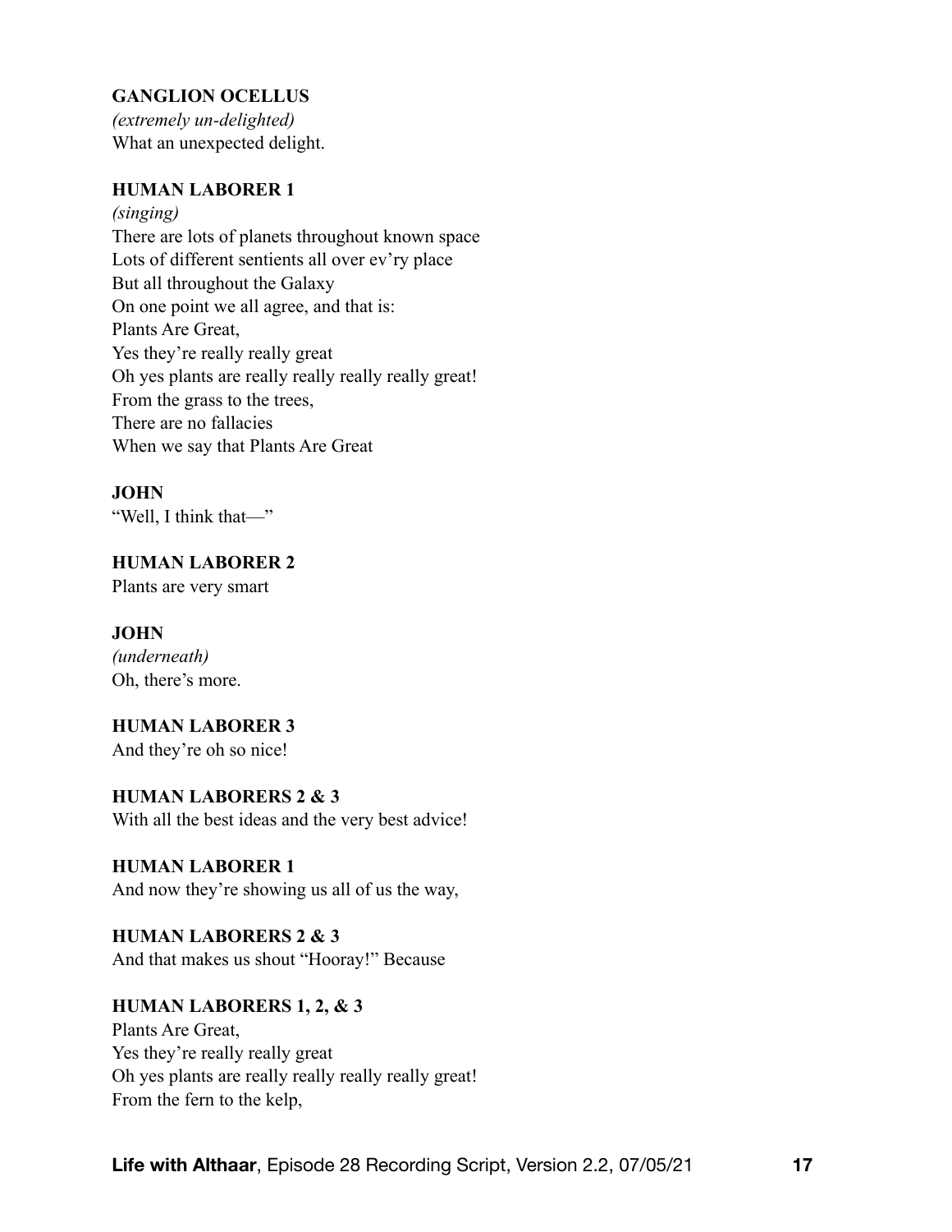**GANGLION OCELLUS**
*(extremely un-delighted)*
What an unexpected delight.

**HUMAN LABORER 1**
*(singing)*
There are lots of planets throughout known space
Lots of different sentients all over ev'ry place
But all throughout the Galaxy
On one point we all agree, and that is:
Plants Are Great,
Yes they're really really great
Oh yes plants are really really really really great!
From the grass to the trees,
There are no fallacies
When we say that Plants Are Great

**JOHN**
"Well, I think that—"

**HUMAN LABORER 2**
Plants are very smart

**JOHN**
*(underneath)*
Oh, there's more.

**HUMAN LABORER 3**
And they're oh so nice!

**HUMAN LABORERS 2 & 3**
With all the best ideas and the very best advice!

**HUMAN LABORER 1**
And now they're showing us all of us the way,

**HUMAN LABORERS 2 & 3**
And that makes us shout "Hooray!" Because

**HUMAN LABORERS 1, 2, & 3**
Plants Are Great,
Yes they're really really great
Oh yes plants are really really really really great!
From the fern to the kelp,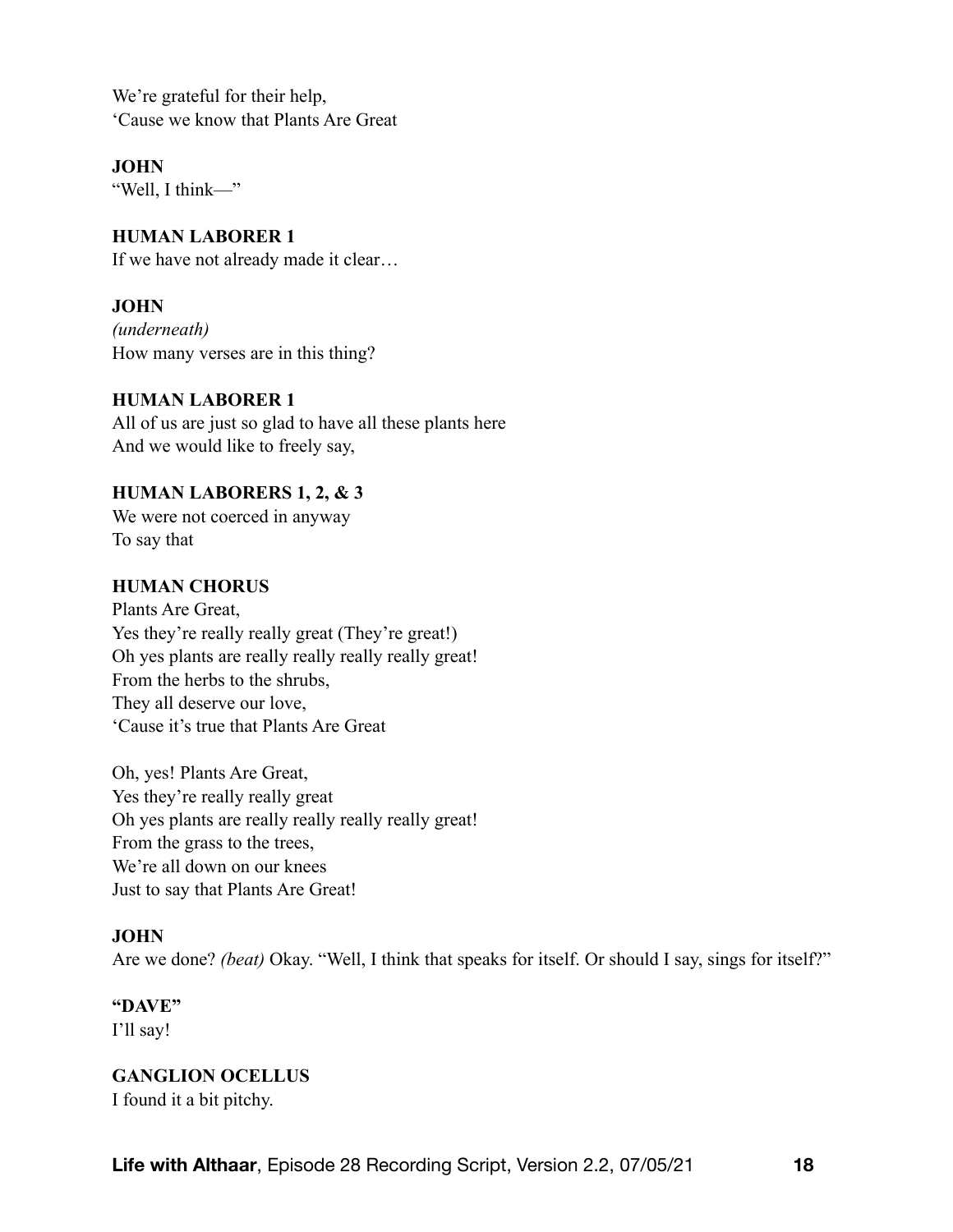We're grateful for their help,
'Cause we know that Plants Are Great

**JOHN**
"Well, I think—"

**HUMAN LABORER 1**
If we have not already made it clear…

**JOHN**
*(underneath)*
How many verses are in this thing?

**HUMAN LABORER 1**
All of us are just so glad to have all these plants here
And we would like to freely say,

**HUMAN LABORERS 1, 2, & 3**
We were not coerced in anyway
To say that

**HUMAN CHORUS**
Plants Are Great,
Yes they're really really great (They're great!)
Oh yes plants are really really really really great!
From the herbs to the shrubs,
They all deserve our love,
'Cause it's true that Plants Are Great

Oh, yes! Plants Are Great,
Yes they're really really great
Oh yes plants are really really really really great!
From the grass to the trees,
We're all down on our knees
Just to say that Plants Are Great!

**JOHN**
Are we done? *(beat)* Okay. "Well, I think that speaks for itself. Or should I say, sings for itself?"

**"DAVE"**
I'll say!

**GANGLION OCELLUS**
I found it a bit pitchy.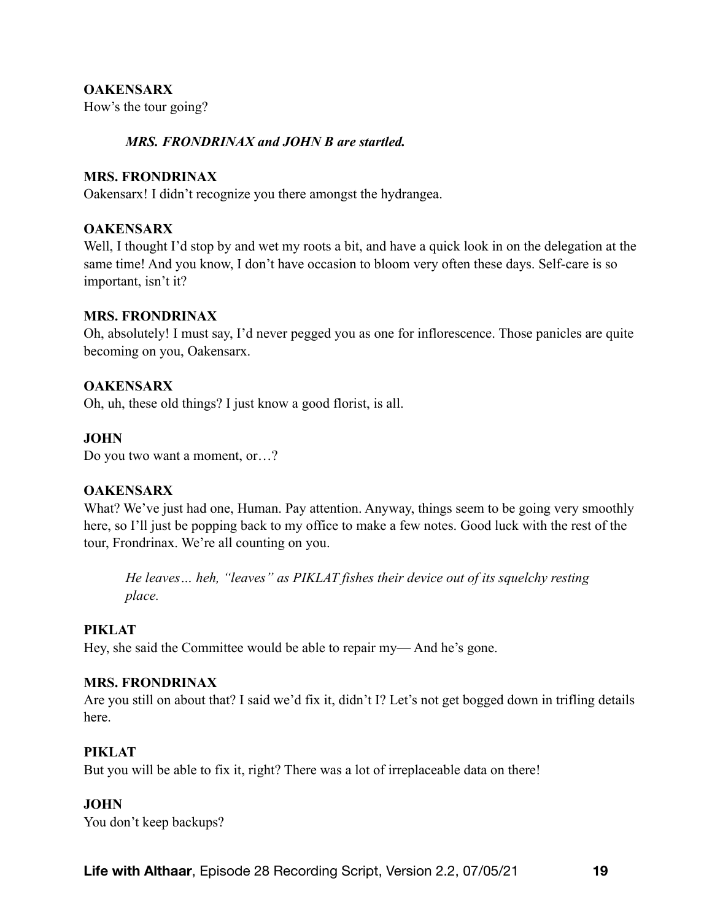**OAKENSARX**
How's the tour going?

> ***MRS. FRONDRINAX and JOHN B are startled.***

**MRS. FRONDRINAX**
Oakensarx! I didn't recognize you there amongst the hydrangea.

**OAKENSARX**
Well, I thought I'd stop by and wet my roots a bit, and have a quick look in on the delegation at the same time! And you know, I don't have occasion to bloom very often these days. Self-care is so important, isn't it?

**MRS. FRONDRINAX**
Oh, absolutely! I must say, I'd never pegged you as one for inflorescence. Those panicles are quite becoming on you, Oakensarx.

**OAKENSARX**
Oh, uh, these old things? I just know a good florist, is all.

**JOHN**
Do you two want a moment, or…?

**OAKENSARX**
What? We've just had one, Human. Pay attention. Anyway, things seem to be going very smoothly here, so I'll just be popping back to my office to make a few notes. Good luck with the rest of the tour, Frondrinax. We're all counting on you.

> *He leaves… heh, "leaves" as PIKLAT fishes their device out of its squelchy resting place.*

**PIKLAT**
Hey, she said the Committee would be able to repair my— And he's gone.

**MRS. FRONDRINAX**
Are you still on about that? I said we'd fix it, didn't I? Let's not get bogged down in trifling details here.

**PIKLAT**
But you will be able to fix it, right? There was a lot of irreplaceable data on there!

**JOHN**
You don't keep backups?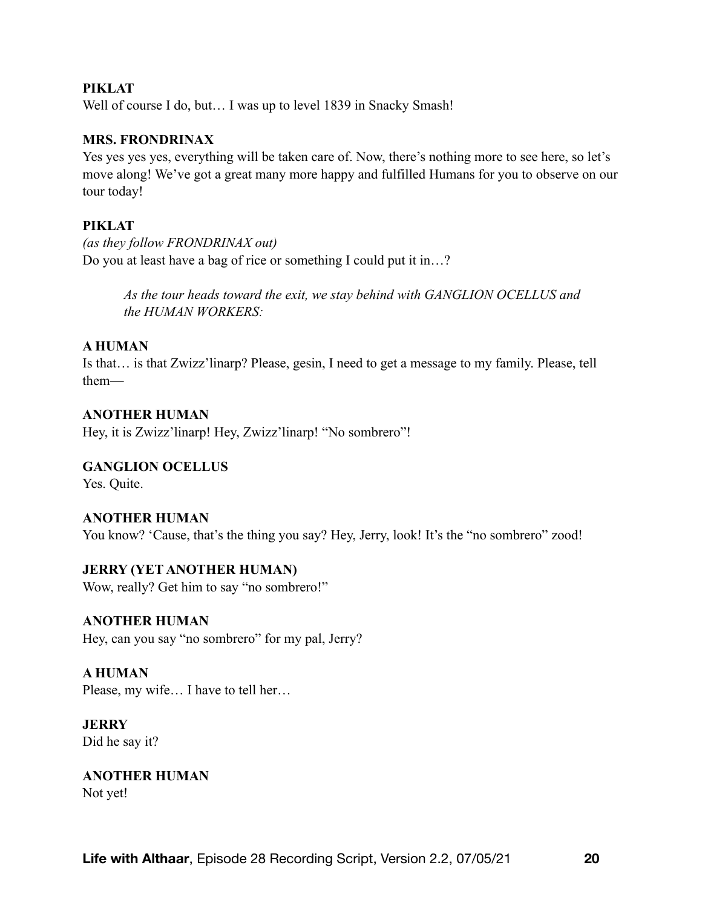**PIKLAT**

Well of course I do, but… I was up to level 1839 in Snacky Smash!

**MRS. FRONDRINAX**

Yes yes yes yes, everything will be taken care of. Now, there's nothing more to see here, so let's move along! We've got a great many more happy and fulfilled Humans for you to observe on our tour today!

**PIKLAT**

*(as they follow FRONDRINAX out)*

Do you at least have a bag of rice or something I could put it in…?

> *As the tour heads toward the exit, we stay behind with GANGLION OCELLUS and the HUMAN WORKERS:*

**A HUMAN**

Is that… is that Zwizz'linarp? Please, gesin, I need to get a message to my family. Please, tell them—

**ANOTHER HUMAN**

Hey, it is Zwizz'linarp! Hey, Zwizz'linarp! "No sombrero"!

**GANGLION OCELLUS**

Yes. Quite.

**ANOTHER HUMAN**

You know? 'Cause, that's the thing you say? Hey, Jerry, look! It's the "no sombrero" zood!

**JERRY (YET ANOTHER HUMAN)**

Wow, really? Get him to say "no sombrero!"

**ANOTHER HUMAN**

Hey, can you say "no sombrero" for my pal, Jerry?

**A HUMAN**

Please, my wife… I have to tell her…

**JERRY**

Did he say it?

**ANOTHER HUMAN**

Not yet!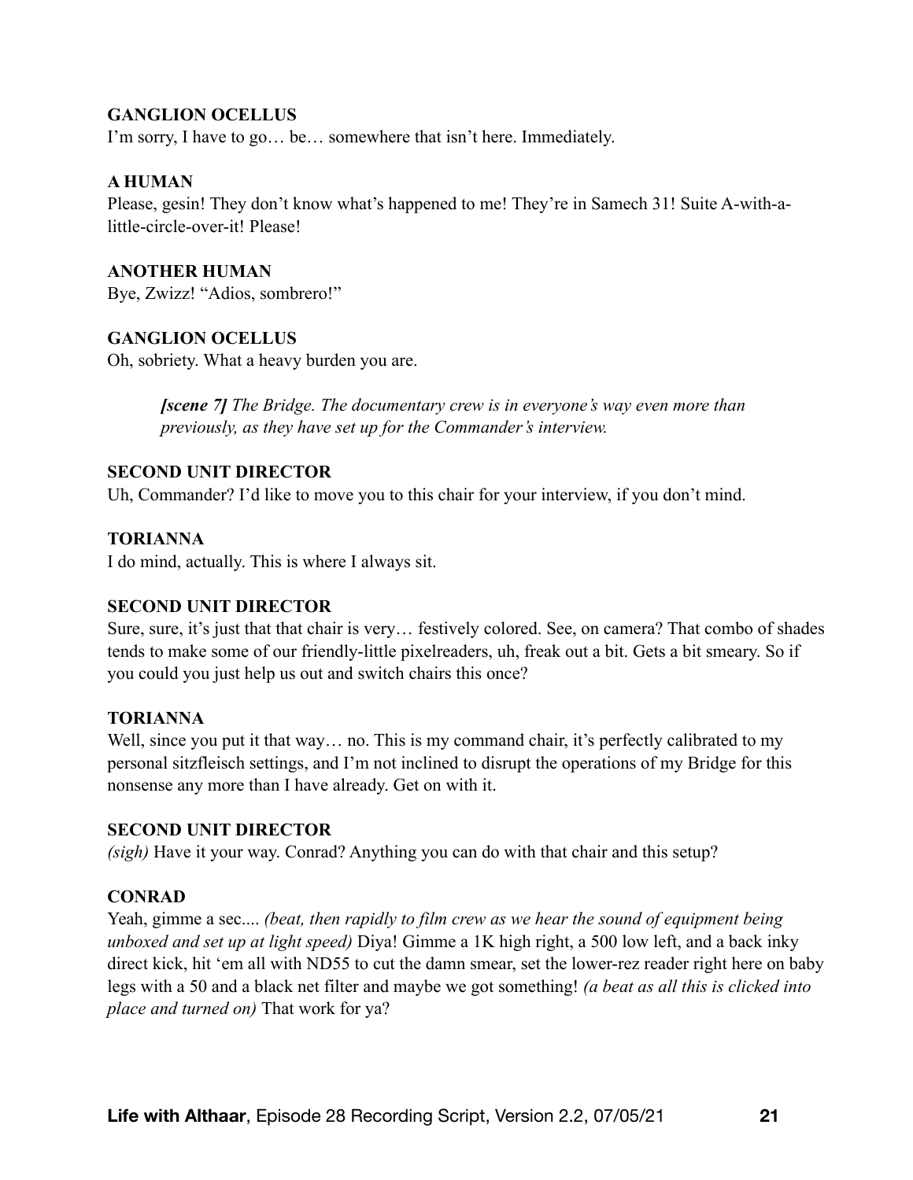**GANGLION OCELLUS**
I'm sorry, I have to go… be… somewhere that isn't here. Immediately.

**A HUMAN**
Please, gesin! They don't know what's happened to me! They're in Samech 31! Suite A-with-a-little-circle-over-it! Please!

**ANOTHER HUMAN**
Bye, Zwizz! "Adios, sombrero!"

**GANGLION OCELLUS**
Oh, sobriety. What a heavy burden you are.

> ***[scene 7]*** *The Bridge. The documentary crew is in everyone's way even more than previously, as they have set up for the Commander's interview.*

**SECOND UNIT DIRECTOR**
Uh, Commander? I'd like to move you to this chair for your interview, if you don't mind.

**TORIANNA**
I do mind, actually. This is where I always sit.

**SECOND UNIT DIRECTOR**
Sure, sure, it's just that that chair is very… festively colored. See, on camera? That combo of shades tends to make some of our friendly-little pixelreaders, uh, freak out a bit. Gets a bit smeary. So if you could you just help us out and switch chairs this once?

**TORIANNA**
Well, since you put it that way… no. This is my command chair, it's perfectly calibrated to my personal sitzfleisch settings, and I'm not inclined to disrupt the operations of my Bridge for this nonsense any more than I have already. Get on with it.

**SECOND UNIT DIRECTOR**
*(sigh)* Have it your way. Conrad? Anything you can do with that chair and this setup?

**CONRAD**
Yeah, gimme a sec.... *(beat, then rapidly to film crew as we hear the sound of equipment being unboxed and set up at light speed)* Diya! Gimme a 1K high right, a 500 low left, and a back inky direct kick, hit 'em all with ND55 to cut the damn smear, set the lower-rez reader right here on baby legs with a 50 and a black net filter and maybe we got something! *(a beat as all this is clicked into place and turned on)* That work for ya?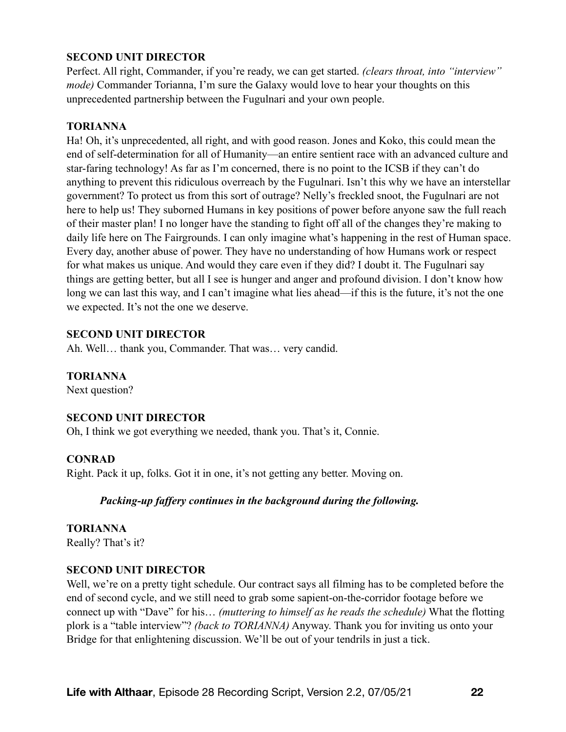**SECOND UNIT DIRECTOR**

Perfect. All right, Commander, if you're ready, we can get started. *(clears throat, into "interview" mode)* Commander Torianna, I'm sure the Galaxy would love to hear your thoughts on this unprecedented partnership between the Fugulnari and your own people.

**TORIANNA**

Ha! Oh, it's unprecedented, all right, and with good reason. Jones and Koko, this could mean the end of self-determination for all of Humanity—an entire sentient race with an advanced culture and star-faring technology! As far as I'm concerned, there is no point to the ICSB if they can't do anything to prevent this ridiculous overreach by the Fugulnari. Isn't this why we have an interstellar government? To protect us from this sort of outrage? Nelly's freckled snoot, the Fugulnari are not here to help us! They suborned Humans in key positions of power before anyone saw the full reach of their master plan! I no longer have the standing to fight off all of the changes they're making to daily life here on The Fairgrounds. I can only imagine what's happening in the rest of Human space. Every day, another abuse of power. They have no understanding of how Humans work or respect for what makes us unique. And would they care even if they did? I doubt it. The Fugulnari say things are getting better, but all I see is hunger and anger and profound division. I don't know how long we can last this way, and I can't imagine what lies ahead—if this is the future, it's not the one we expected. It's not the one we deserve.

**SECOND UNIT DIRECTOR**

Ah. Well… thank you, Commander. That was… very candid.

**TORIANNA**

Next question?

**SECOND UNIT DIRECTOR**

Oh, I think we got everything we needed, thank you. That's it, Connie.

**CONRAD**

Right. Pack it up, folks. Got it in one, it's not getting any better. Moving on.

***Packing-up faffery continues in the background during the following.***

**TORIANNA**

Really? That's it?

**SECOND UNIT DIRECTOR**

Well, we're on a pretty tight schedule. Our contract says all filming has to be completed before the end of second cycle, and we still need to grab some sapient-on-the-corridor footage before we connect up with "Dave" for his… *(muttering to himself as he reads the schedule)* What the flotting plork is a "table interview"? *(back to TORIANNA)* Anyway. Thank you for inviting us onto your Bridge for that enlightening discussion. We'll be out of your tendrils in just a tick.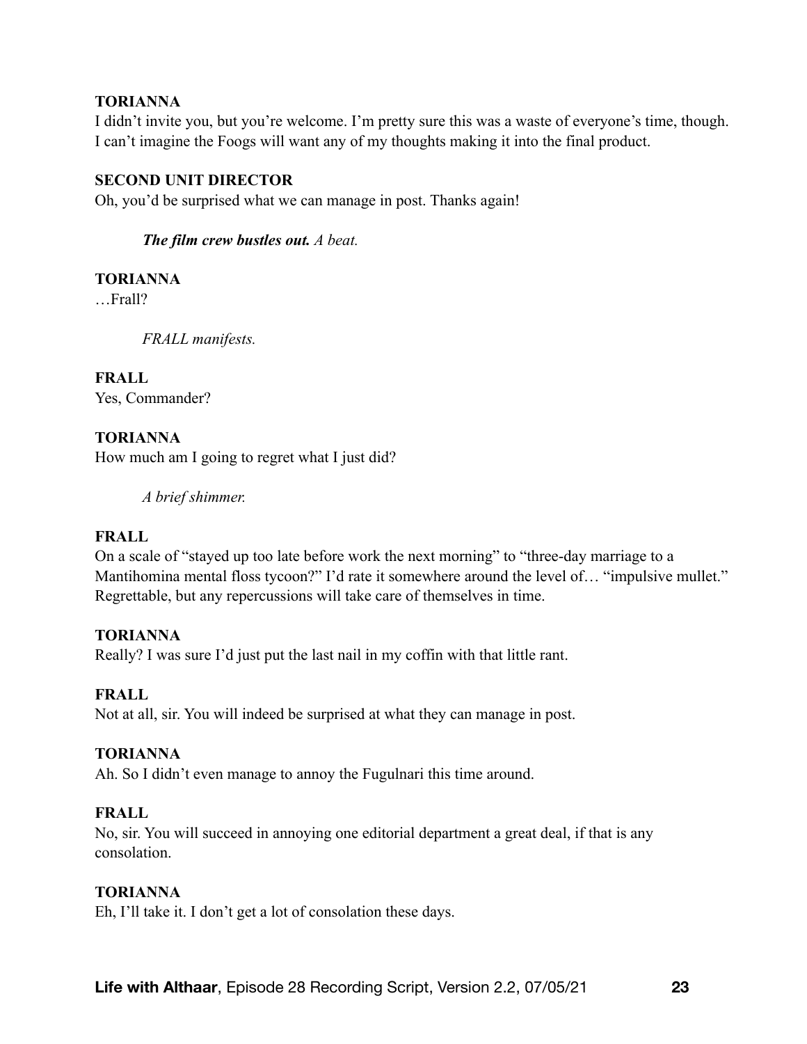**TORIANNA**
I didn't invite you, but you're welcome. I'm pretty sure this was a waste of everyone's time, though. I can't imagine the Foogs will want any of my thoughts making it into the final product.

**SECOND UNIT DIRECTOR**
Oh, you'd be surprised what we can manage in post. Thanks again!

*The film crew bustles out.* *A beat.*

**TORIANNA**
…Frall?

*FRALL manifests.*

**FRALL**
Yes, Commander?

**TORIANNA**
How much am I going to regret what I just did?

*A brief shimmer.*

**FRALL**
On a scale of "stayed up too late before work the next morning" to "three-day marriage to a Mantihomina mental floss tycoon?" I'd rate it somewhere around the level of… "impulsive mullet." Regrettable, but any repercussions will take care of themselves in time.

**TORIANNA**
Really? I was sure I'd just put the last nail in my coffin with that little rant.

**FRALL**
Not at all, sir. You will indeed be surprised at what they can manage in post.

**TORIANNA**
Ah. So I didn't even manage to annoy the Fugulnari this time around.

**FRALL**
No, sir. You will succeed in annoying one editorial department a great deal, if that is any consolation.

**TORIANNA**
Eh, I'll take it. I don't get a lot of consolation these days.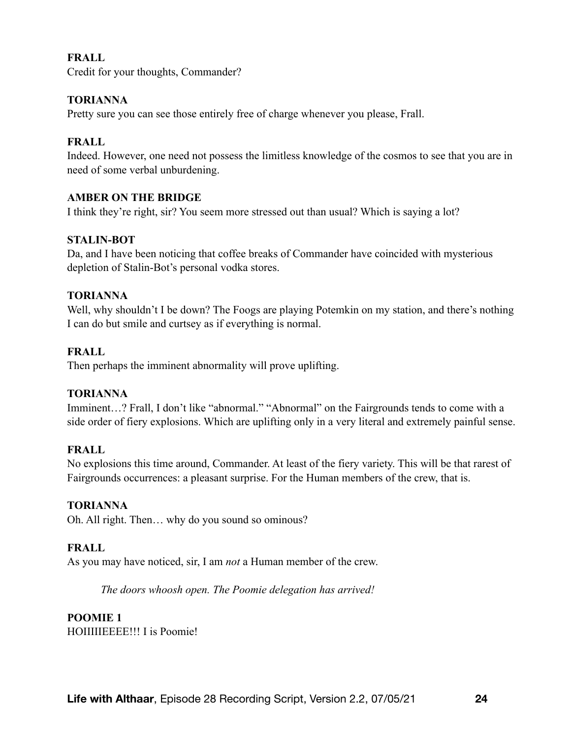**FRALL**
Credit for your thoughts, Commander?

**TORIANNA**
Pretty sure you can see those entirely free of charge whenever you please, Frall.

**FRALL**
Indeed. However, one need not possess the limitless knowledge of the cosmos to see that you are in need of some verbal unburdening.

**AMBER ON THE BRIDGE**
I think they're right, sir? You seem more stressed out than usual? Which is saying a lot?

**STALIN-BOT**
Da, and I have been noticing that coffee breaks of Commander have coincided with mysterious depletion of Stalin-Bot's personal vodka stores.

**TORIANNA**
Well, why shouldn't I be down? The Foogs are playing Potemkin on my station, and there's nothing I can do but smile and curtsey as if everything is normal.

**FRALL**
Then perhaps the imminent abnormality will prove uplifting.

**TORIANNA**
Imminent…? Frall, I don't like "abnormal." "Abnormal" on the Fairgrounds tends to come with a side order of fiery explosions. Which are uplifting only in a very literal and extremely painful sense.

**FRALL**
No explosions this time around, Commander. At least of the fiery variety. This will be that rarest of Fairgrounds occurrences: a pleasant surprise. For the Human members of the crew, that is.

**TORIANNA**
Oh. All right. Then… why do you sound so ominous?

**FRALL**
As you may have noticed, sir, I am *not* a Human member of the crew.

*The doors whoosh open. The Poomie delegation has arrived!*

**POOMIE 1**
HOIIIIIEEEE!!! I is Poomie!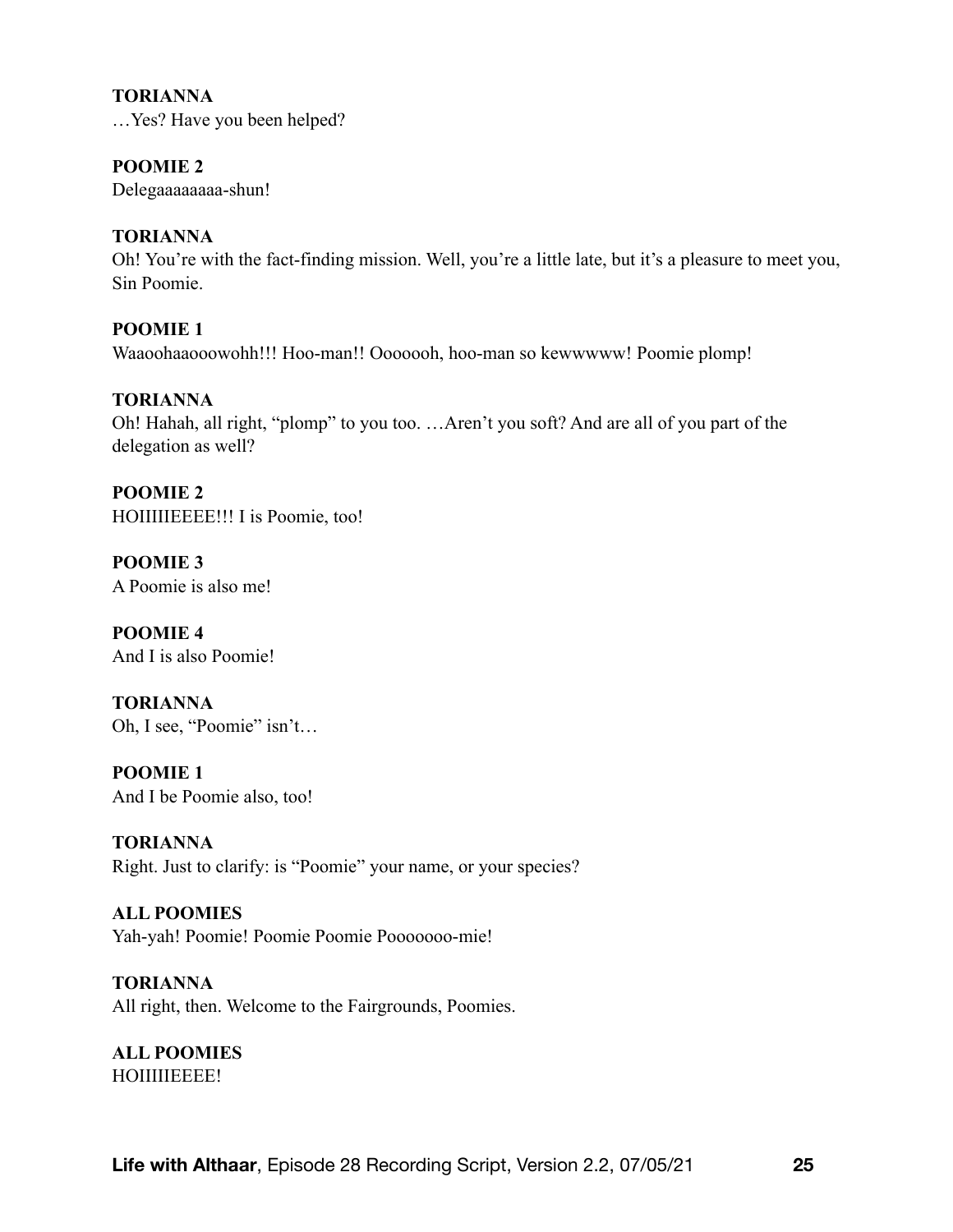**TORIANNA**
…Yes? Have you been helped?

**POOMIE 2**
Delegaaaaaaaa-shun!

**TORIANNA**
Oh! You're with the fact-finding mission. Well, you're a little late, but it's a pleasure to meet you, Sin Poomie.

**POOMIE 1**
Waaoohaaooowohh!!! Hoo-man!! Ooooooh, hoo-man so kewwwww! Poomie plomp!

**TORIANNA**
Oh! Hahah, all right, "plomp" to you too. …Aren't you soft? And are all of you part of the delegation as well?

**POOMIE 2**
HOIIIIIEEEE!!! I is Poomie, too!

**POOMIE 3**
A Poomie is also me!

**POOMIE 4**
And I is also Poomie!

**TORIANNA**
Oh, I see, "Poomie" isn't…

**POOMIE 1**
And I be Poomie also, too!

**TORIANNA**
Right. Just to clarify: is "Poomie" your name, or your species?

**ALL POOMIES**
Yah-yah! Poomie! Poomie Poomie Pooooooo-mie!

**TORIANNA**
All right, then. Welcome to the Fairgrounds, Poomies.

**ALL POOMIES**
HOIIIIIEEEE!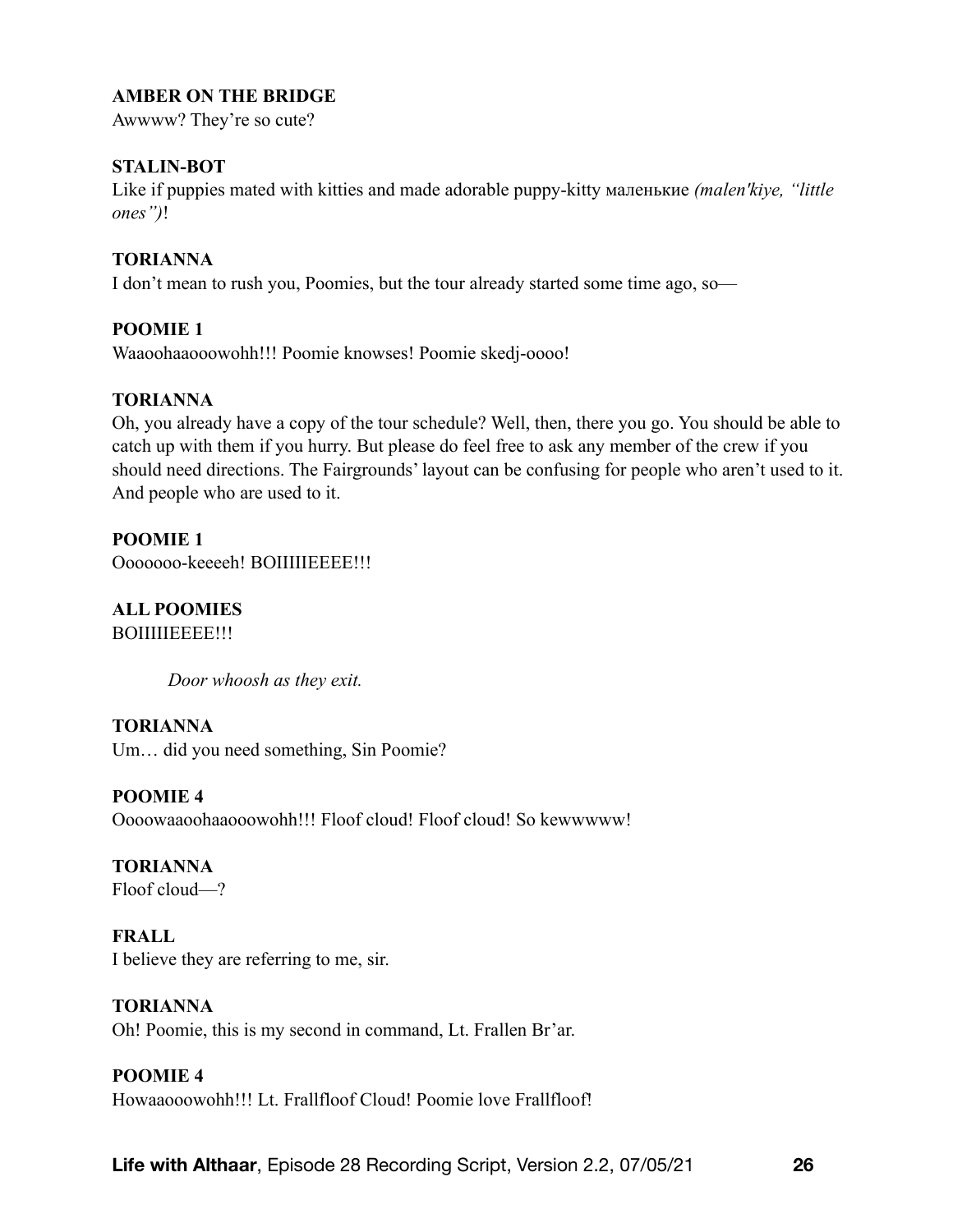**AMBER ON THE BRIDGE**
Awwww? They're so cute?

**STALIN-BOT**
Like if puppies mated with kitties and made adorable puppy-kitty маленькие *(malen'kiye, "little ones")*!

**TORIANNA**
I don't mean to rush you, Poomies, but the tour already started some time ago, so—

**POOMIE 1**
Waaoohaaooowohh!!! Poomie knowses! Poomie skedj-oooo!

**TORIANNA**
Oh, you already have a copy of the tour schedule? Well, then, there you go. You should be able to catch up with them if you hurry. But please do feel free to ask any member of the crew if you should need directions. The Fairgrounds' layout can be confusing for people who aren't used to it. And people who are used to it.

**POOMIE 1**
Ooooooo-keeeeh! BOIIIIIEEEE!!!

**ALL POOMIES**
BOIIIIIEEEE!!!

*Door whoosh as they exit.*

**TORIANNA**
Um… did you need something, Sin Poomie?

**POOMIE 4**
Oooowaaoohaaooowohh!!! Floof cloud! Floof cloud! So kewwwww!

**TORIANNA**
Floof cloud—?

**FRALL**
I believe they are referring to me, sir.

**TORIANNA**
Oh! Poomie, this is my second in command, Lt. Frallen Br'ar.

**POOMIE 4**
Howaaooowohh!!! Lt. Frallfloof Cloud! Poomie love Frallfloof!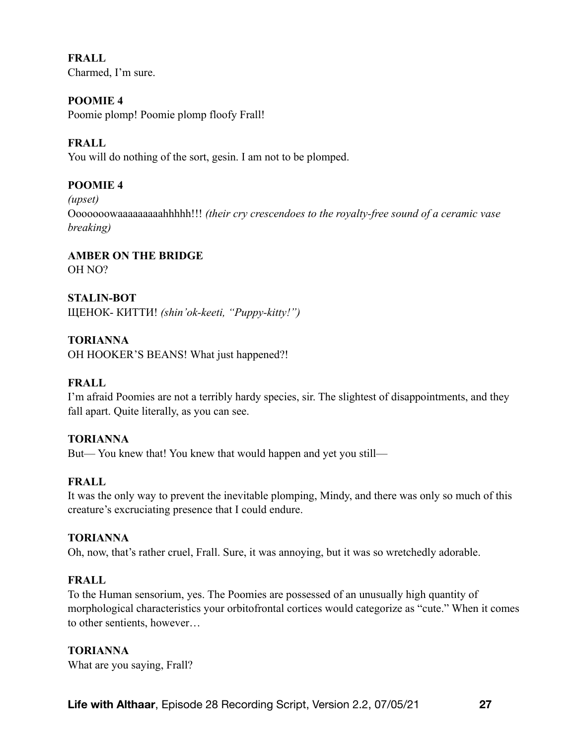**FRALL**
Charmed, I'm sure.

**POOMIE 4**
Poomie plomp! Poomie plomp floofy Frall!

**FRALL**
You will do nothing of the sort, gesin. I am not to be plomped.

**POOMIE 4**
*(upset)*
Oooooowaaaaaaaaahhhhh!!! *(their cry crescendoes to the royalty-free sound of a ceramic vase breaking)*

**AMBER ON THE BRIDGE**
OH NO?

**STALIN-BOT**
ЩЕНОК- КИТТИ! *(shin'ok-keeti, "Puppy-kitty!")*

**TORIANNA**
OH HOOKER'S BEANS! What just happened?!

**FRALL**
I'm afraid Poomies are not a terribly hardy species, sir. The slightest of disappointments, and they fall apart. Quite literally, as you can see.

**TORIANNA**
But— You knew that! You knew that would happen and yet you still—

**FRALL**
It was the only way to prevent the inevitable plomping, Mindy, and there was only so much of this creature's excruciating presence that I could endure.

**TORIANNA**
Oh, now, that's rather cruel, Frall. Sure, it was annoying, but it was so wretchedly adorable.

**FRALL**
To the Human sensorium, yes. The Poomies are possessed of an unusually high quantity of morphological characteristics your orbitofrontal cortices would categorize as "cute." When it comes to other sentients, however…

**TORIANNA**
What are you saying, Frall?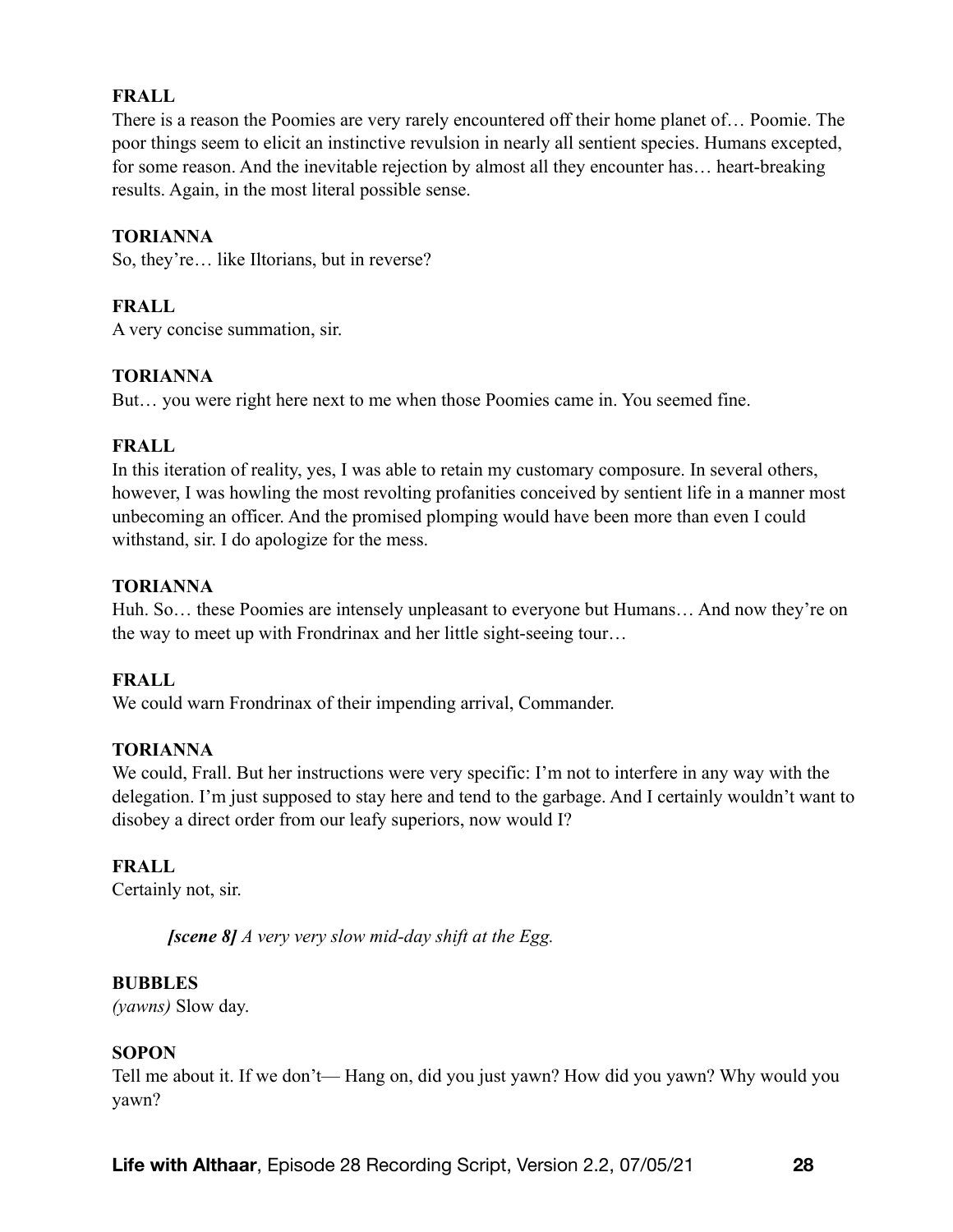**FRALL**

There is a reason the Poomies are very rarely encountered off their home planet of… Poomie. The poor things seem to elicit an instinctive revulsion in nearly all sentient species. Humans excepted, for some reason. And the inevitable rejection by almost all they encounter has… heart-breaking results. Again, in the most literal possible sense.

**TORIANNA**

So, they're… like Iltorians, but in reverse?

**FRALL**

A very concise summation, sir.

**TORIANNA**

But… you were right here next to me when those Poomies came in. You seemed fine.

**FRALL**

In this iteration of reality, yes, I was able to retain my customary composure. In several others, however, I was howling the most revolting profanities conceived by sentient life in a manner most unbecoming an officer. And the promised plomping would have been more than even I could withstand, sir. I do apologize for the mess.

**TORIANNA**

Huh. So… these Poomies are intensely unpleasant to everyone but Humans… And now they're on the way to meet up with Frondrinax and her little sight-seeing tour…

**FRALL**

We could warn Frondrinax of their impending arrival, Commander.

**TORIANNA**

We could, Frall. But her instructions were very specific: I'm not to interfere in any way with the delegation. I'm just supposed to stay here and tend to the garbage. And I certainly wouldn't want to disobey a direct order from our leafy superiors, now would I?

**FRALL**

Certainly not, sir.

> ***[scene 8]*** *A very very slow mid-day shift at the Egg.*

**BUBBLES**

*(yawns)* Slow day.

**SOPON**

Tell me about it. If we don't— Hang on, did you just yawn? How did you yawn? Why would you yawn?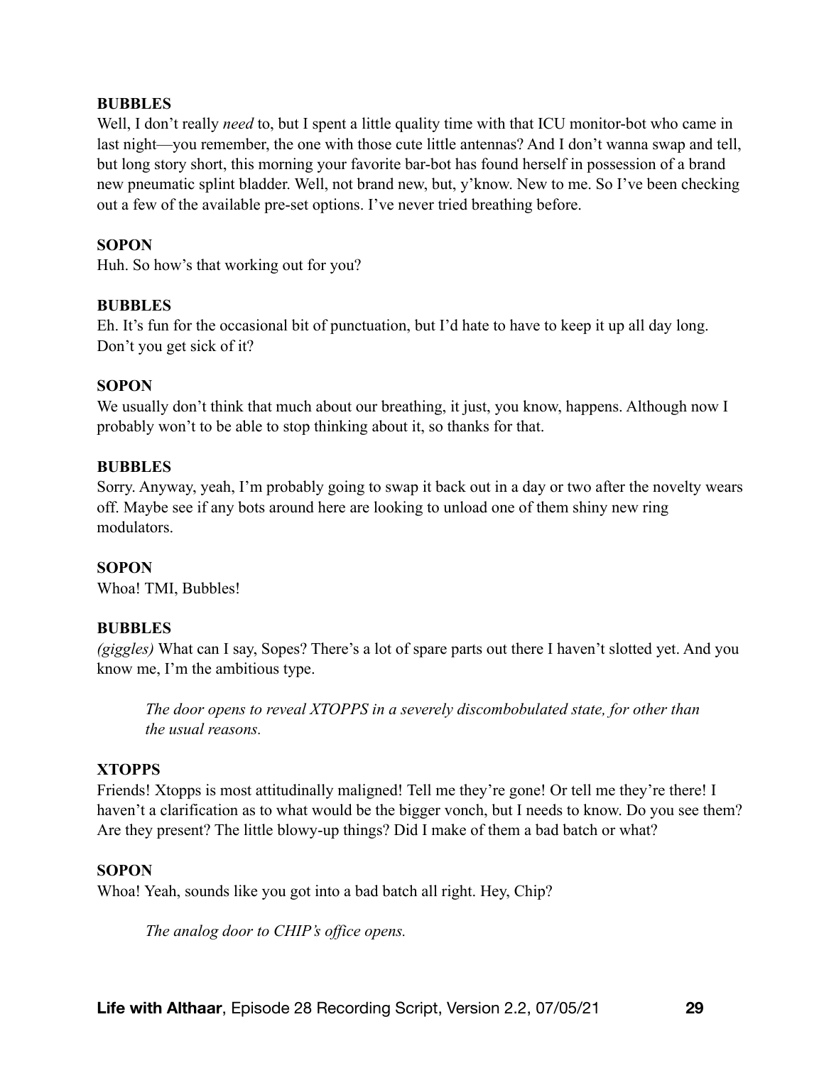**BUBBLES**
Well, I don't really *need* to, but I spent a little quality time with that ICU monitor-bot who came in last night—you remember, the one with those cute little antennas? And I don't wanna swap and tell, but long story short, this morning your favorite bar-bot has found herself in possession of a brand new pneumatic splint bladder. Well, not brand new, but, y'know. New to me. So I've been checking out a few of the available pre-set options. I've never tried breathing before.

**SOPON**
Huh. So how's that working out for you?

**BUBBLES**
Eh. It's fun for the occasional bit of punctuation, but I'd hate to have to keep it up all day long. Don't you get sick of it?

**SOPON**
We usually don't think that much about our breathing, it just, you know, happens. Although now I probably won't to be able to stop thinking about it, so thanks for that.

**BUBBLES**
Sorry. Anyway, yeah, I'm probably going to swap it back out in a day or two after the novelty wears off. Maybe see if any bots around here are looking to unload one of them shiny new ring modulators.

**SOPON**
Whoa! TMI, Bubbles!

**BUBBLES**
*(giggles)* What can I say, Sopes? There's a lot of spare parts out there I haven't slotted yet. And you know me, I'm the ambitious type.

> *The door opens to reveal XTOPPS in a severely discombobulated state, for other than the usual reasons.*

**XTOPPS**
Friends! Xtopps is most attitudinally maligned! Tell me they're gone! Or tell me they're there! I haven't a clarification as to what would be the bigger vonch, but I needs to know. Do you see them? Are they present? The little blowy-up things? Did I make of them a bad batch or what?

**SOPON**
Whoa! Yeah, sounds like you got into a bad batch all right. Hey, Chip?

> *The analog door to CHIP's office opens.*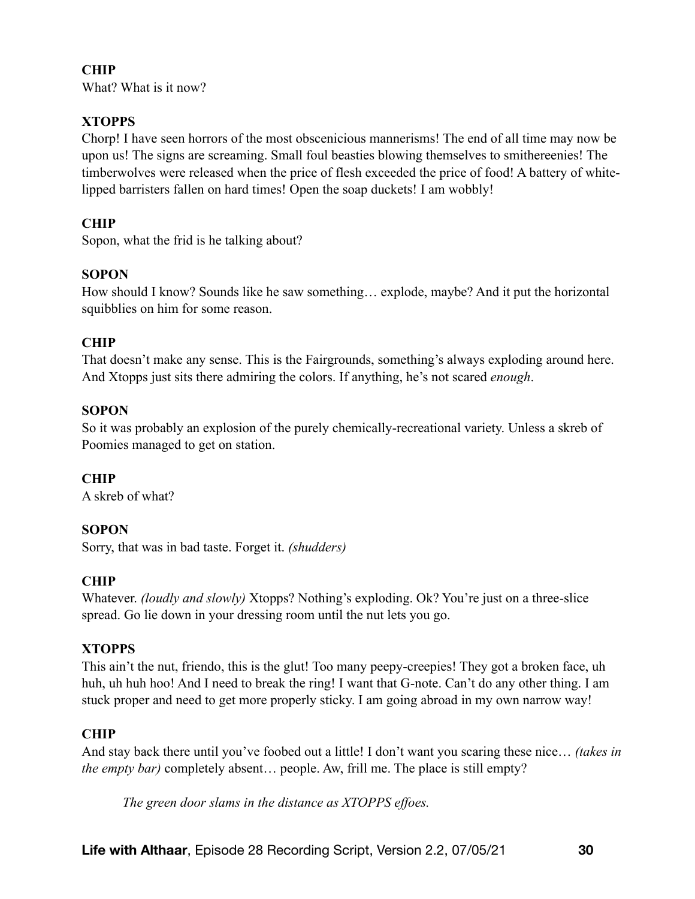**CHIP**
What? What is it now?

**XTOPPS**
Chorp! I have seen horrors of the most obscenicious mannerisms! The end of all time may now be upon us! The signs are screaming. Small foul beasties blowing themselves to smithereenies! The timberwolves were released when the price of flesh exceeded the price of food! A battery of white-lipped barristers fallen on hard times! Open the soap duckets! I am wobbly!

**CHIP**
Sopon, what the frid is he talking about?

**SOPON**
How should I know? Sounds like he saw something… explode, maybe? And it put the horizontal squibblies on him for some reason.

**CHIP**
That doesn't make any sense. This is the Fairgrounds, something's always exploding around here. And Xtopps just sits there admiring the colors. If anything, he's not scared *enough*.

**SOPON**
So it was probably an explosion of the purely chemically-recreational variety. Unless a skreb of Poomies managed to get on station.

**CHIP**
A skreb of what?

**SOPON**
Sorry, that was in bad taste. Forget it. *(shudders)*

**CHIP**
Whatever. *(loudly and slowly)* Xtopps? Nothing's exploding. Ok? You're just on a three-slice spread. Go lie down in your dressing room until the nut lets you go.

**XTOPPS**
This ain't the nut, friendo, this is the glut! Too many peepy-creepies! They got a broken face, uh huh, uh huh hoo! And I need to break the ring! I want that G-note. Can't do any other thing. I am stuck proper and need to get more properly sticky. I am going abroad in my own narrow way!

**CHIP**
And stay back there until you've foobed out a little! I don't want you scaring these nice… *(takes in the empty bar)* completely absent… people. Aw, frill me. The place is still empty?

*The green door slams in the distance as XTOPPS effoes.*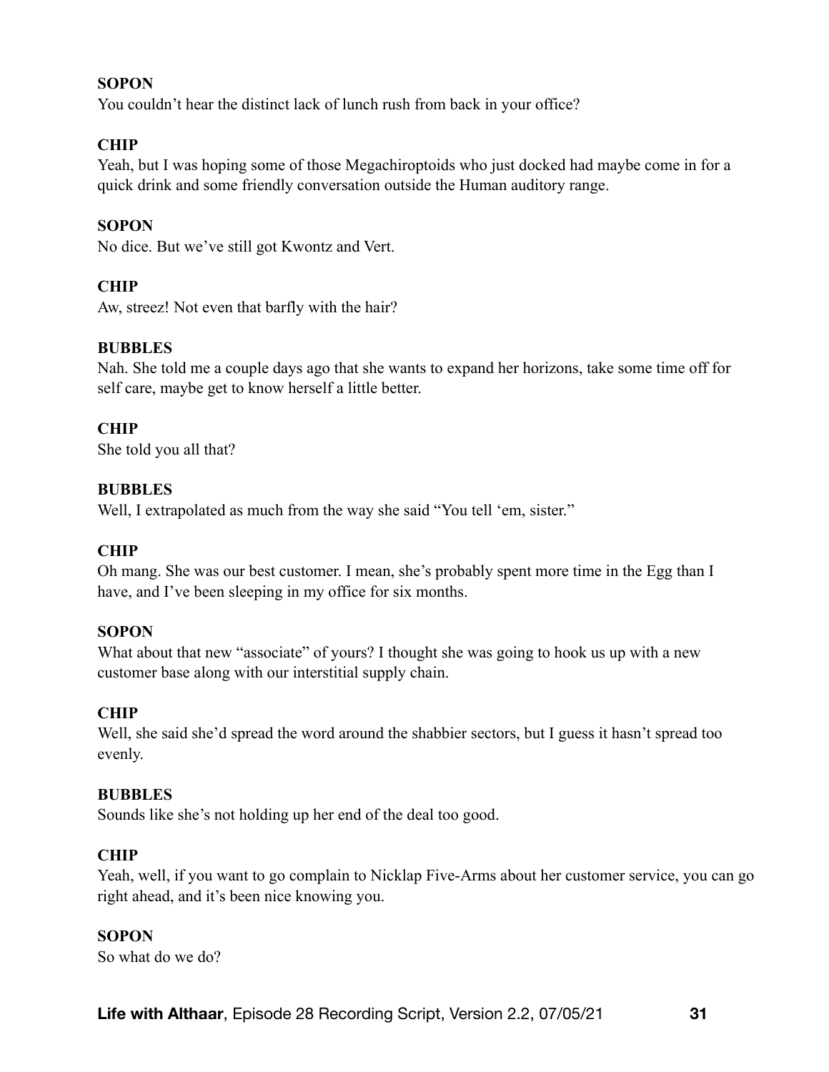**SOPON**
You couldn't hear the distinct lack of lunch rush from back in your office?

**CHIP**
Yeah, but I was hoping some of those Megachiroptoids who just docked had maybe come in for a quick drink and some friendly conversation outside the Human auditory range.

**SOPON**
No dice. But we've still got Kwontz and Vert.

**CHIP**
Aw, streez! Not even that barfly with the hair?

**BUBBLES**
Nah. She told me a couple days ago that she wants to expand her horizons, take some time off for self care, maybe get to know herself a little better.

**CHIP**
She told you all that?

**BUBBLES**
Well, I extrapolated as much from the way she said "You tell 'em, sister."

**CHIP**
Oh mang. She was our best customer. I mean, she's probably spent more time in the Egg than I have, and I've been sleeping in my office for six months.

**SOPON**
What about that new "associate" of yours? I thought she was going to hook us up with a new customer base along with our interstitial supply chain.

**CHIP**
Well, she said she'd spread the word around the shabbier sectors, but I guess it hasn't spread too evenly.

**BUBBLES**
Sounds like she's not holding up her end of the deal too good.

**CHIP**
Yeah, well, if you want to go complain to Nicklap Five-Arms about her customer service, you can go right ahead, and it's been nice knowing you.

**SOPON**
So what do we do?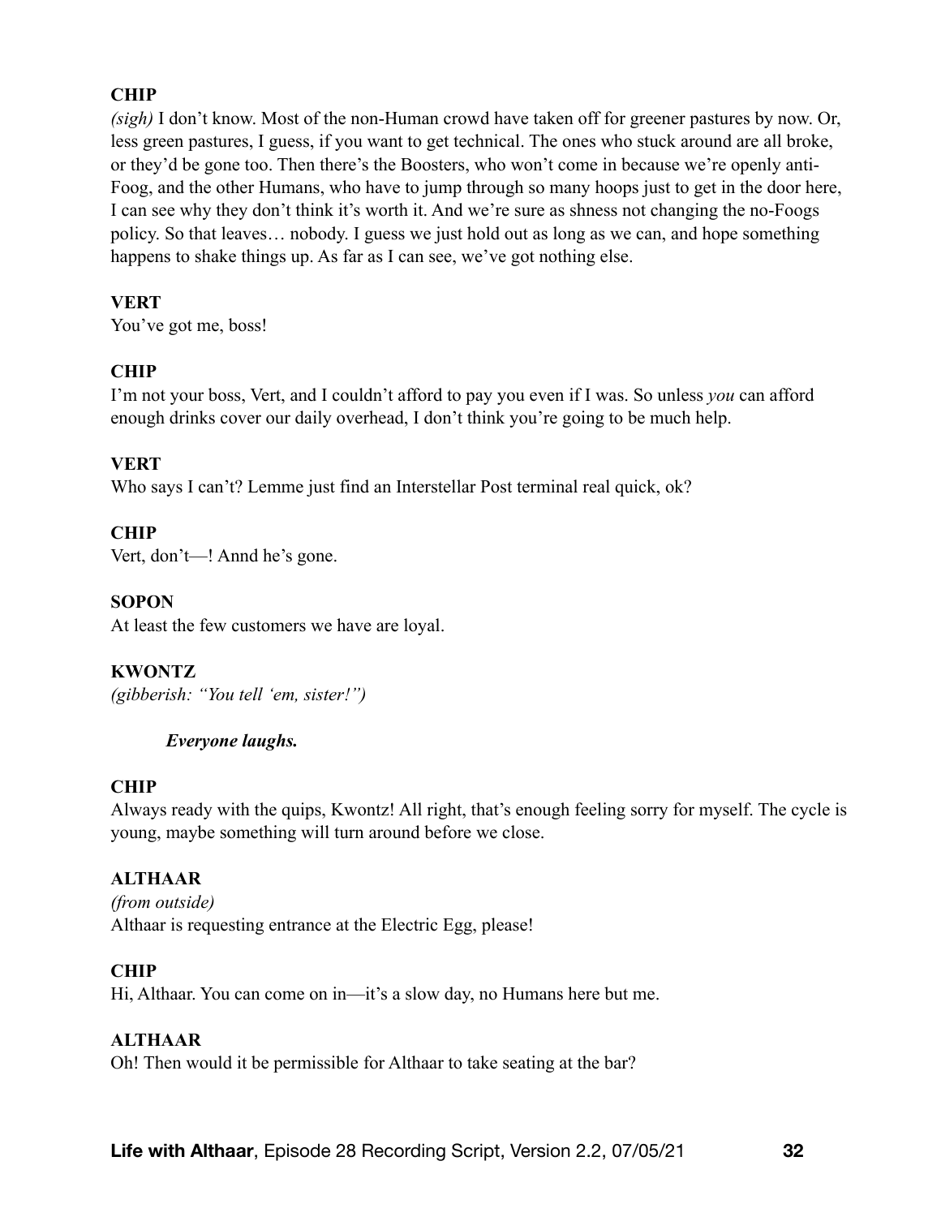**CHIP**

*(sigh)* I don't know. Most of the non-Human crowd have taken off for greener pastures by now. Or, less green pastures, I guess, if you want to get technical. The ones who stuck around are all broke, or they'd be gone too. Then there's the Boosters, who won't come in because we're openly anti-Foog, and the other Humans, who have to jump through so many hoops just to get in the door here, I can see why they don't think it's worth it. And we're sure as shness not changing the no-Foogs policy. So that leaves… nobody. I guess we just hold out as long as we can, and hope something happens to shake things up. As far as I can see, we've got nothing else.

**VERT**

You've got me, boss!

**CHIP**

I'm not your boss, Vert, and I couldn't afford to pay you even if I was. So unless *you* can afford enough drinks cover our daily overhead, I don't think you're going to be much help.

**VERT**

Who says I can't? Lemme just find an Interstellar Post terminal real quick, ok?

**CHIP**

Vert, don't—! Annd he's gone.

**SOPON**

At least the few customers we have are loyal.

**KWONTZ**

*(gibberish: "You tell 'em, sister!")*

***Everyone laughs.***

**CHIP**

Always ready with the quips, Kwontz! All right, that's enough feeling sorry for myself. The cycle is young, maybe something will turn around before we close.

**ALTHAAR**

*(from outside)*

Althaar is requesting entrance at the Electric Egg, please!

**CHIP**

Hi, Althaar. You can come on in—it's a slow day, no Humans here but me.

**ALTHAAR**

Oh! Then would it be permissible for Althaar to take seating at the bar?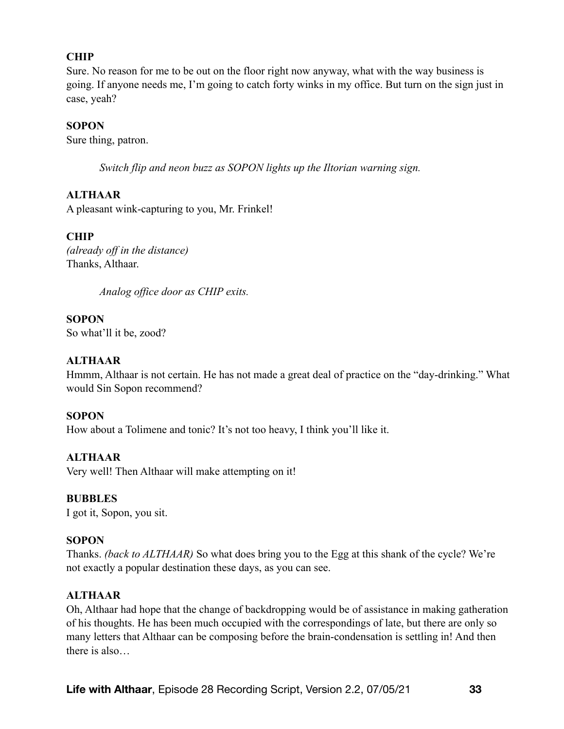**CHIP**

Sure. No reason for me to be out on the floor right now anyway, what with the way business is going. If anyone needs me, I'm going to catch forty winks in my office. But turn on the sign just in case, yeah?

**SOPON**

Sure thing, patron.

> *Switch flip and neon buzz as SOPON lights up the Iltorian warning sign.*

**ALTHAAR**

A pleasant wink-capturing to you, Mr. Frinkel!

**CHIP**

*(already off in the distance)*
Thanks, Althaar.

> *Analog office door as CHIP exits.*

**SOPON**

So what'll it be, zood?

**ALTHAAR**

Hmmm, Althaar is not certain. He has not made a great deal of practice on the "day-drinking." What would Sin Sopon recommend?

**SOPON**

How about a Tolimene and tonic? It's not too heavy, I think you'll like it.

**ALTHAAR**

Very well! Then Althaar will make attempting on it!

**BUBBLES**

I got it, Sopon, you sit.

**SOPON**

Thanks. *(back to ALTHAAR)* So what does bring you to the Egg at this shank of the cycle? We're not exactly a popular destination these days, as you can see.

**ALTHAAR**

Oh, Althaar had hope that the change of backdropping would be of assistance in making gatheration of his thoughts. He has been much occupied with the correspondings of late, but there are only so many letters that Althaar can be composing before the brain-condensation is settling in! And then there is also…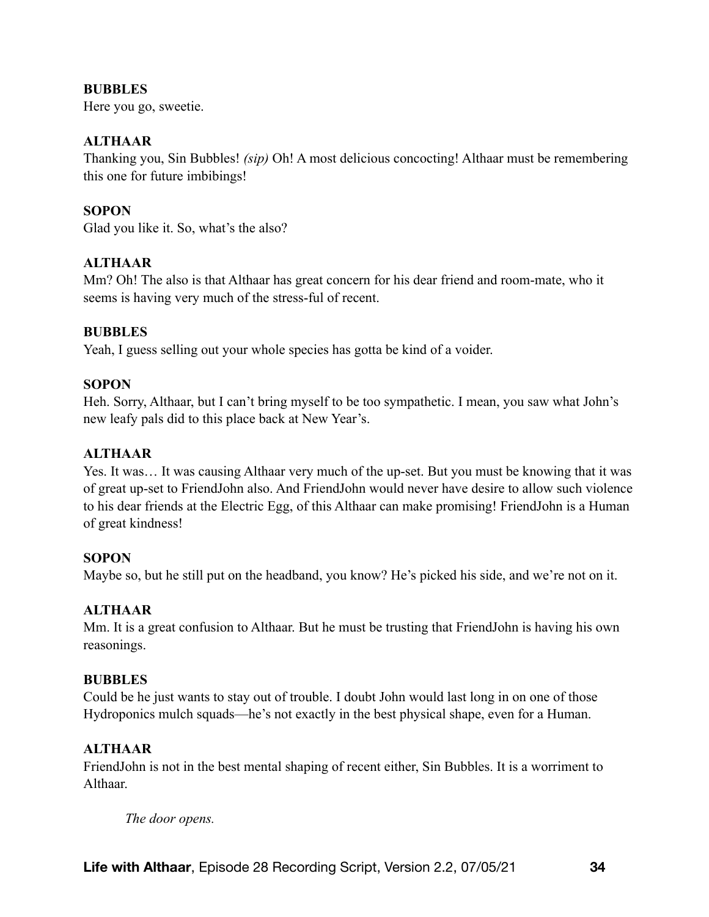**BUBBLES**
Here you go, sweetie.

**ALTHAAR**
Thanking you, Sin Bubbles! *(sip)* Oh! A most delicious concocting! Althaar must be remembering this one for future imbibings!

**SOPON**
Glad you like it. So, what's the also?

**ALTHAAR**
Mm? Oh! The also is that Althaar has great concern for his dear friend and room-mate, who it seems is having very much of the stress-ful of recent.

**BUBBLES**
Yeah, I guess selling out your whole species has gotta be kind of a voider.

**SOPON**
Heh. Sorry, Althaar, but I can't bring myself to be too sympathetic. I mean, you saw what John's new leafy pals did to this place back at New Year's.

**ALTHAAR**
Yes. It was… It was causing Althaar very much of the up-set. But you must be knowing that it was of great up-set to FriendJohn also. And FriendJohn would never have desire to allow such violence to his dear friends at the Electric Egg, of this Althaar can make promising! FriendJohn is a Human of great kindness!

**SOPON**
Maybe so, but he still put on the headband, you know? He's picked his side, and we're not on it.

**ALTHAAR**
Mm. It is a great confusion to Althaar. But he must be trusting that FriendJohn is having his own reasonings.

**BUBBLES**
Could be he just wants to stay out of trouble. I doubt John would last long in on one of those Hydroponics mulch squads—he's not exactly in the best physical shape, even for a Human.

**ALTHAAR**
FriendJohn is not in the best mental shaping of recent either, Sin Bubbles. It is a worriment to Althaar.

*The door opens.*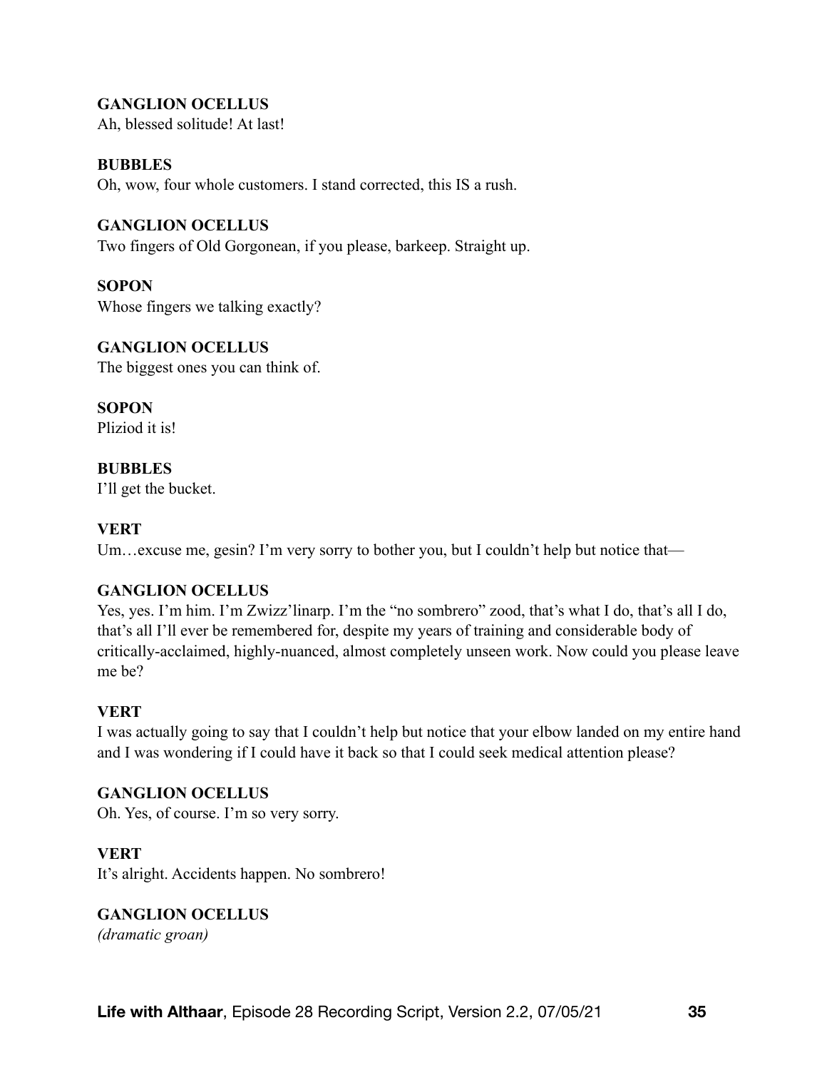**GANGLION OCELLUS**
Ah, blessed solitude! At last!

**BUBBLES**
Oh, wow, four whole customers. I stand corrected, this IS a rush.

**GANGLION OCELLUS**
Two fingers of Old Gorgonean, if you please, barkeep. Straight up.

**SOPON**
Whose fingers we talking exactly?

**GANGLION OCELLUS**
The biggest ones you can think of.

**SOPON**
Pliziod it is!

**BUBBLES**
I'll get the bucket.

**VERT**
Um…excuse me, gesin? I'm very sorry to bother you, but I couldn't help but notice that—

**GANGLION OCELLUS**
Yes, yes. I'm him. I'm Zwizz'linarp. I'm the "no sombrero" zood, that's what I do, that's all I do, that's all I'll ever be remembered for, despite my years of training and considerable body of critically-acclaimed, highly-nuanced, almost completely unseen work. Now could you please leave me be?

**VERT**
I was actually going to say that I couldn't help but notice that your elbow landed on my entire hand and I was wondering if I could have it back so that I could seek medical attention please?

**GANGLION OCELLUS**
Oh. Yes, of course. I'm so very sorry.

**VERT**
It's alright. Accidents happen. No sombrero!

**GANGLION OCELLUS**
*(dramatic groan)*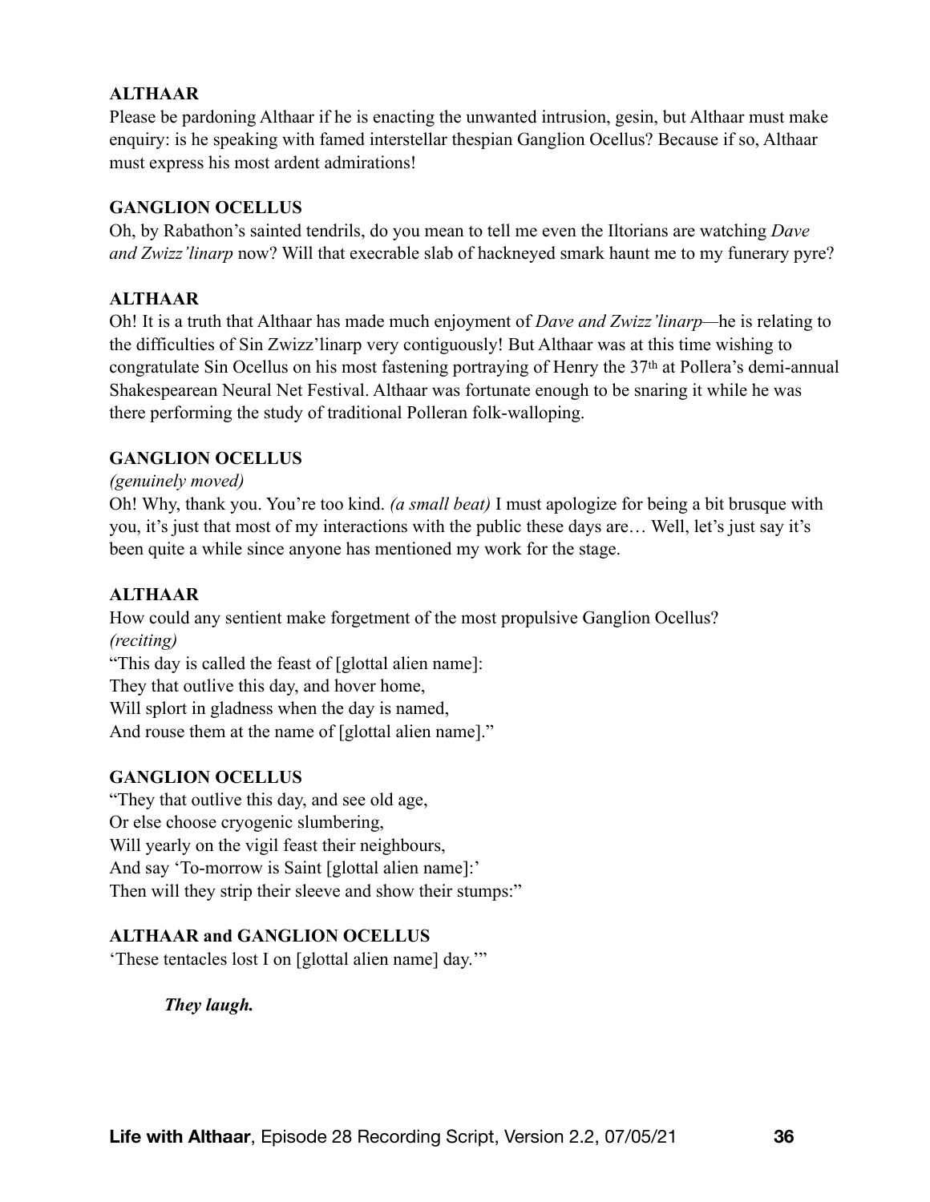**ALTHAAR**

Please be pardoning Althaar if he is enacting the unwanted intrusion, gesin, but Althaar must make enquiry: is he speaking with famed interstellar thespian Ganglion Ocellus? Because if so, Althaar must express his most ardent admirations!

**GANGLION OCELLUS**

Oh, by Rabathon's sainted tendrils, do you mean to tell me even the Iltorians are watching *Dave and Zwizz'linarp* now? Will that execrable slab of hackneyed smark haunt me to my funerary pyre?

**ALTHAAR**

Oh! It is a truth that Althaar has made much enjoyment of *Dave and Zwizz'linarp*—he is relating to the difficulties of Sin Zwizz'linarp very contiguously! But Althaar was at this time wishing to congratulate Sin Ocellus on his most fastening portraying of Henry the 37th at Pollera's demi-annual Shakespearean Neural Net Festival. Althaar was fortunate enough to be snaring it while he was there performing the study of traditional Polleran folk-walloping.

**GANGLION OCELLUS**

*(genuinely moved)*

Oh! Why, thank you. You're too kind. *(a small beat)* I must apologize for being a bit brusque with you, it's just that most of my interactions with the public these days are… Well, let's just say it's been quite a while since anyone has mentioned my work for the stage.

**ALTHAAR**

How could any sentient make forgetment of the most propulsive Ganglion Ocellus?

*(reciting)*

"This day is called the feast of [glottal alien name]:  
They that outlive this day, and hover home,  
Will splort in gladness when the day is named,  
And rouse them at the name of [glottal alien name]."

**GANGLION OCELLUS**

"They that outlive this day, and see old age,  
Or else choose cryogenic slumbering,  
Will yearly on the vigil feast their neighbours,  
And say 'To-morrow is Saint [glottal alien name]:'  
Then will they strip their sleeve and show their stumps:"

**ALTHAAR and GANGLION OCELLUS**

'These tentacles lost I on [glottal alien name] day.'"

***They laugh.***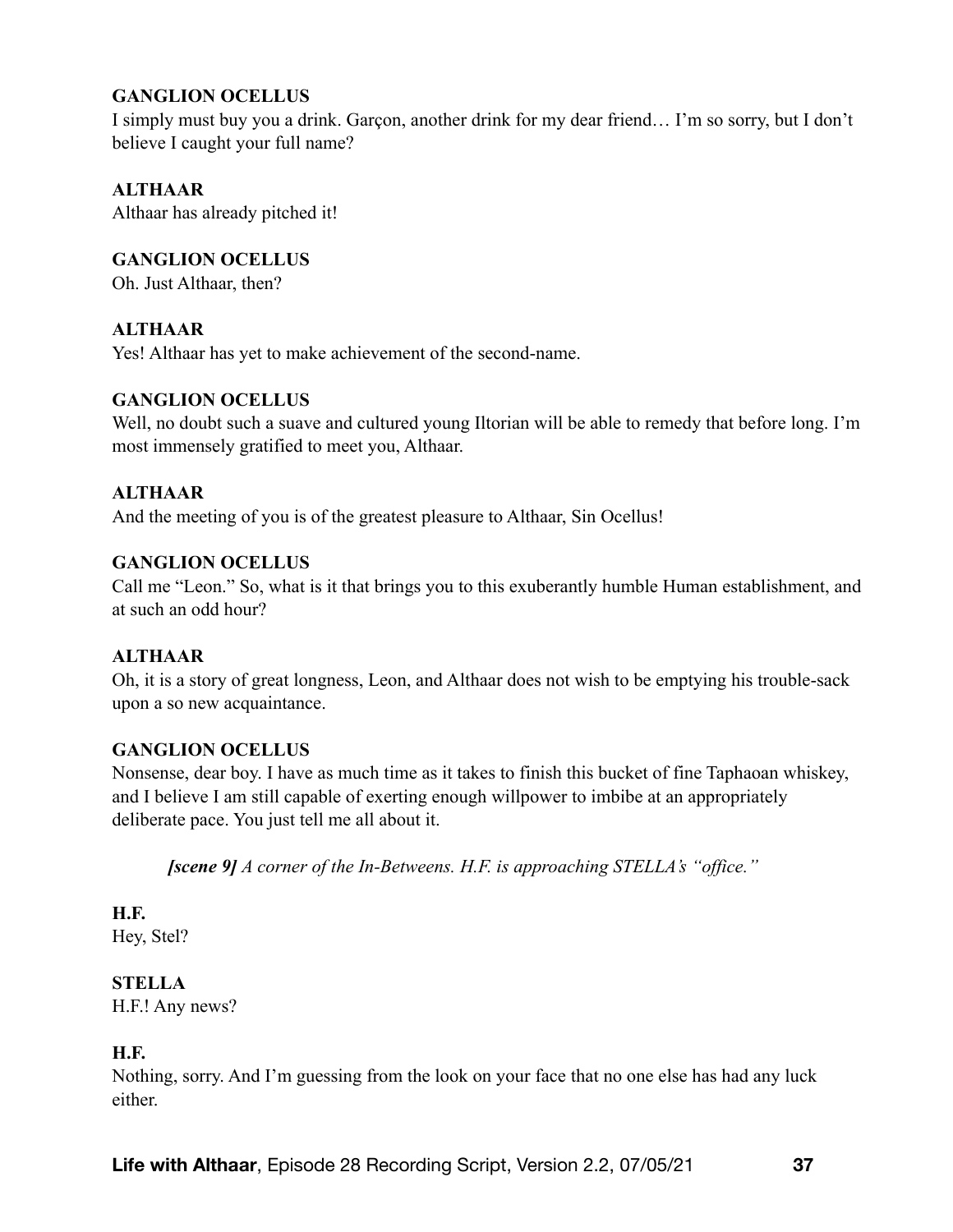**GANGLION OCELLUS**
I simply must buy you a drink. Garçon, another drink for my dear friend… I'm so sorry, but I don't believe I caught your full name?

**ALTHAAR**
Althaar has already pitched it!

**GANGLION OCELLUS**
Oh. Just Althaar, then?

**ALTHAAR**
Yes! Althaar has yet to make achievement of the second-name.

**GANGLION OCELLUS**
Well, no doubt such a suave and cultured young Iltorian will be able to remedy that before long. I'm most immensely gratified to meet you, Althaar.

**ALTHAAR**
And the meeting of you is of the greatest pleasure to Althaar, Sin Ocellus!

**GANGLION OCELLUS**
Call me "Leon." So, what is it that brings you to this exuberantly humble Human establishment, and at such an odd hour?

**ALTHAAR**
Oh, it is a story of great longness, Leon, and Althaar does not wish to be emptying his trouble-sack upon a so new acquaintance.

**GANGLION OCELLUS**
Nonsense, dear boy. I have as much time as it takes to finish this bucket of fine Taphaoan whiskey, and I believe I am still capable of exerting enough willpower to imbibe at an appropriately deliberate pace. You just tell me all about it.

> ***[scene 9]*** *A corner of the In-Betweens. H.F. is approaching STELLA's "office."*

**H.F.**
Hey, Stel?

**STELLA**
H.F.! Any news?

**H.F.**
Nothing, sorry. And I'm guessing from the look on your face that no one else has had any luck either.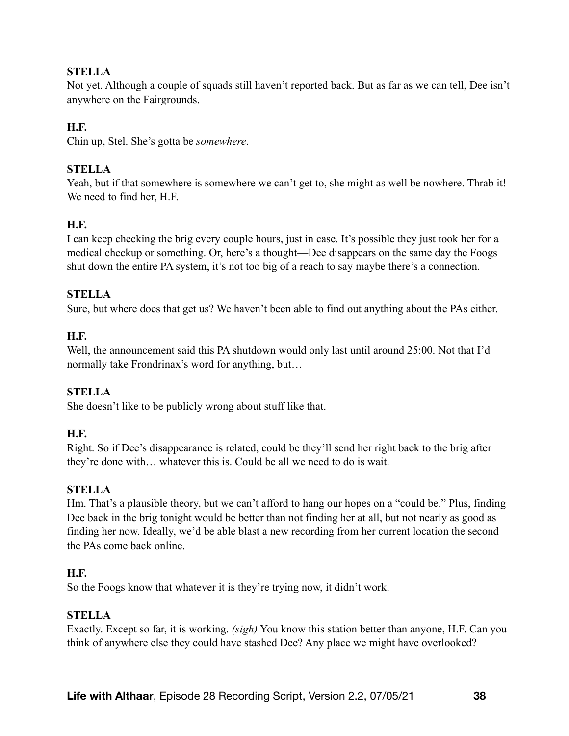**STELLA**

Not yet. Although a couple of squads still haven't reported back. But as far as we can tell, Dee isn't anywhere on the Fairgrounds.

**H.F.**

Chin up, Stel. She's gotta be *somewhere*.

**STELLA**

Yeah, but if that somewhere is somewhere we can't get to, she might as well be nowhere. Thrab it! We need to find her, H.F.

**H.F.**

I can keep checking the brig every couple hours, just in case. It's possible they just took her for a medical checkup or something. Or, here's a thought—Dee disappears on the same day the Foogs shut down the entire PA system, it's not too big of a reach to say maybe there's a connection.

**STELLA**

Sure, but where does that get us? We haven't been able to find out anything about the PAs either.

**H.F.**

Well, the announcement said this PA shutdown would only last until around 25:00. Not that I'd normally take Frondrinax's word for anything, but…

**STELLA**

She doesn't like to be publicly wrong about stuff like that.

**H.F.**

Right. So if Dee's disappearance is related, could be they'll send her right back to the brig after they're done with… whatever this is. Could be all we need to do is wait.

**STELLA**

Hm. That's a plausible theory, but we can't afford to hang our hopes on a "could be." Plus, finding Dee back in the brig tonight would be better than not finding her at all, but not nearly as good as finding her now. Ideally, we'd be able blast a new recording from her current location the second the PAs come back online.

**H.F.**

So the Foogs know that whatever it is they're trying now, it didn't work.

**STELLA**

Exactly. Except so far, it is working. *(sigh)* You know this station better than anyone, H.F. Can you think of anywhere else they could have stashed Dee? Any place we might have overlooked?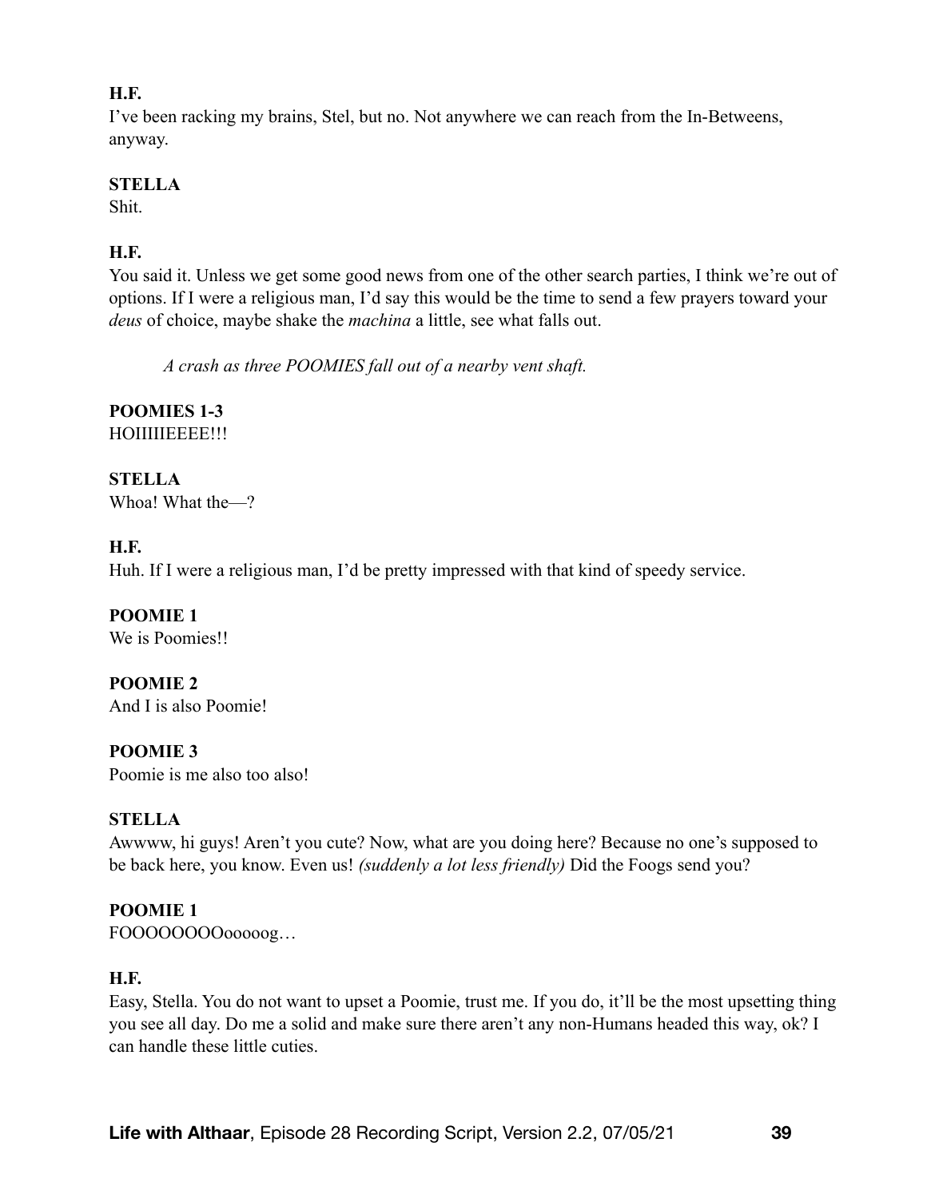**H.F.**
I've been racking my brains, Stel, but no. Not anywhere we can reach from the In-Betweens, anyway.

**STELLA**
Shit.

**H.F.**
You said it. Unless we get some good news from one of the other search parties, I think we're out of options. If I were a religious man, I'd say this would be the time to send a few prayers toward your *deus* of choice, maybe shake the *machina* a little, see what falls out.

*A crash as three POOMIES fall out of a nearby vent shaft.*

**POOMIES 1-3**
HOIIIIIEEEE!!!

**STELLA**
Whoa! What the—?

**H.F.**
Huh. If I were a religious man, I'd be pretty impressed with that kind of speedy service.

**POOMIE 1**
We is Poomies!!

**POOMIE 2**
And I is also Poomie!

**POOMIE 3**
Poomie is me also too also!

**STELLA**
Awwww, hi guys! Aren't you cute? Now, what are you doing here? Because no one's supposed to be back here, you know. Even us! *(suddenly a lot less friendly)* Did the Foogs send you?

**POOMIE 1**
FOOOOOOOOooooog…

**H.F.**
Easy, Stella. You do not want to upset a Poomie, trust me. If you do, it'll be the most upsetting thing you see all day. Do me a solid and make sure there aren't any non-Humans headed this way, ok? I can handle these little cuties.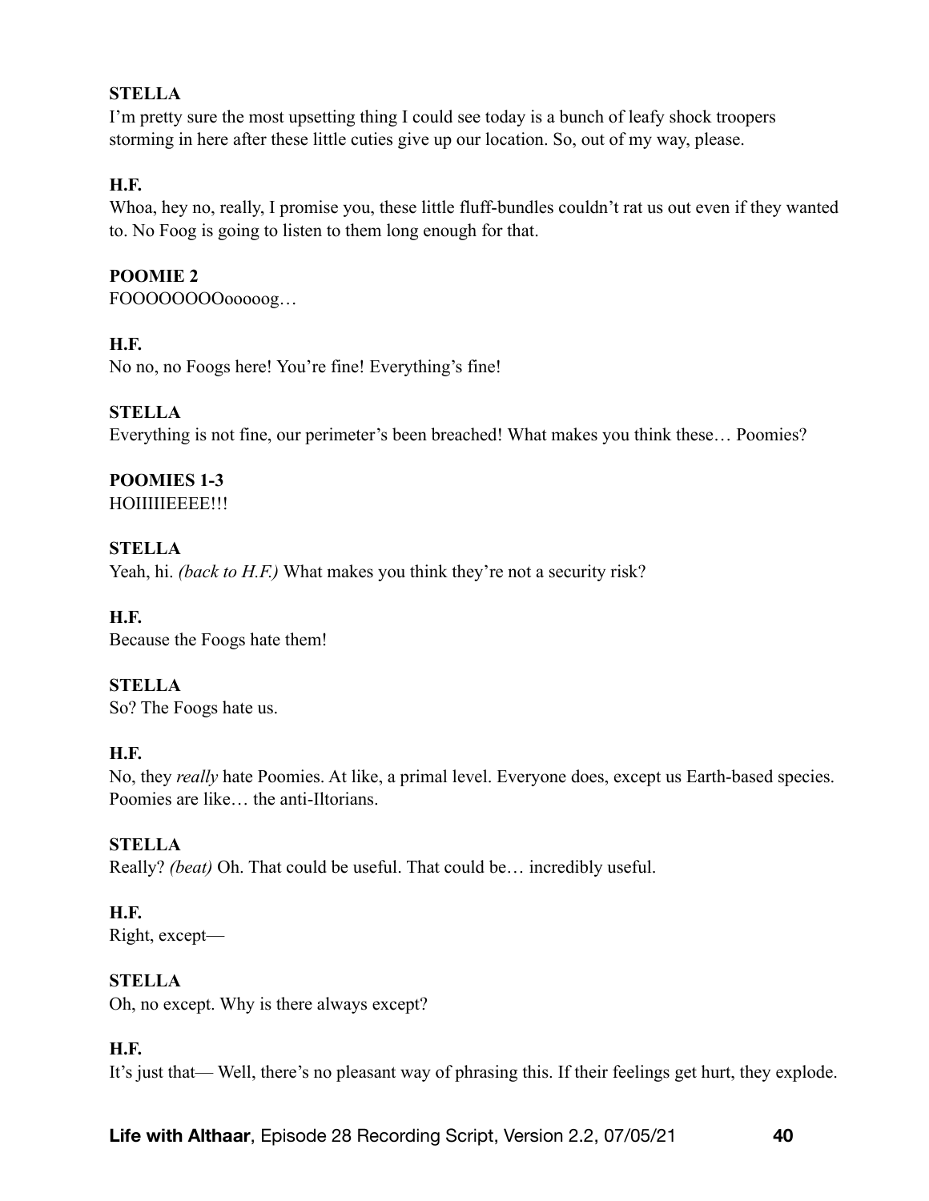**STELLA**
I'm pretty sure the most upsetting thing I could see today is a bunch of leafy shock troopers storming in here after these little cuties give up our location. So, out of my way, please.

**H.F.**
Whoa, hey no, really, I promise you, these little fluff-bundles couldn't rat us out even if they wanted to. No Foog is going to listen to them long enough for that.

**POOMIE 2**
FOOOOOOOOooooog…

**H.F.**
No no, no Foogs here! You're fine! Everything's fine!

**STELLA**
Everything is not fine, our perimeter's been breached! What makes you think these… Poomies?

**POOMIES 1-3**
HOIIIIIEEEE!!!

**STELLA**
Yeah, hi. *(back to H.F.)* What makes you think they're not a security risk?

**H.F.**
Because the Foogs hate them!

**STELLA**
So? The Foogs hate us.

**H.F.**
No, they *really* hate Poomies. At like, a primal level. Everyone does, except us Earth-based species. Poomies are like… the anti-Iltorians.

**STELLA**
Really? *(beat)* Oh. That could be useful. That could be… incredibly useful.

**H.F.**
Right, except—

**STELLA**
Oh, no except. Why is there always except?

**H.F.**
It's just that— Well, there's no pleasant way of phrasing this. If their feelings get hurt, they explode.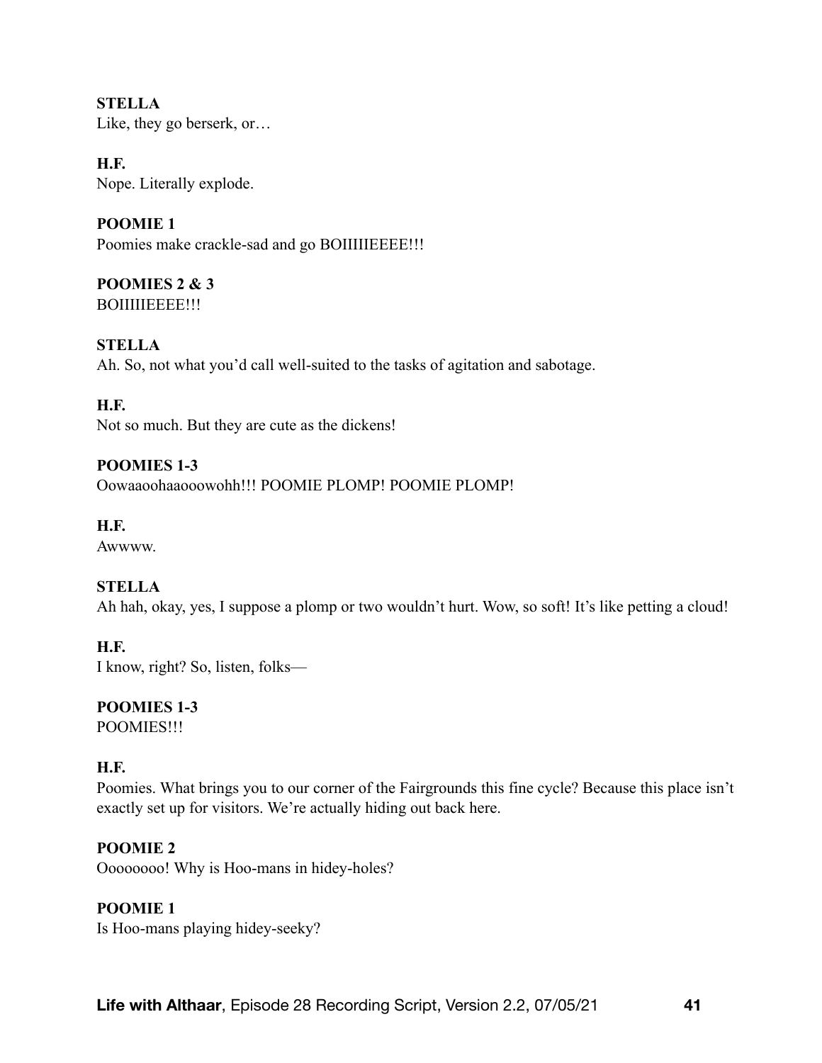**STELLA**
Like, they go berserk, or…

**H.F.**
Nope. Literally explode.

**POOMIE 1**
Poomies make crackle-sad and go BOIIIIIEEEE!!!

**POOMIES 2 & 3**
BOIIIIIEEEE!!!

**STELLA**
Ah. So, not what you'd call well-suited to the tasks of agitation and sabotage.

**H.F.**
Not so much. But they are cute as the dickens!

**POOMIES 1-3**
Oowaaoohaaooowohh!!! POOMIE PLOMP! POOMIE PLOMP!

**H.F.**
Awwww.

**STELLA**
Ah hah, okay, yes, I suppose a plomp or two wouldn't hurt. Wow, so soft! It's like petting a cloud!

**H.F.**
I know, right? So, listen, folks—

**POOMIES 1-3**
POOMIES!!!

**H.F.**
Poomies. What brings you to our corner of the Fairgrounds this fine cycle? Because this place isn't exactly set up for visitors. We're actually hiding out back here.

**POOMIE 2**
Oooooooo! Why is Hoo-mans in hidey-holes?

**POOMIE 1**
Is Hoo-mans playing hidey-seeky?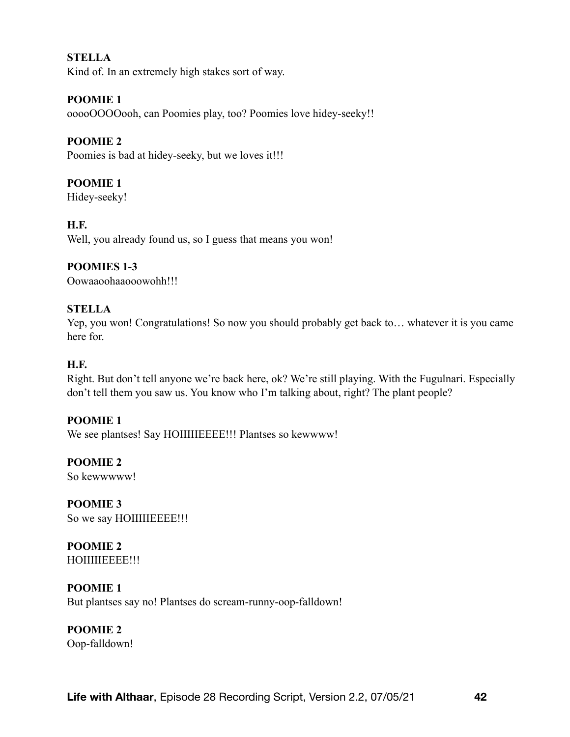**STELLA**
Kind of. In an extremely high stakes sort of way.

**POOMIE 1**
ooooOOOOooh, can Poomies play, too? Poomies love hidey-seeky!!

**POOMIE 2**
Poomies is bad at hidey-seeky, but we loves it!!!

**POOMIE 1**
Hidey-seeky!

**H.F.**
Well, you already found us, so I guess that means you won!

**POOMIES 1-3**
Oowaaoohaaooowohh!!!

**STELLA**
Yep, you won! Congratulations! So now you should probably get back to… whatever it is you came here for.

**H.F.**
Right. But don't tell anyone we're back here, ok? We're still playing. With the Fugulnari. Especially don't tell them you saw us. You know who I'm talking about, right? The plant people?

**POOMIE 1**
We see plantses! Say HOIIIIIEEEE!!! Plantses so kewwww!

**POOMIE 2**
So kewwwww!

**POOMIE 3**
So we say HOIIIIIEEEE!!!

**POOMIE 2**
HOIIIIIEEEE!!!

**POOMIE 1**
But plantses say no! Plantses do scream-runny-oop-falldown!

**POOMIE 2**
Oop-falldown!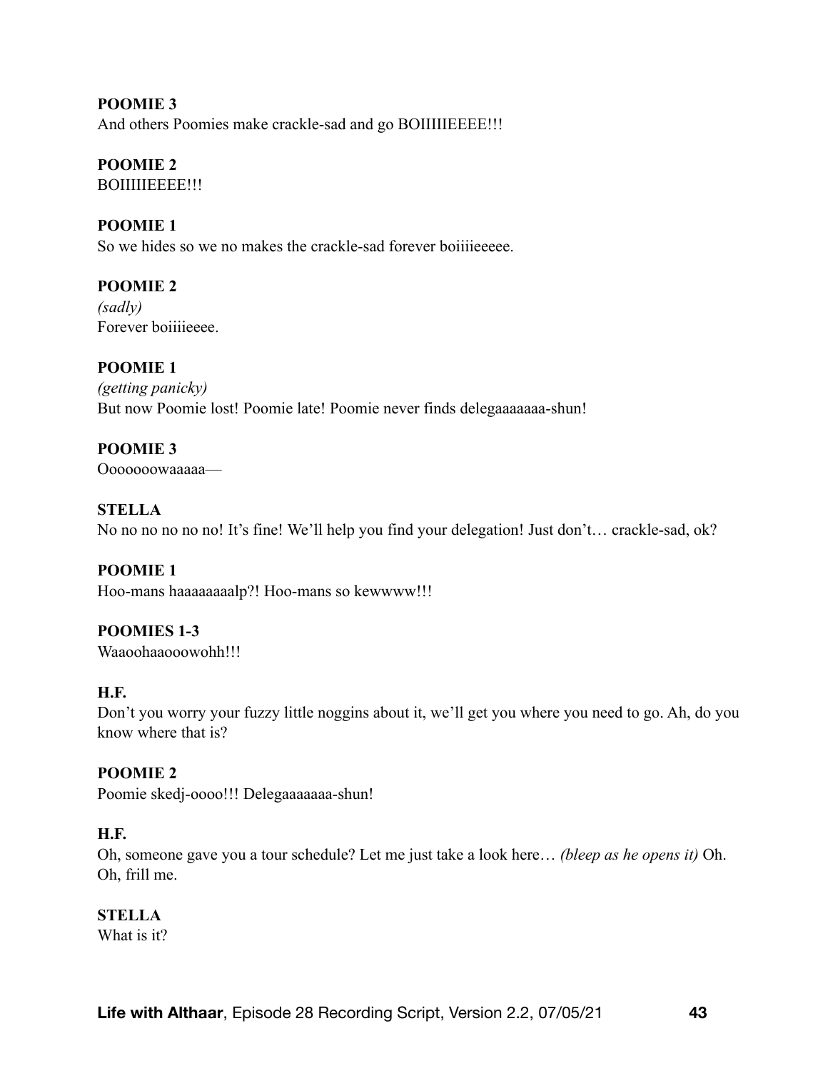**POOMIE 3**
And others Poomies make crackle-sad and go BOIIIIIEEEE!!!

**POOMIE 2**
BOIIIIIEEEE!!!

**POOMIE 1**
So we hides so we no makes the crackle-sad forever boiiiieeeee.

**POOMIE 2**
*(sadly)*
Forever boiiiieeee.

**POOMIE 1**
*(getting panicky)*
But now Poomie lost! Poomie late! Poomie never finds delegaaaaaaa-shun!

**POOMIE 3**
Oooooowaaaaa—

**STELLA**
No no no no no no! It's fine! We'll help you find your delegation! Just don't… crackle-sad, ok?

**POOMIE 1**
Hoo-mans haaaaaaaalp?! Hoo-mans so kewwww!!!

**POOMIES 1-3**
Waaoohaaooowohh!!!

**H.F.**
Don't you worry your fuzzy little noggins about it, we'll get you where you need to go. Ah, do you know where that is?

**POOMIE 2**
Poomie skedj-oooo!!! Delegaaaaaaa-shun!

**H.F.**
Oh, someone gave you a tour schedule? Let me just take a look here… *(bleep as he opens it)* Oh. Oh, frill me.

**STELLA**
What is it?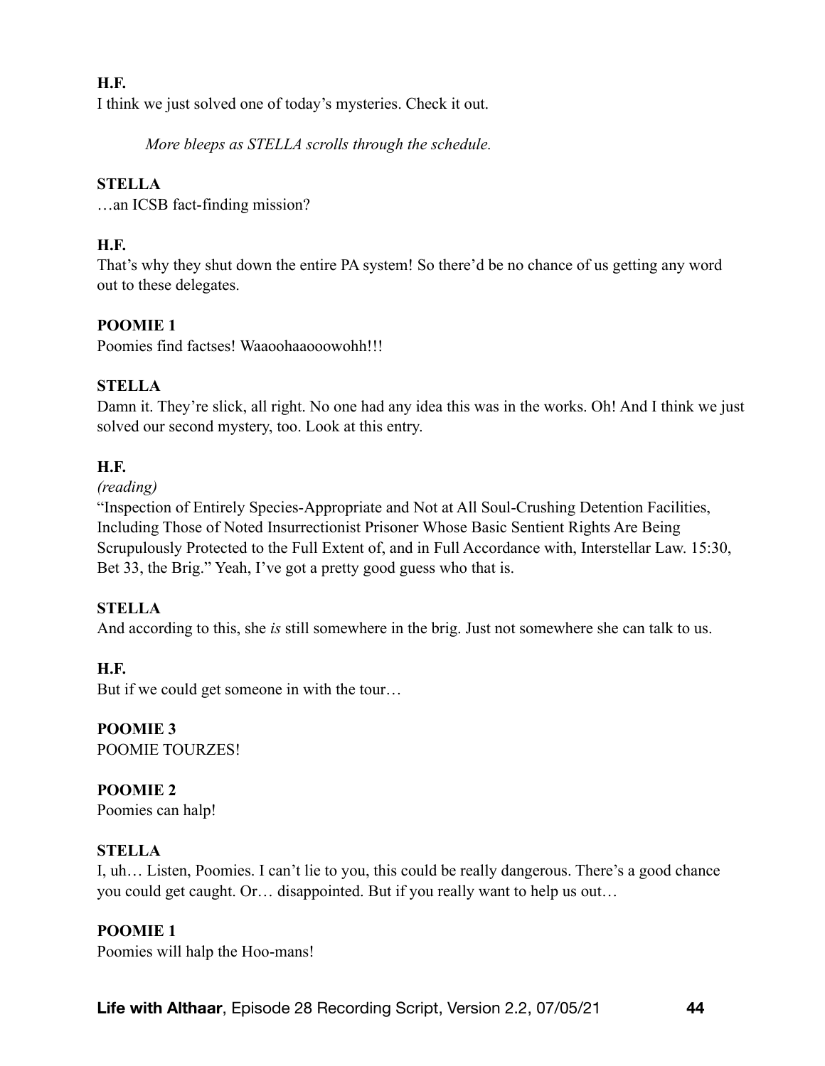**H.F.**
I think we just solved one of today's mysteries. Check it out.

*More bleeps as STELLA scrolls through the schedule.*

**STELLA**
…an ICSB fact-finding mission?

**H.F.**
That's why they shut down the entire PA system! So there'd be no chance of us getting any word out to these delegates.

**POOMIE 1**
Poomies find factses! Waaoohaaooowohh!!!

**STELLA**
Damn it. They're slick, all right. No one had any idea this was in the works. Oh! And I think we just solved our second mystery, too. Look at this entry.

**H.F.**
*(reading)*
"Inspection of Entirely Species-Appropriate and Not at All Soul-Crushing Detention Facilities, Including Those of Noted Insurrectionist Prisoner Whose Basic Sentient Rights Are Being Scrupulously Protected to the Full Extent of, and in Full Accordance with, Interstellar Law. 15:30, Bet 33, the Brig." Yeah, I've got a pretty good guess who that is.

**STELLA**
And according to this, she *is* still somewhere in the brig. Just not somewhere she can talk to us.

**H.F.**
But if we could get someone in with the tour…

**POOMIE 3**
POOMIE TOURZES!

**POOMIE 2**
Poomies can halp!

**STELLA**
I, uh… Listen, Poomies. I can't lie to you, this could be really dangerous. There's a good chance you could get caught. Or… disappointed. But if you really want to help us out…

**POOMIE 1**
Poomies will halp the Hoo-mans!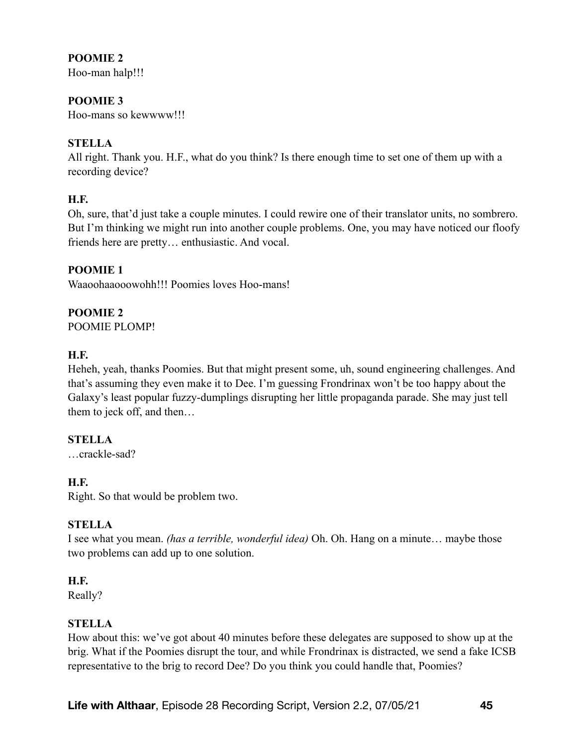**POOMIE 2**
Hoo-man halp!!!

**POOMIE 3**
Hoo-mans so kewwww!!!

**STELLA**
All right. Thank you. H.F., what do you think? Is there enough time to set one of them up with a recording device?

**H.F.**
Oh, sure, that'd just take a couple minutes. I could rewire one of their translator units, no sombrero. But I'm thinking we might run into another couple problems. One, you may have noticed our floofy friends here are pretty… enthusiastic. And vocal.

**POOMIE 1**
Waaoohaaooowohh!!! Poomies loves Hoo-mans!

**POOMIE 2**
POOMIE PLOMP!

**H.F.**
Heheh, yeah, thanks Poomies. But that might present some, uh, sound engineering challenges. And that's assuming they even make it to Dee. I'm guessing Frondrinax won't be too happy about the Galaxy's least popular fuzzy-dumplings disrupting her little propaganda parade. She may just tell them to jeck off, and then…

**STELLA**
…crackle-sad?

**H.F.**
Right. So that would be problem two.

**STELLA**
I see what you mean. *(has a terrible, wonderful idea)* Oh. Oh. Hang on a minute… maybe those two problems can add up to one solution.

**H.F.**
Really?

**STELLA**
How about this: we've got about 40 minutes before these delegates are supposed to show up at the brig. What if the Poomies disrupt the tour, and while Frondrinax is distracted, we send a fake ICSB representative to the brig to record Dee? Do you think you could handle that, Poomies?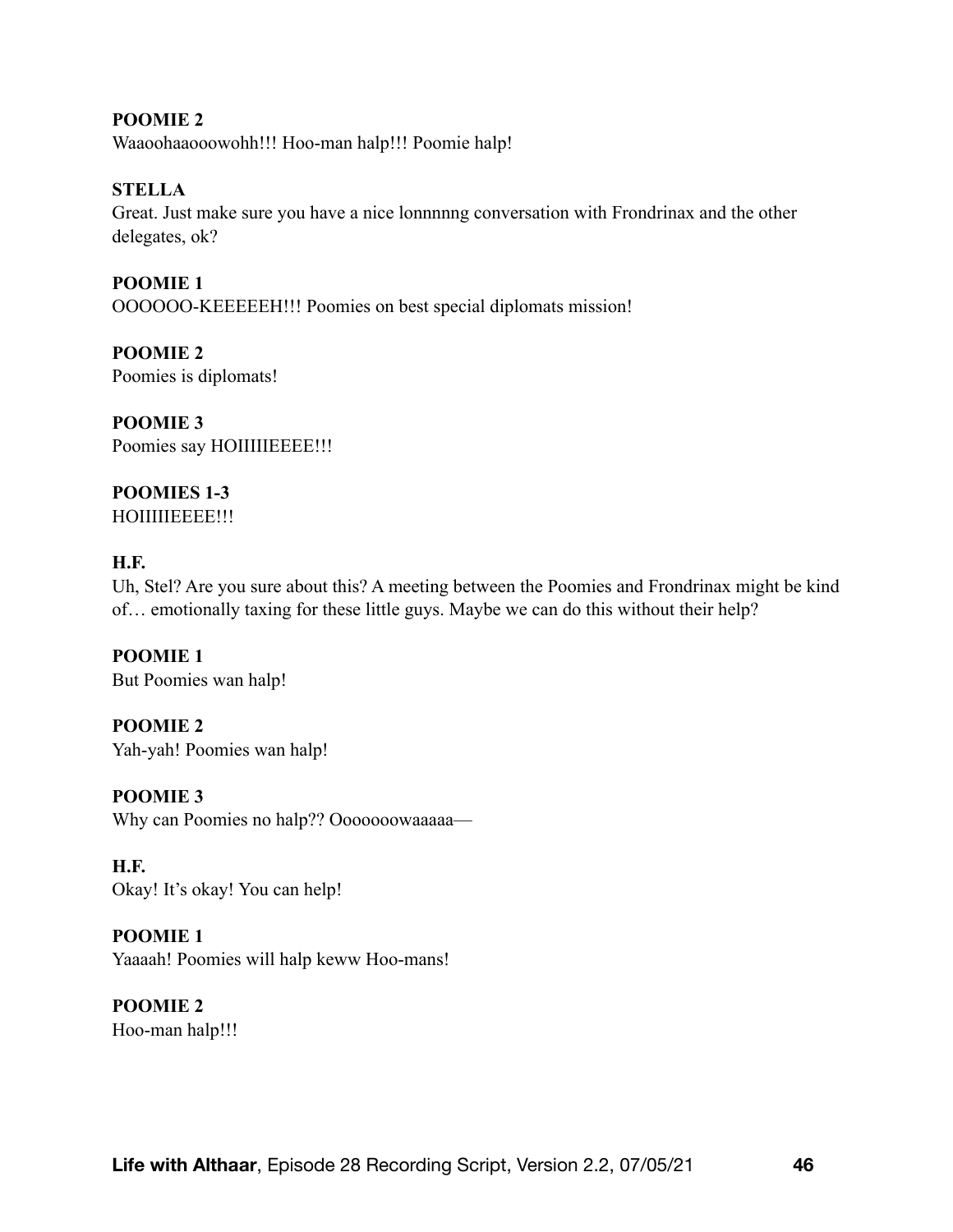**POOMIE 2**
Waaoohaaooowohh!!! Hoo-man halp!!! Poomie halp!

**STELLA**
Great. Just make sure you have a nice lonnnnng conversation with Frondrinax and the other delegates, ok?

**POOMIE 1**
OOOOOO-KEEEEEH!!! Poomies on best special diplomats mission!

**POOMIE 2**
Poomies is diplomats!

**POOMIE 3**
Poomies say HOIIIIIEEEE!!!

**POOMIES 1-3**
HOIIIIIEEEE!!!

**H.F.**
Uh, Stel? Are you sure about this? A meeting between the Poomies and Frondrinax might be kind of… emotionally taxing for these little guys. Maybe we can do this without their help?

**POOMIE 1**
But Poomies wan halp!

**POOMIE 2**
Yah-yah! Poomies wan halp!

**POOMIE 3**
Why can Poomies no halp?? Ooooooowaaaaa—

**H.F.**
Okay! It's okay! You can help!

**POOMIE 1**
Yaaaah! Poomies will halp keww Hoo-mans!

**POOMIE 2**
Hoo-man halp!!!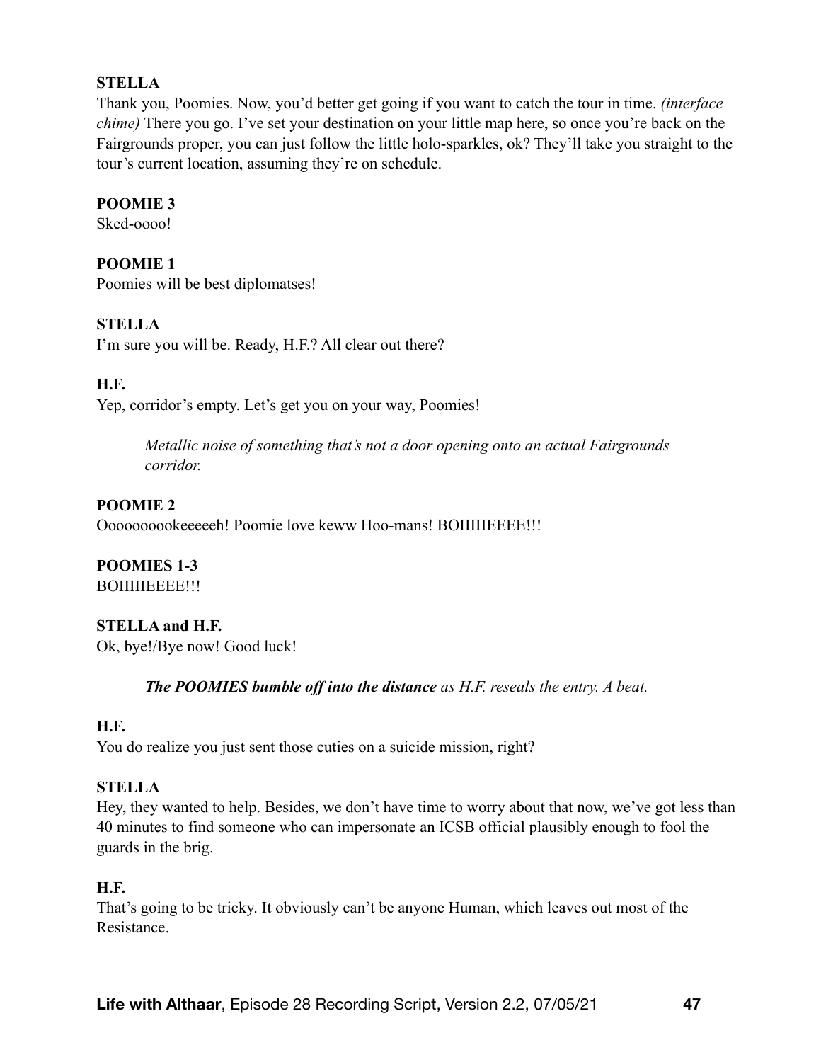**STELLA**
Thank you, Poomies. Now, you'd better get going if you want to catch the tour in time. *(interface chime)* There you go. I've set your destination on your little map here, so once you're back on the Fairgrounds proper, you can just follow the little holo-sparkles, ok? They'll take you straight to the tour's current location, assuming they're on schedule.

**POOMIE 3**
Sked-oooo!

**POOMIE 1**
Poomies will be best diplomatses!

**STELLA**
I'm sure you will be. Ready, H.F.? All clear out there?

**H.F.**
Yep, corridor's empty. Let's get you on your way, Poomies!

> *Metallic noise of something that's not a door opening onto an actual Fairgrounds corridor.*

**POOMIE 2**
Oooooooookeeeeeh! Poomie love keww Hoo-mans! BOIIIIIEEEE!!!

**POOMIES 1-3**
BOIIIIIEEEE!!!

**STELLA and H.F.**
Ok, bye!/Bye now! Good luck!

> ***The POOMIES bumble off into the distance*** *as H.F. reseals the entry. A beat.*

**H.F.**
You do realize you just sent those cuties on a suicide mission, right?

**STELLA**
Hey, they wanted to help. Besides, we don't have time to worry about that now, we've got less than 40 minutes to find someone who can impersonate an ICSB official plausibly enough to fool the guards in the brig.

**H.F.**
That's going to be tricky. It obviously can't be anyone Human, which leaves out most of the Resistance.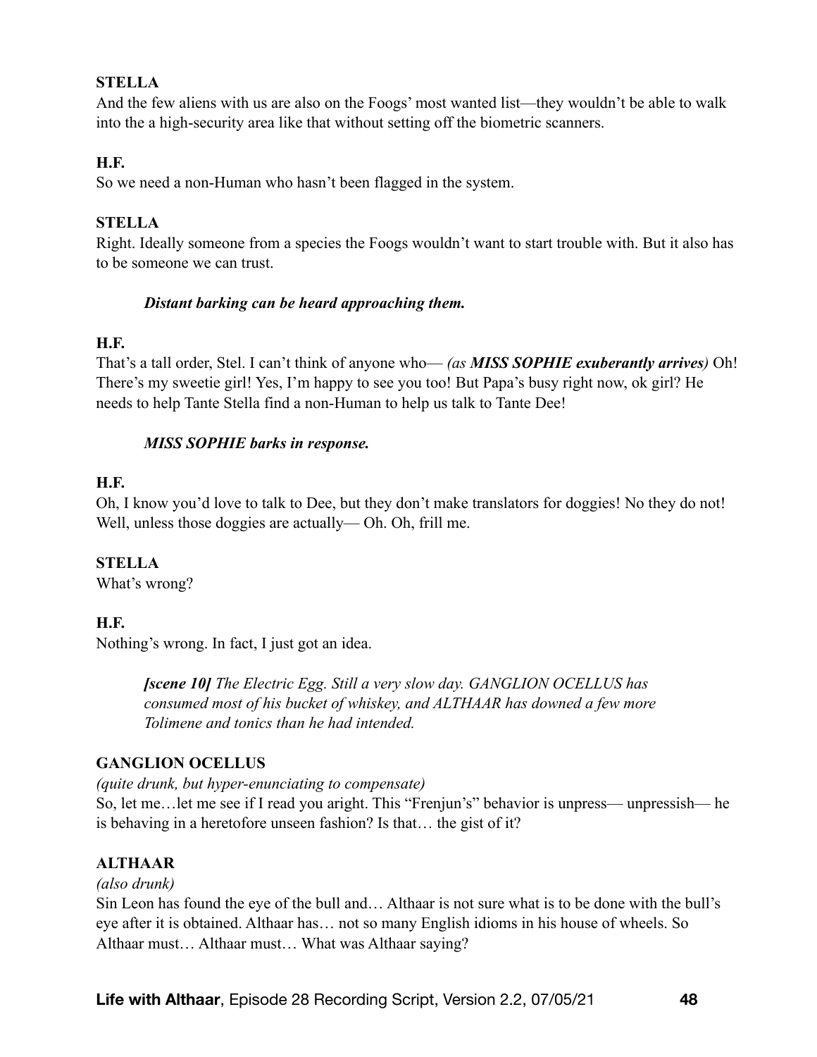**STELLA**

And the few aliens with us are also on the Foogs' most wanted list—they wouldn't be able to walk into the a high-security area like that without setting off the biometric scanners.

**H.F.**

So we need a non-Human who hasn't been flagged in the system.

**STELLA**

Right. Ideally someone from a species the Foogs wouldn't want to start trouble with. But it also has to be someone we can trust.

> ***Distant barking can be heard approaching them.***

**H.F.**

That's a tall order, Stel. I can't think of anyone who— *(as **MISS SOPHIE** exuberantly arrives)* Oh! There's my sweetie girl! Yes, I'm happy to see you too! But Papa's busy right now, ok girl? He needs to help Tante Stella find a non-Human to help us talk to Tante Dee!

> ***MISS SOPHIE barks in response.***

**H.F.**

Oh, I know you'd love to talk to Dee, but they don't make translators for doggies! No they do not! Well, unless those doggies are actually— Oh. Oh, frill me.

**STELLA**

What's wrong?

**H.F.**

Nothing's wrong. In fact, I just got an idea.

> ***[scene 10]*** *The Electric Egg. Still a very slow day. GANGLION OCELLUS has consumed most of his bucket of whiskey, and ALTHAAR has downed a few more Tolimene and tonics than he had intended.*

**GANGLION OCELLUS**

*(quite drunk, but hyper-enunciating to compensate)*

So, let me…let me see if I read you aright. This "Frenjun's" behavior is unpress— unpressish— he is behaving in a heretofore unseen fashion? Is that… the gist of it?

**ALTHAAR**

*(also drunk)*

Sin Leon has found the eye of the bull and… Althaar is not sure what is to be done with the bull's eye after it is obtained. Althaar has… not so many English idioms in his house of wheels. So Althaar must… Althaar must… What was Althaar saying?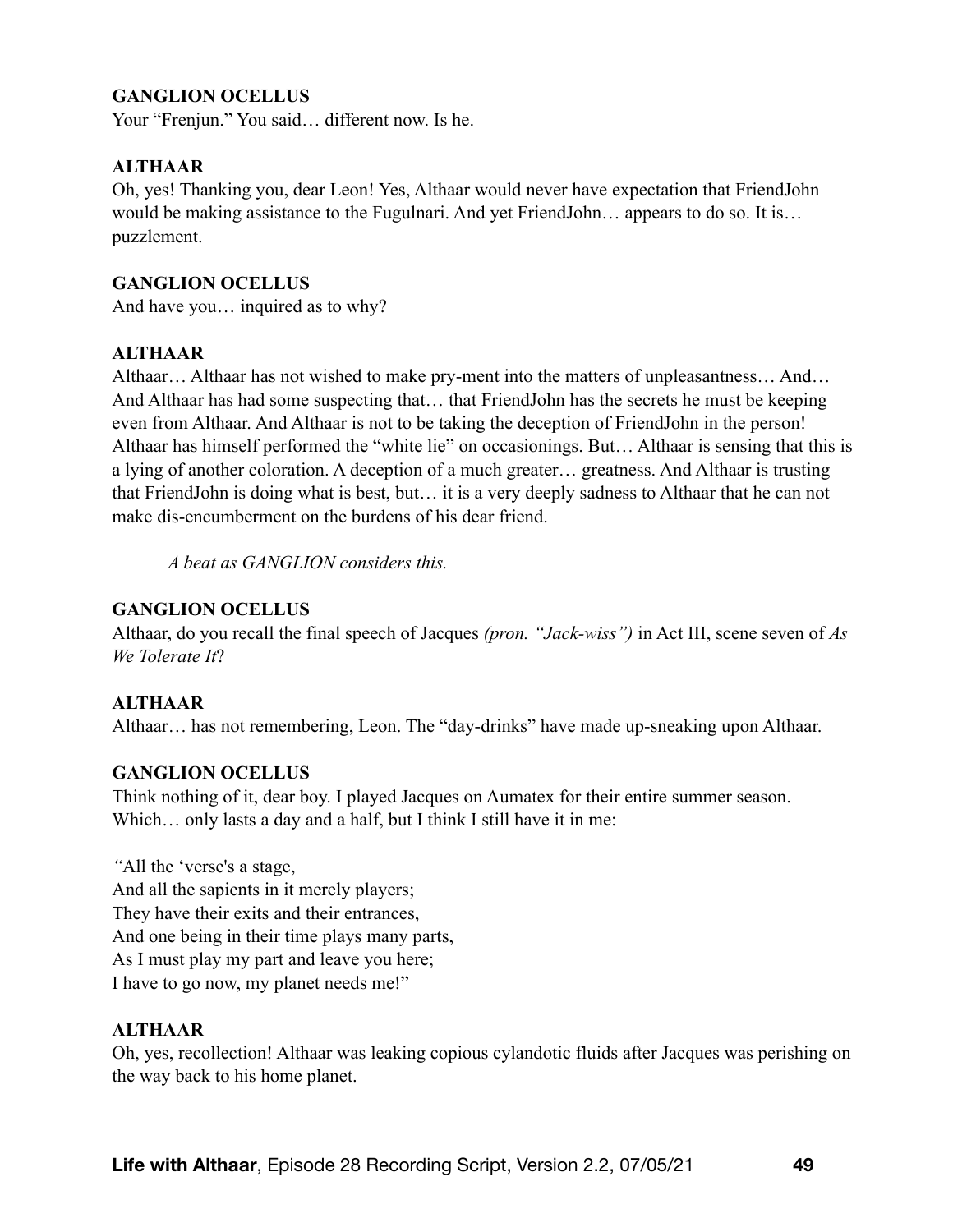**GANGLION OCELLUS**

Your "Frenjun." You said… different now. Is he.

**ALTHAAR**

Oh, yes! Thanking you, dear Leon! Yes, Althaar would never have expectation that FriendJohn would be making assistance to the Fugulnari. And yet FriendJohn… appears to do so. It is… puzzlement.

**GANGLION OCELLUS**

And have you… inquired as to why?

**ALTHAAR**

Althaar… Althaar has not wished to make pry-ment into the matters of unpleasantness… And… And Althaar has had some suspecting that… that FriendJohn has the secrets he must be keeping even from Althaar. And Althaar is not to be taking the deception of FriendJohn in the person! Althaar has himself performed the "white lie" on occasionings. But… Althaar is sensing that this is a lying of another coloration. A deception of a much greater… greatness. And Althaar is trusting that FriendJohn is doing what is best, but… it is a very deeply sadness to Althaar that he can not make dis-encumberment on the burdens of his dear friend.

*A beat as GANGLION considers this.*

**GANGLION OCELLUS**

Althaar, do you recall the final speech of Jacques *(pron. "Jack-wiss")* in Act III, scene seven of *As We Tolerate It*?

**ALTHAAR**

Althaar… has not remembering, Leon. The "day-drinks" have made up-sneaking upon Althaar.

**GANGLION OCELLUS**

Think nothing of it, dear boy. I played Jacques on Aumatex for their entire summer season. Which… only lasts a day and a half, but I think I still have it in me:

*"*All the 'verse's a stage,  
And all the sapients in it merely players;  
They have their exits and their entrances,  
And one being in their time plays many parts,  
As I must play my part and leave you here;  
I have to go now, my planet needs me!"

**ALTHAAR**

Oh, yes, recollection! Althaar was leaking copious cylandotic fluids after Jacques was perishing on the way back to his home planet.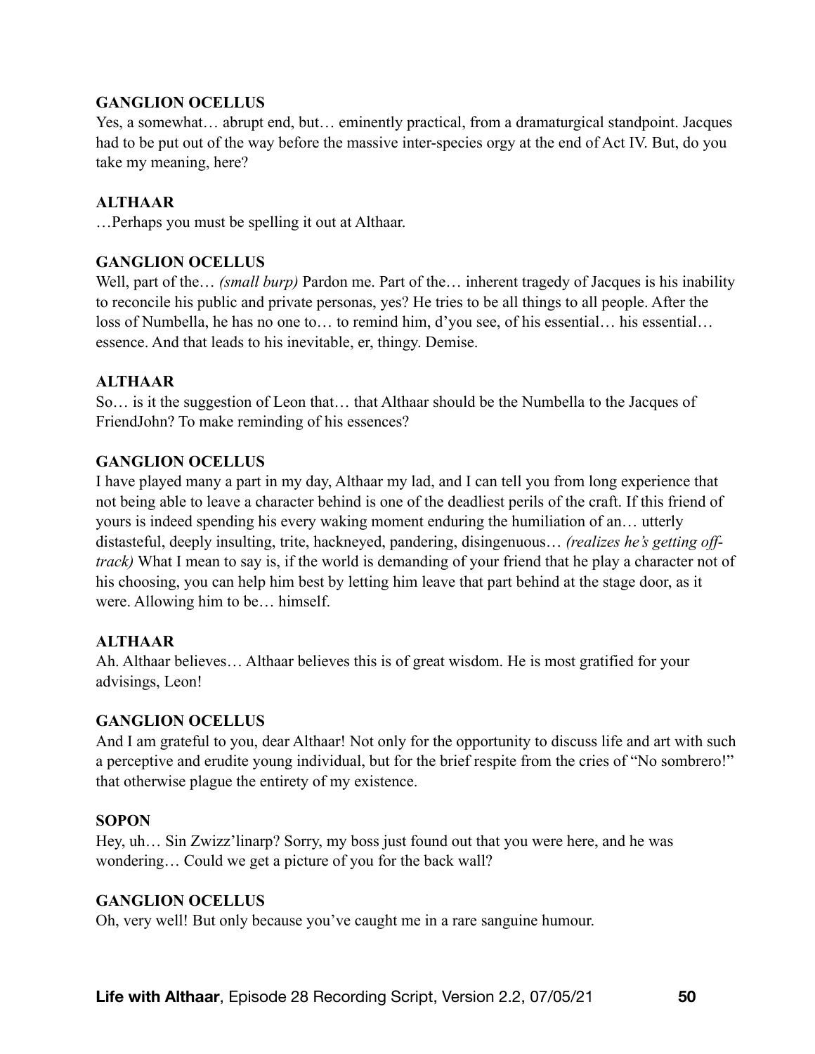**GANGLION OCELLUS**

Yes, a somewhat… abrupt end, but… eminently practical, from a dramaturgical standpoint. Jacques had to be put out of the way before the massive inter-species orgy at the end of Act IV. But, do you take my meaning, here?

**ALTHAAR**

…Perhaps you must be spelling it out at Althaar.

**GANGLION OCELLUS**

Well, part of the… *(small burp)* Pardon me. Part of the… inherent tragedy of Jacques is his inability to reconcile his public and private personas, yes? He tries to be all things to all people. After the loss of Numbella, he has no one to… to remind him, d'you see, of his essential… his essential… essence. And that leads to his inevitable, er, thingy. Demise.

**ALTHAAR**

So… is it the suggestion of Leon that… that Althaar should be the Numbella to the Jacques of FriendJohn? To make reminding of his essences?

**GANGLION OCELLUS**

I have played many a part in my day, Althaar my lad, and I can tell you from long experience that not being able to leave a character behind is one of the deadliest perils of the craft. If this friend of yours is indeed spending his every waking moment enduring the humiliation of an… utterly distasteful, deeply insulting, trite, hackneyed, pandering, disingenuous… *(realizes he's getting off-track)* What I mean to say is, if the world is demanding of your friend that he play a character not of his choosing, you can help him best by letting him leave that part behind at the stage door, as it were. Allowing him to be… himself.

**ALTHAAR**

Ah. Althaar believes… Althaar believes this is of great wisdom. He is most gratified for your advisings, Leon!

**GANGLION OCELLUS**

And I am grateful to you, dear Althaar! Not only for the opportunity to discuss life and art with such a perceptive and erudite young individual, but for the brief respite from the cries of "No sombrero!" that otherwise plague the entirety of my existence.

**SOPON**

Hey, uh… Sin Zwizz'linarp? Sorry, my boss just found out that you were here, and he was wondering… Could we get a picture of you for the back wall?

**GANGLION OCELLUS**

Oh, very well! But only because you've caught me in a rare sanguine humour.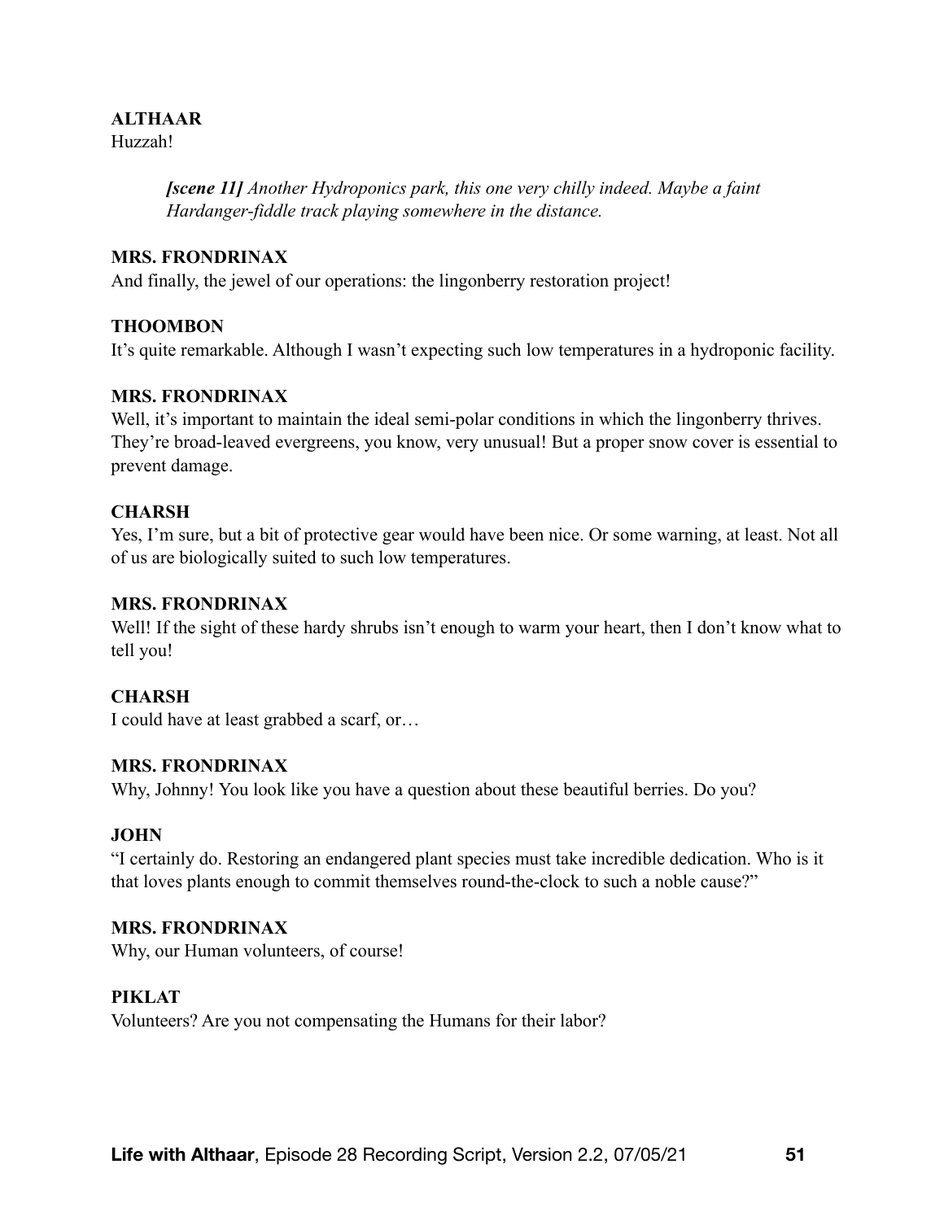**ALTHAAR**
Huzzah!

> ***[scene 11]*** *Another Hydroponics park, this one very chilly indeed. Maybe a faint Hardanger-fiddle track playing somewhere in the distance.*

**MRS. FRONDRINAX**
And finally, the jewel of our operations: the lingonberry restoration project!

**THOOMBON**
It's quite remarkable. Although I wasn't expecting such low temperatures in a hydroponic facility.

**MRS. FRONDRINAX**
Well, it's important to maintain the ideal semi-polar conditions in which the lingonberry thrives. They're broad-leaved evergreens, you know, very unusual! But a proper snow cover is essential to prevent damage.

**CHARSH**
Yes, I'm sure, but a bit of protective gear would have been nice. Or some warning, at least. Not all of us are biologically suited to such low temperatures.

**MRS. FRONDRINAX**
Well! If the sight of these hardy shrubs isn't enough to warm your heart, then I don't know what to tell you!

**CHARSH**
I could have at least grabbed a scarf, or…

**MRS. FRONDRINAX**
Why, Johnny! You look like you have a question about these beautiful berries. Do you?

**JOHN**
"I certainly do. Restoring an endangered plant species must take incredible dedication. Who is it that loves plants enough to commit themselves round-the-clock to such a noble cause?"

**MRS. FRONDRINAX**
Why, our Human volunteers, of course!

**PIKLAT**
Volunteers? Are you not compensating the Humans for their labor?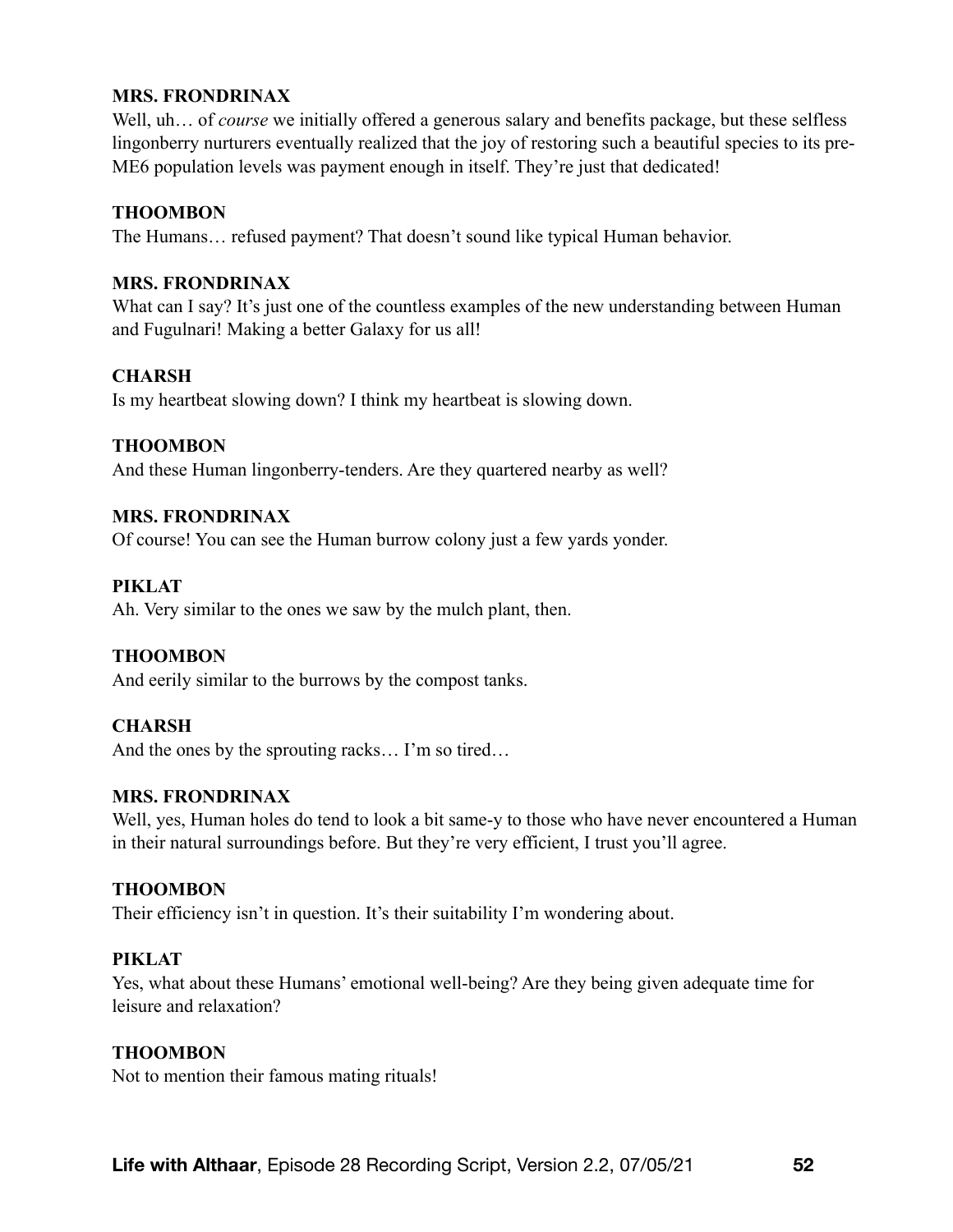**MRS. FRONDRINAX**

Well, uh… of *course* we initially offered a generous salary and benefits package, but these selfless lingonberry nurturers eventually realized that the joy of restoring such a beautiful species to its pre-ME6 population levels was payment enough in itself. They're just that dedicated!

**THOOMBON**

The Humans… refused payment? That doesn't sound like typical Human behavior.

**MRS. FRONDRINAX**

What can I say? It's just one of the countless examples of the new understanding between Human and Fugulnari! Making a better Galaxy for us all!

**CHARSH**

Is my heartbeat slowing down? I think my heartbeat is slowing down.

**THOOMBON**

And these Human lingonberry-tenders. Are they quartered nearby as well?

**MRS. FRONDRINAX**

Of course! You can see the Human burrow colony just a few yards yonder.

**PIKLAT**

Ah. Very similar to the ones we saw by the mulch plant, then.

**THOOMBON**

And eerily similar to the burrows by the compost tanks.

**CHARSH**

And the ones by the sprouting racks… I'm so tired…

**MRS. FRONDRINAX**

Well, yes, Human holes do tend to look a bit same-y to those who have never encountered a Human in their natural surroundings before. But they're very efficient, I trust you'll agree.

**THOOMBON**

Their efficiency isn't in question. It's their suitability I'm wondering about.

**PIKLAT**

Yes, what about these Humans' emotional well-being? Are they being given adequate time for leisure and relaxation?

**THOOMBON**

Not to mention their famous mating rituals!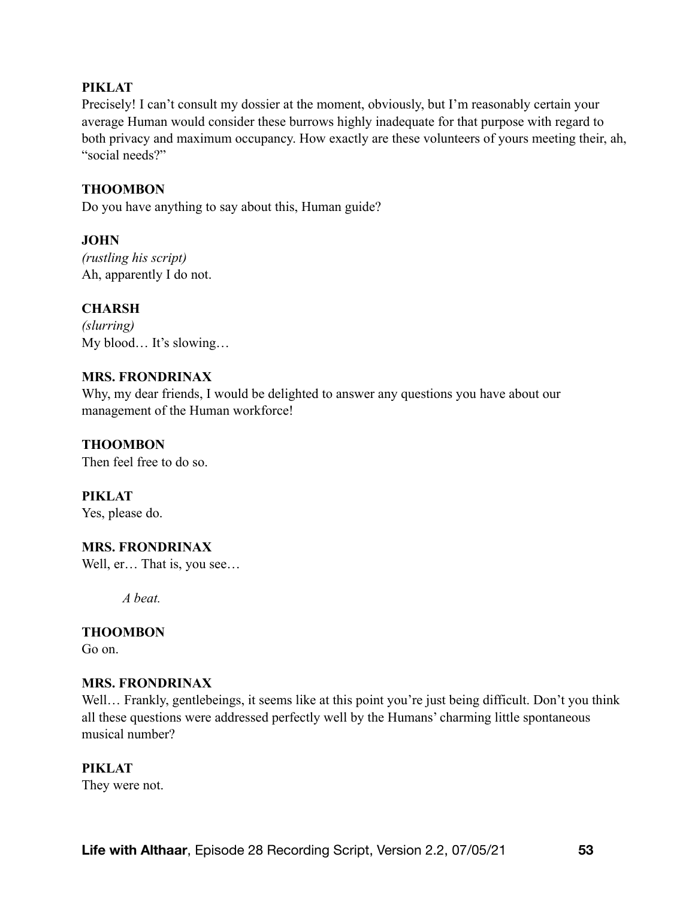**PIKLAT**
Precisely! I can't consult my dossier at the moment, obviously, but I'm reasonably certain your average Human would consider these burrows highly inadequate for that purpose with regard to both privacy and maximum occupancy. How exactly are these volunteers of yours meeting their, ah, "social needs?"

**THOOMBON**
Do you have anything to say about this, Human guide?

**JOHN**
*(rustling his script)*
Ah, apparently I do not.

**CHARSH**
*(slurring)*
My blood… It's slowing…

**MRS. FRONDRINAX**
Why, my dear friends, I would be delighted to answer any questions you have about our management of the Human workforce!

**THOOMBON**
Then feel free to do so.

**PIKLAT**
Yes, please do.

**MRS. FRONDRINAX**
Well, er… That is, you see…

*A beat.*

**THOOMBON**
Go on.

**MRS. FRONDRINAX**
Well… Frankly, gentlebeings, it seems like at this point you're just being difficult. Don't you think all these questions were addressed perfectly well by the Humans' charming little spontaneous musical number?

**PIKLAT**
They were not.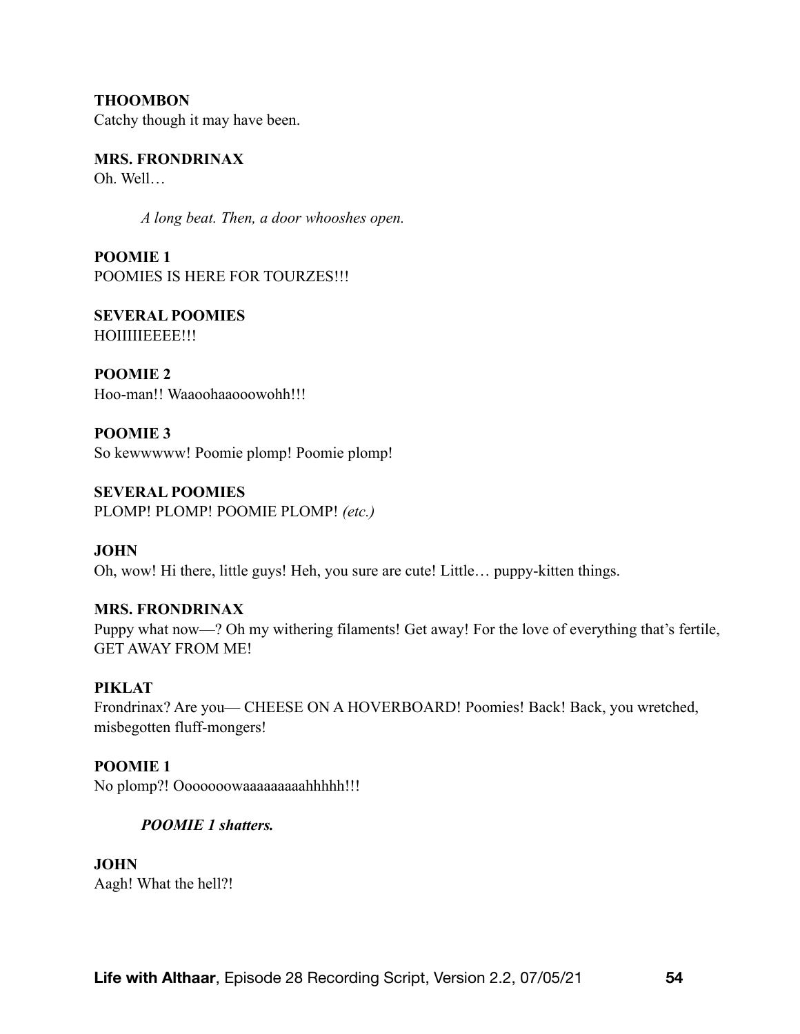**THOOMBON**
Catchy though it may have been.

**MRS. FRONDRINAX**
Oh. Well…

*A long beat. Then, a door whooshes open.*

**POOMIE 1**
POOMIES IS HERE FOR TOURZES!!!

**SEVERAL POOMIES**
HOIIIIIEEEE!!!

**POOMIE 2**
Hoo-man!! Waaoohaaooowohh!!!

**POOMIE 3**
So kewwwww! Poomie plomp! Poomie plomp!

**SEVERAL POOMIES**
PLOMP! PLOMP! POOMIE PLOMP! *(etc.)*

**JOHN**
Oh, wow! Hi there, little guys! Heh, you sure are cute! Little… puppy-kitten things.

**MRS. FRONDRINAX**
Puppy what now—? Oh my withering filaments! Get away! For the love of everything that's fertile, GET AWAY FROM ME!

**PIKLAT**
Frondrinax? Are you— CHEESE ON A HOVERBOARD! Poomies! Back! Back, you wretched, misbegotten fluff-mongers!

**POOMIE 1**
No plomp?! Oooooowaaaaaaaaahhhhh!!!

***POOMIE 1 shatters.***

**JOHN**
Aagh! What the hell?!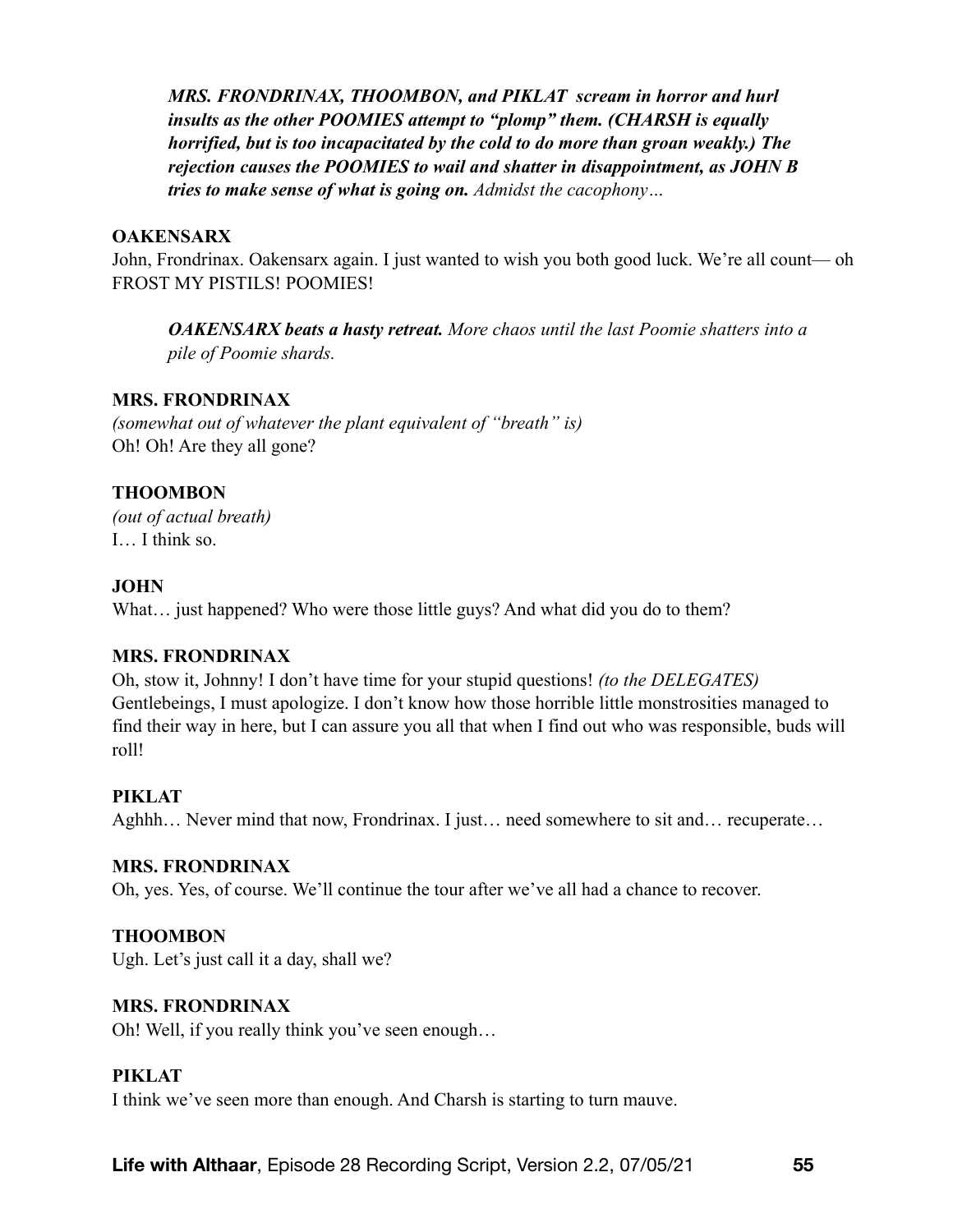***MRS. FRONDRINAX, THOOMBON, and PIKLAT scream in horror and hurl insults as the other POOMIES attempt to "plomp" them. (CHARSH is equally horrified, but is too incapacitated by the cold to do more than groan weakly.) The rejection causes the POOMIES to wail and shatter in disappointment, as JOHN B tries to make sense of what is going on.*** *Admidst the cacophony…*

**OAKENSARX**
John, Frondrinax. Oakensarx again. I just wanted to wish you both good luck. We're all count— oh FROST MY PISTILS! POOMIES!

***OAKENSARX beats a hasty retreat.*** *More chaos until the last Poomie shatters into a pile of Poomie shards.*

**MRS. FRONDRINAX**
*(somewhat out of whatever the plant equivalent of "breath" is)*
Oh! Oh! Are they all gone?

**THOOMBON**
*(out of actual breath)*
I… I think so.

**JOHN**
What… just happened? Who were those little guys? And what did you do to them?

**MRS. FRONDRINAX**
Oh, stow it, Johnny! I don't have time for your stupid questions! *(to the DELEGATES)* Gentlebeings, I must apologize. I don't know how those horrible little monstrosities managed to find their way in here, but I can assure you all that when I find out who was responsible, buds will roll!

**PIKLAT**
Aghhh… Never mind that now, Frondrinax. I just… need somewhere to sit and… recuperate…

**MRS. FRONDRINAX**
Oh, yes. Yes, of course. We'll continue the tour after we've all had a chance to recover.

**THOOMBON**
Ugh. Let's just call it a day, shall we?

**MRS. FRONDRINAX**
Oh! Well, if you really think you've seen enough…

**PIKLAT**
I think we've seen more than enough. And Charsh is starting to turn mauve.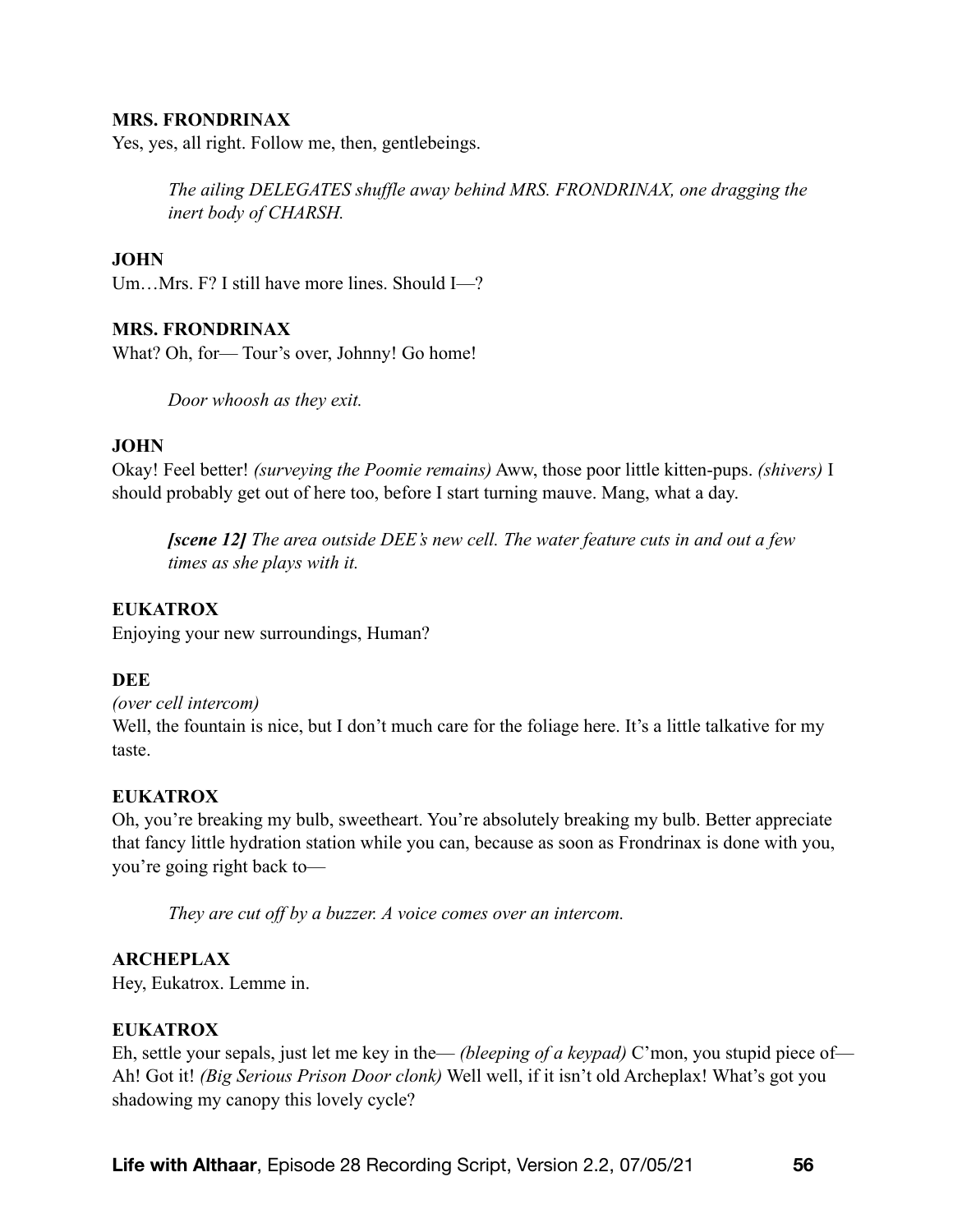**MRS. FRONDRINAX**
Yes, yes, all right. Follow me, then, gentlebeings.

> *The ailing DELEGATES shuffle away behind MRS. FRONDRINAX, one dragging the inert body of CHARSH.*

**JOHN**
Um…Mrs. F? I still have more lines. Should I—?

**MRS. FRONDRINAX**
What? Oh, for— Tour's over, Johnny! Go home!

> *Door whoosh as they exit.*

**JOHN**
Okay! Feel better! *(surveying the Poomie remains)* Aww, those poor little kitten-pups. *(shivers)* I should probably get out of here too, before I start turning mauve. Mang, what a day.

> ***[scene 12]*** *The area outside DEE's new cell. The water feature cuts in and out a few times as she plays with it.*

**EUKATROX**
Enjoying your new surroundings, Human?

**DEE**
*(over cell intercom)*
Well, the fountain is nice, but I don't much care for the foliage here. It's a little talkative for my taste.

**EUKATROX**
Oh, you're breaking my bulb, sweetheart. You're absolutely breaking my bulb. Better appreciate that fancy little hydration station while you can, because as soon as Frondrinax is done with you, you're going right back to—

> *They are cut off by a buzzer. A voice comes over an intercom.*

**ARCHEPLAX**
Hey, Eukatrox. Lemme in.

**EUKATROX**
Eh, settle your sepals, just let me key in the— *(bleeping of a keypad)* C'mon, you stupid piece of— Ah! Got it! *(Big Serious Prison Door clonk)* Well well, if it isn't old Archeplax! What's got you shadowing my canopy this lovely cycle?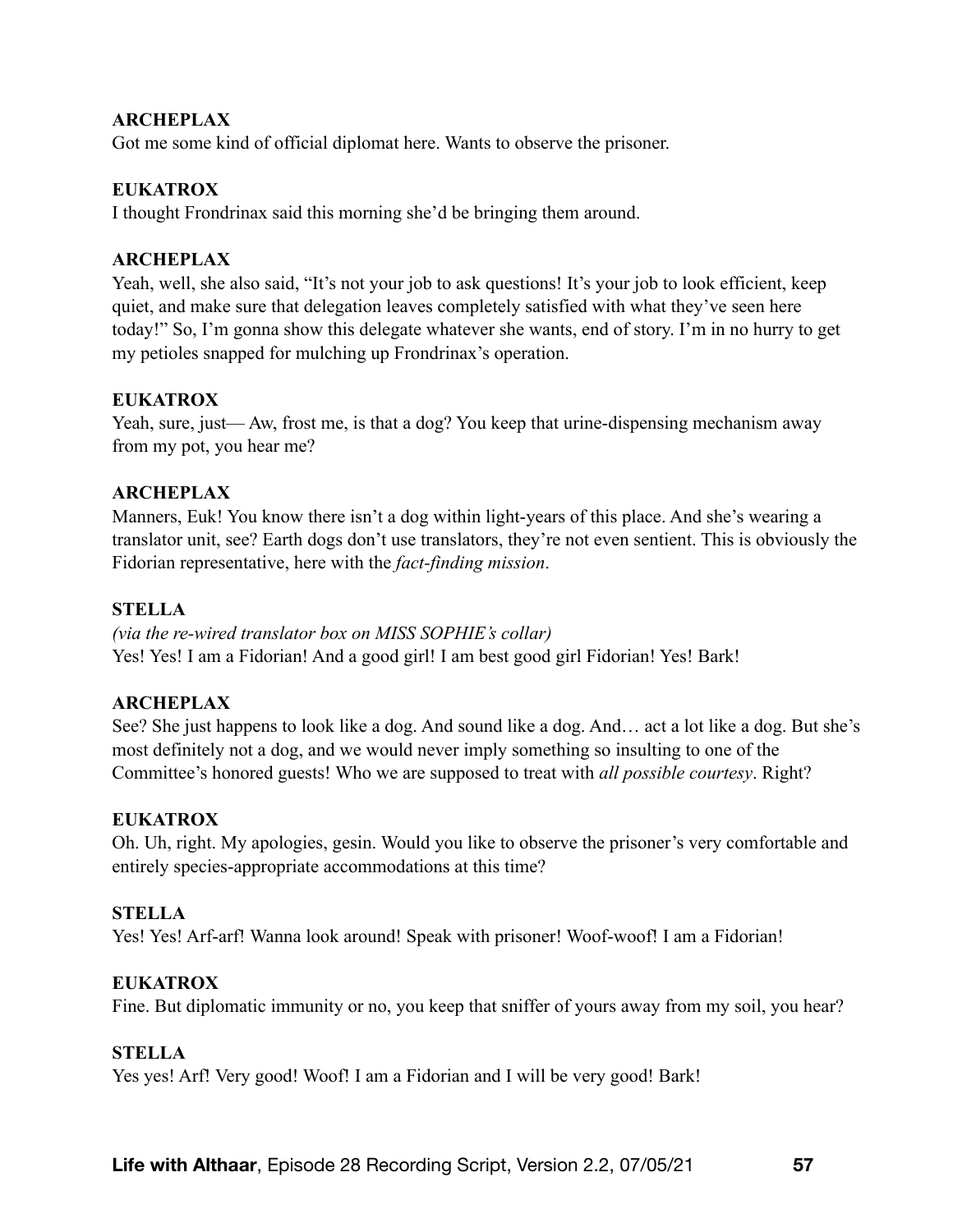**ARCHEPLAX**

Got me some kind of official diplomat here. Wants to observe the prisoner.

**EUKATROX**

I thought Frondrinax said this morning she'd be bringing them around.

**ARCHEPLAX**

Yeah, well, she also said, "It's not your job to ask questions! It's your job to look efficient, keep quiet, and make sure that delegation leaves completely satisfied with what they've seen here today!" So, I'm gonna show this delegate whatever she wants, end of story. I'm in no hurry to get my petioles snapped for mulching up Frondrinax's operation.

**EUKATROX**

Yeah, sure, just— Aw, frost me, is that a dog? You keep that urine-dispensing mechanism away from my pot, you hear me?

**ARCHEPLAX**

Manners, Euk! You know there isn't a dog within light-years of this place. And she's wearing a translator unit, see? Earth dogs don't use translators, they're not even sentient. This is obviously the Fidorian representative, here with the *fact-finding mission*.

**STELLA**

*(via the re-wired translator box on MISS SOPHIE's collar)*

Yes! Yes! I am a Fidorian! And a good girl! I am best good girl Fidorian! Yes! Bark!

**ARCHEPLAX**

See? She just happens to look like a dog. And sound like a dog. And… act a lot like a dog. But she's most definitely not a dog, and we would never imply something so insulting to one of the Committee's honored guests! Who we are supposed to treat with *all possible courtesy*. Right?

**EUKATROX**

Oh. Uh, right. My apologies, gesin. Would you like to observe the prisoner's very comfortable and entirely species-appropriate accommodations at this time?

**STELLA**

Yes! Yes! Arf-arf! Wanna look around! Speak with prisoner! Woof-woof! I am a Fidorian!

**EUKATROX**

Fine. But diplomatic immunity or no, you keep that sniffer of yours away from my soil, you hear?

**STELLA**

Yes yes! Arf! Very good! Woof! I am a Fidorian and I will be very good! Bark!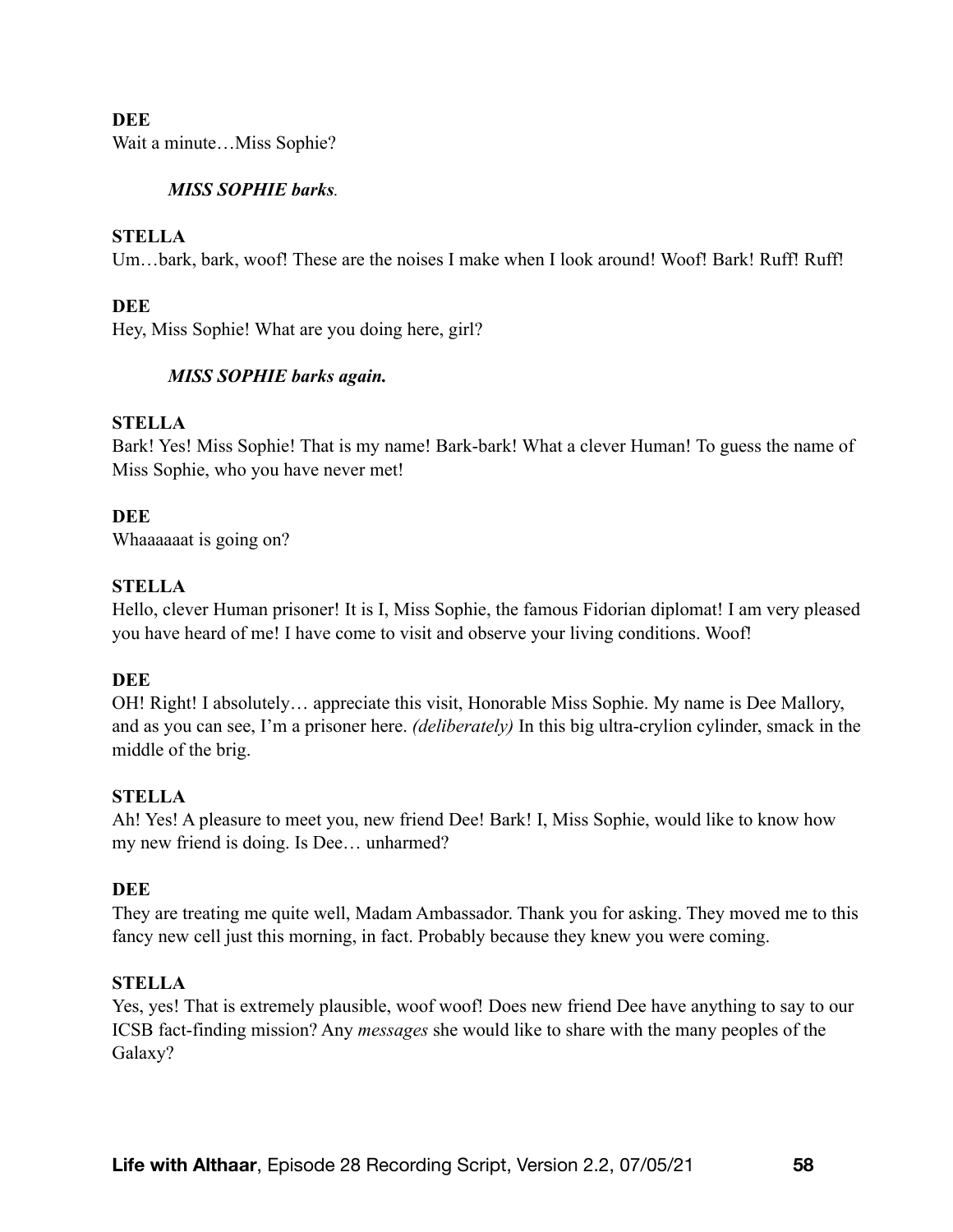**DEE**
Wait a minute…Miss Sophie?

*MISS SOPHIE barks.*

**STELLA**
Um…bark, bark, woof! These are the noises I make when I look around! Woof! Bark! Ruff! Ruff!

**DEE**
Hey, Miss Sophie! What are you doing here, girl?

***MISS SOPHIE barks again.***

**STELLA**
Bark! Yes! Miss Sophie! That is my name! Bark-bark! What a clever Human! To guess the name of Miss Sophie, who you have never met!

**DEE**
Whaaaaaat is going on?

**STELLA**
Hello, clever Human prisoner! It is I, Miss Sophie, the famous Fidorian diplomat! I am very pleased you have heard of me! I have come to visit and observe your living conditions. Woof!

**DEE**
OH! Right! I absolutely… appreciate this visit, Honorable Miss Sophie. My name is Dee Mallory, and as you can see, I'm a prisoner here. *(deliberately)* In this big ultra-crylion cylinder, smack in the middle of the brig.

**STELLA**
Ah! Yes! A pleasure to meet you, new friend Dee! Bark! I, Miss Sophie, would like to know how my new friend is doing. Is Dee… unharmed?

**DEE**
They are treating me quite well, Madam Ambassador. Thank you for asking. They moved me to this fancy new cell just this morning, in fact. Probably because they knew you were coming.

**STELLA**
Yes, yes! That is extremely plausible, woof woof! Does new friend Dee have anything to say to our ICSB fact-finding mission? Any *messages* she would like to share with the many peoples of the Galaxy?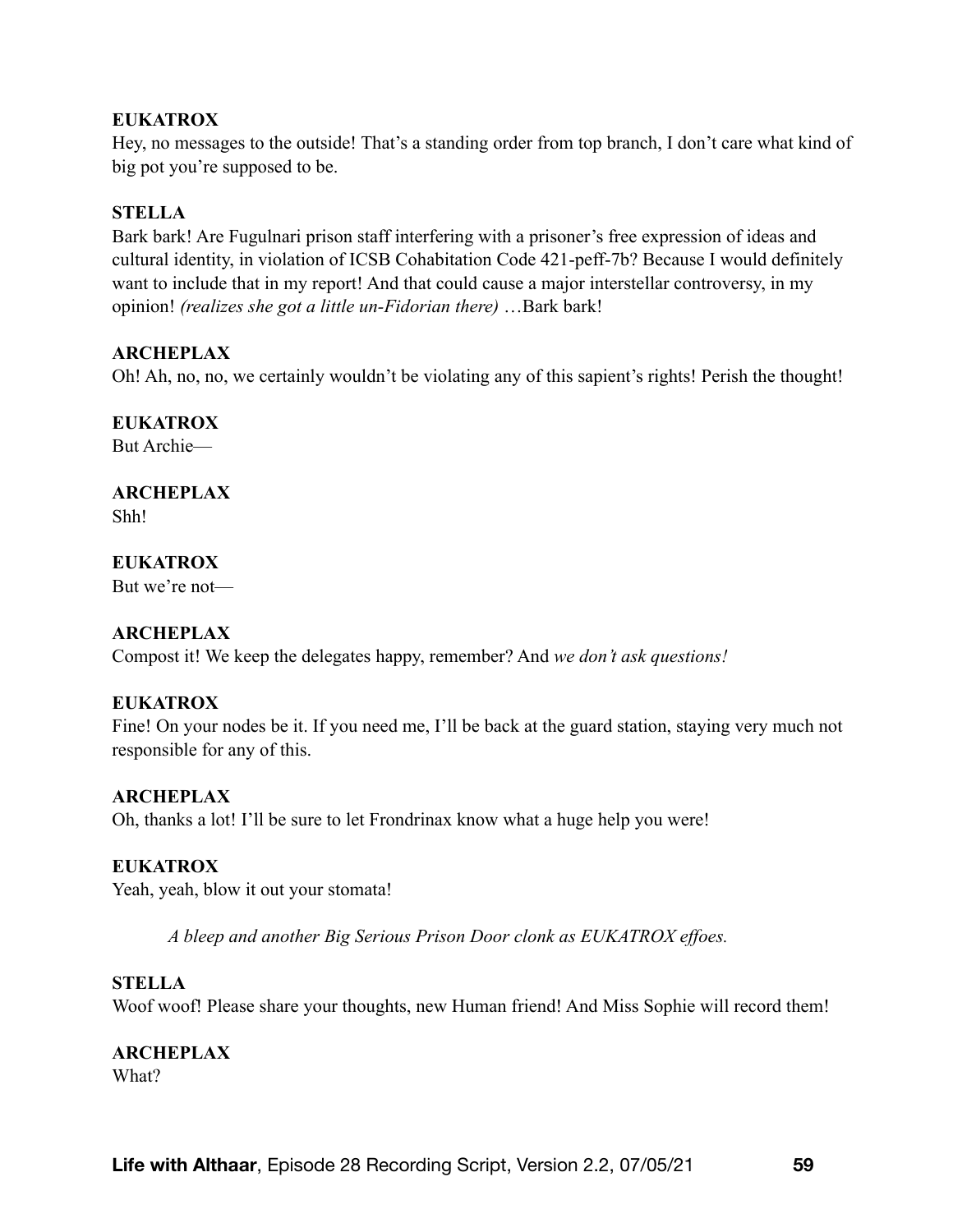**EUKATROX**
Hey, no messages to the outside! That's a standing order from top branch, I don't care what kind of big pot you're supposed to be.

**STELLA**
Bark bark! Are Fugulnari prison staff interfering with a prisoner's free expression of ideas and cultural identity, in violation of ICSB Cohabitation Code 421-peff-7b? Because I would definitely want to include that in my report! And that could cause a major interstellar controversy, in my opinion! *(realizes she got a little un-Fidorian there)* …Bark bark!

**ARCHEPLAX**
Oh! Ah, no, no, we certainly wouldn't be violating any of this sapient's rights! Perish the thought!

**EUKATROX**
But Archie—

**ARCHEPLAX**
Shh!

**EUKATROX**
But we're not—

**ARCHEPLAX**
Compost it! We keep the delegates happy, remember? And *we don't ask questions!*

**EUKATROX**
Fine! On your nodes be it. If you need me, I'll be back at the guard station, staying very much not responsible for any of this.

**ARCHEPLAX**
Oh, thanks a lot! I'll be sure to let Frondrinax know what a huge help you were!

**EUKATROX**
Yeah, yeah, blow it out your stomata!

*A bleep and another Big Serious Prison Door clonk as EUKATROX effoes.*

**STELLA**
Woof woof! Please share your thoughts, new Human friend! And Miss Sophie will record them!

**ARCHEPLAX**
What?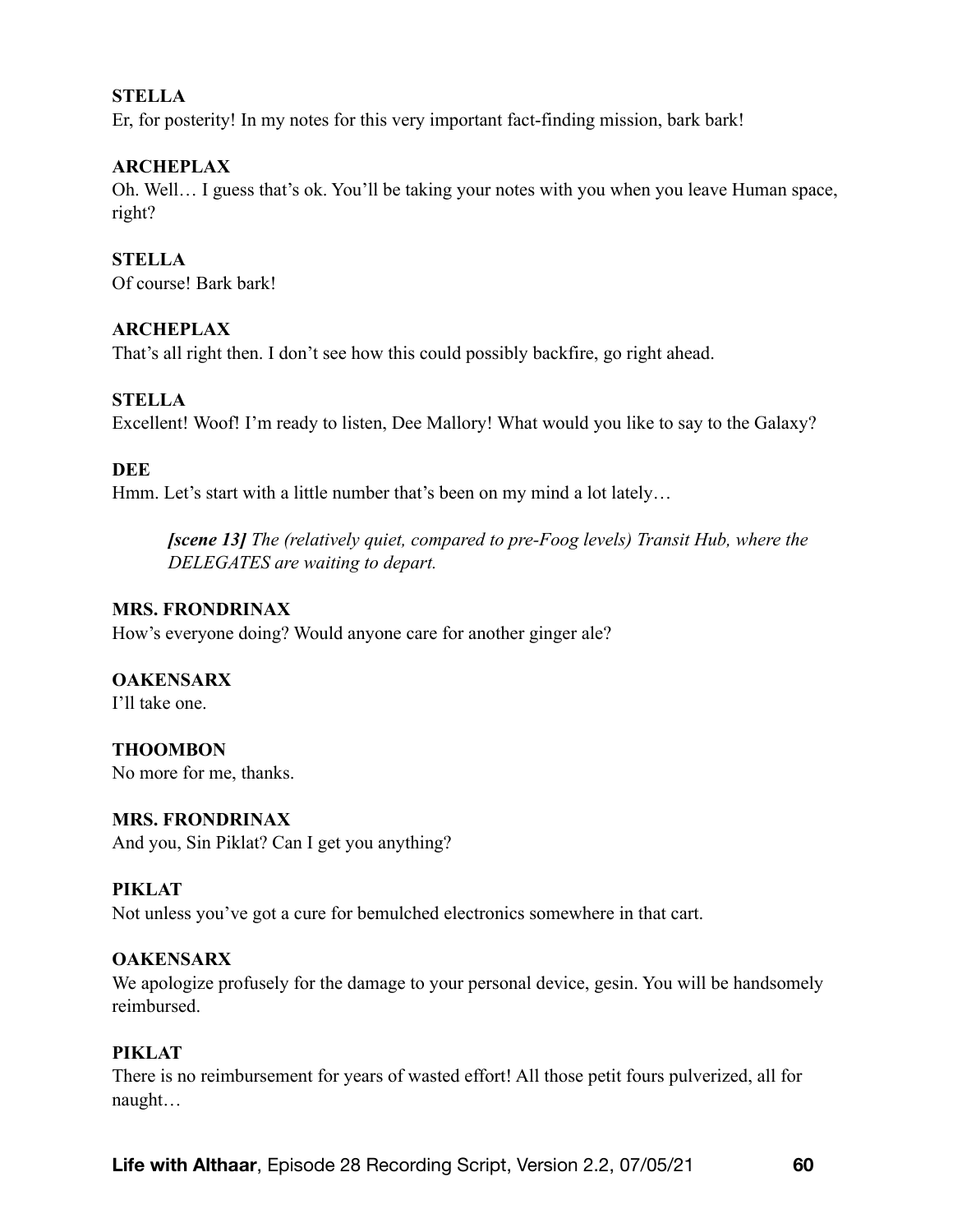**STELLA**

Er, for posterity! In my notes for this very important fact-finding mission, bark bark!

**ARCHEPLAX**

Oh. Well… I guess that's ok. You'll be taking your notes with you when you leave Human space, right?

**STELLA**

Of course! Bark bark!

**ARCHEPLAX**

That's all right then. I don't see how this could possibly backfire, go right ahead.

**STELLA**

Excellent! Woof! I'm ready to listen, Dee Mallory! What would you like to say to the Galaxy?

**DEE**

Hmm. Let's start with a little number that's been on my mind a lot lately…

> ***[scene 13]*** *The (relatively quiet, compared to pre-Foog levels) Transit Hub, where the DELEGATES are waiting to depart.*

**MRS. FRONDRINAX**

How's everyone doing? Would anyone care for another ginger ale?

**OAKENSARX**

I'll take one.

**THOOMBON**

No more for me, thanks.

**MRS. FRONDRINAX**

And you, Sin Piklat? Can I get you anything?

**PIKLAT**

Not unless you've got a cure for bemulched electronics somewhere in that cart.

**OAKENSARX**

We apologize profusely for the damage to your personal device, gesin. You will be handsomely reimbursed.

**PIKLAT**

There is no reimbursement for years of wasted effort! All those petit fours pulverized, all for naught…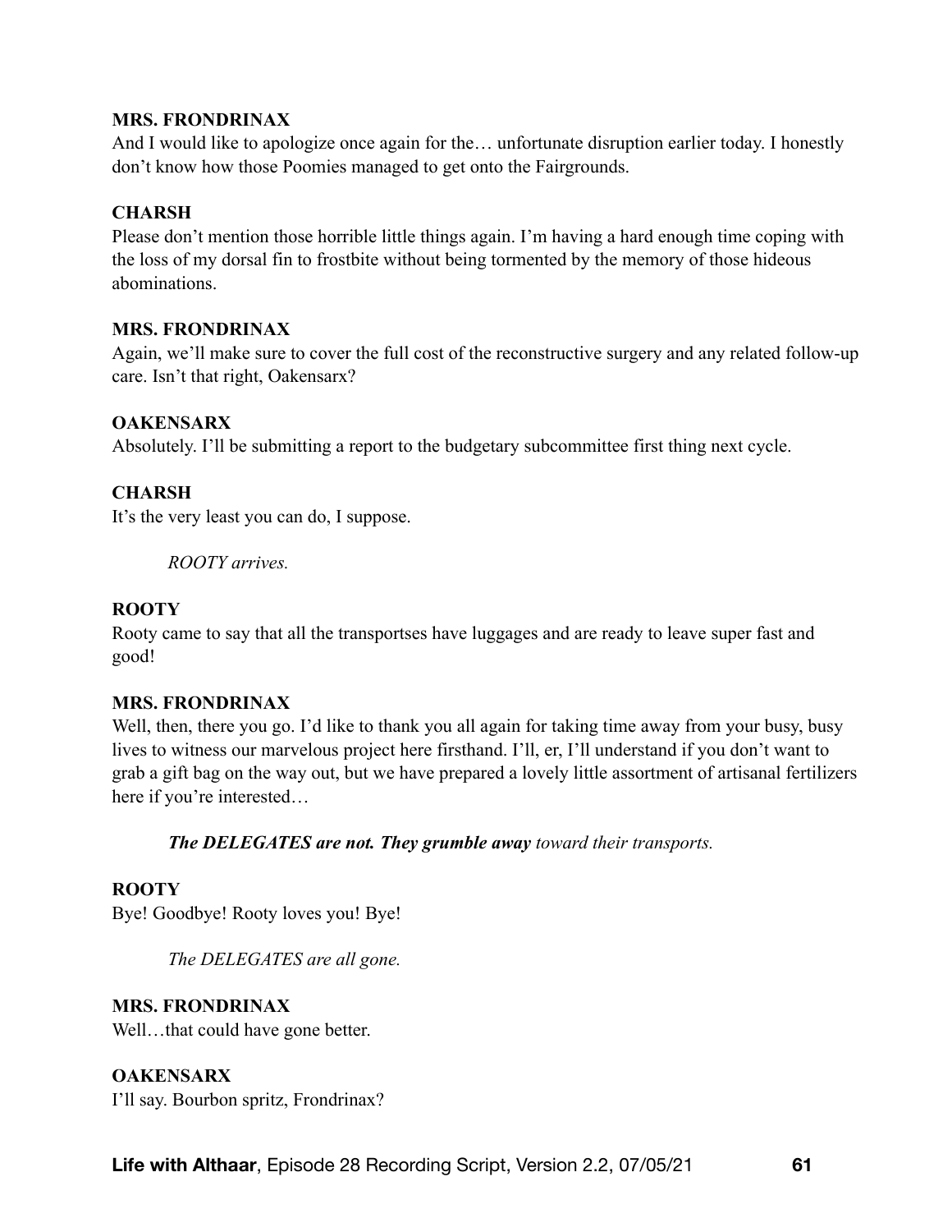**MRS. FRONDRINAX**
And I would like to apologize once again for the… unfortunate disruption earlier today. I honestly don't know how those Poomies managed to get onto the Fairgrounds.

**CHARSH**
Please don't mention those horrible little things again. I'm having a hard enough time coping with the loss of my dorsal fin to frostbite without being tormented by the memory of those hideous abominations.

**MRS. FRONDRINAX**
Again, we'll make sure to cover the full cost of the reconstructive surgery and any related follow-up care. Isn't that right, Oakensarx?

**OAKENSARX**
Absolutely. I'll be submitting a report to the budgetary subcommittee first thing next cycle.

**CHARSH**
It's the very least you can do, I suppose.

> *ROOTY arrives.*

**ROOTY**
Rooty came to say that all the transportses have luggages and are ready to leave super fast and good!

**MRS. FRONDRINAX**
Well, then, there you go. I'd like to thank you all again for taking time away from your busy, busy lives to witness our marvelous project here firsthand. I'll, er, I'll understand if you don't want to grab a gift bag on the way out, but we have prepared a lovely little assortment of artisanal fertilizers here if you're interested…

> ***The DELEGATES are not. They grumble away** toward their transports.*

**ROOTY**
Bye! Goodbye! Rooty loves you! Bye!

> *The DELEGATES are all gone.*

**MRS. FRONDRINAX**
Well…that could have gone better.

**OAKENSARX**
I'll say. Bourbon spritz, Frondrinax?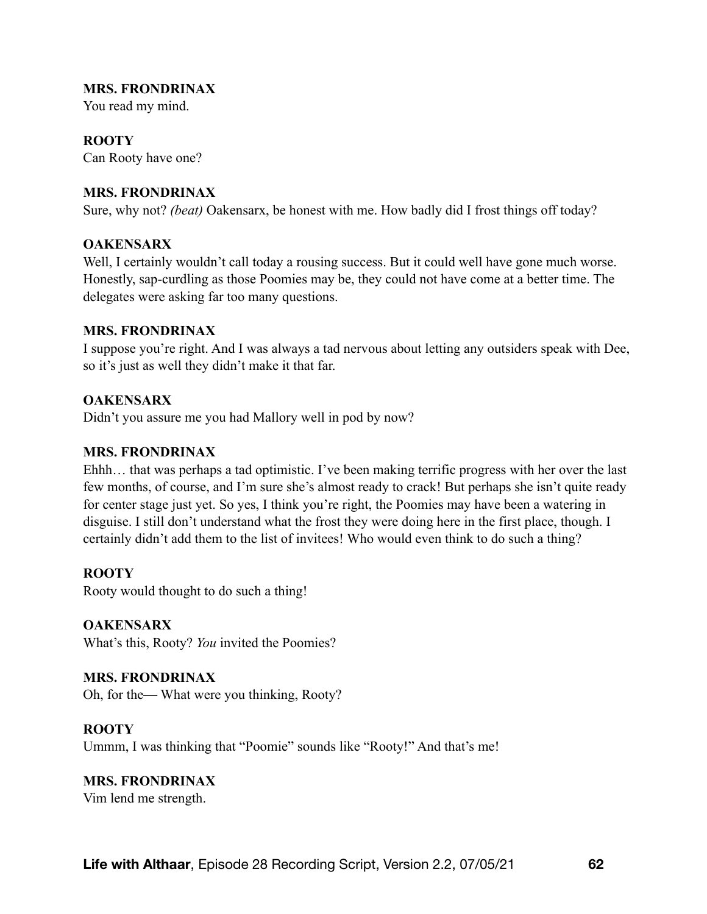**MRS. FRONDRINAX**
You read my mind.

**ROOTY**
Can Rooty have one?

**MRS. FRONDRINAX**
Sure, why not? *(beat)* Oakensarx, be honest with me. How badly did I frost things off today?

**OAKENSARX**
Well, I certainly wouldn't call today a rousing success. But it could well have gone much worse. Honestly, sap-curdling as those Poomies may be, they could not have come at a better time. The delegates were asking far too many questions.

**MRS. FRONDRINAX**
I suppose you're right. And I was always a tad nervous about letting any outsiders speak with Dee, so it's just as well they didn't make it that far.

**OAKENSARX**
Didn't you assure me you had Mallory well in pod by now?

**MRS. FRONDRINAX**
Ehhh… that was perhaps a tad optimistic. I've been making terrific progress with her over the last few months, of course, and I'm sure she's almost ready to crack! But perhaps she isn't quite ready for center stage just yet. So yes, I think you're right, the Poomies may have been a watering in disguise. I still don't understand what the frost they were doing here in the first place, though. I certainly didn't add them to the list of invitees! Who would even think to do such a thing?

**ROOTY**
Rooty would thought to do such a thing!

**OAKENSARX**
What's this, Rooty? *You* invited the Poomies?

**MRS. FRONDRINAX**
Oh, for the— What were you thinking, Rooty?

**ROOTY**
Ummm, I was thinking that "Poomie" sounds like "Rooty!" And that's me!

**MRS. FRONDRINAX**
Vim lend me strength.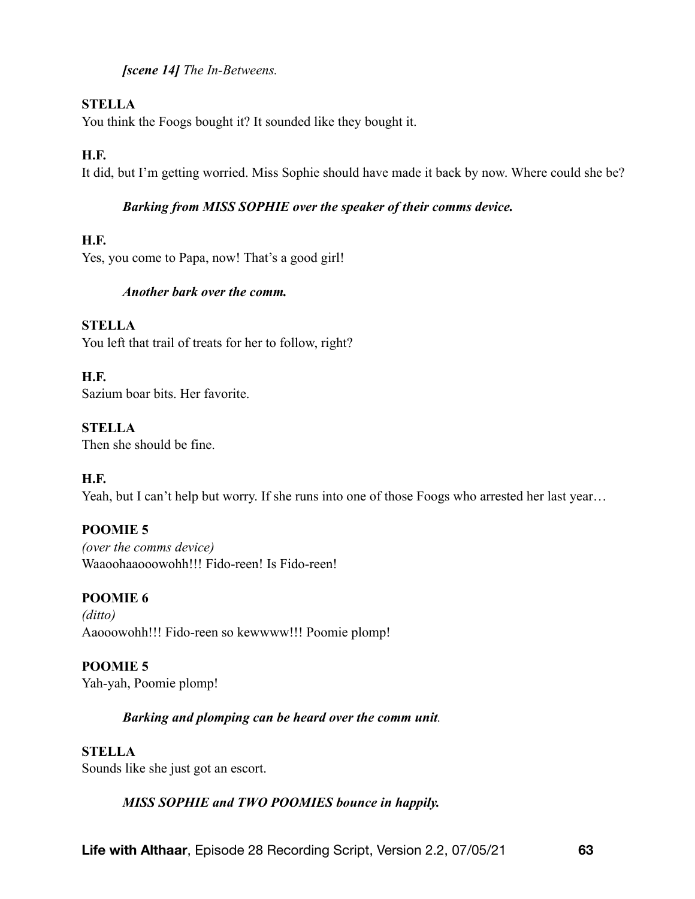***[scene 14]** The In-Betweens.*

**STELLA**
You think the Foogs bought it? It sounded like they bought it.

**H.F.**
It did, but I'm getting worried. Miss Sophie should have made it back by now. Where could she be?

***Barking from MISS SOPHIE over the speaker of their comms device.***

**H.F.**
Yes, you come to Papa, now! That's a good girl!

***Another bark over the comm.***

**STELLA**
You left that trail of treats for her to follow, right?

**H.F.**
Sazium boar bits. Her favorite.

**STELLA**
Then she should be fine.

**H.F.**
Yeah, but I can't help but worry. If she runs into one of those Foogs who arrested her last year…

**POOMIE 5**
*(over the comms device)*
Waaoohaaooowohh!!! Fido-reen! Is Fido-reen!

**POOMIE 6**
*(ditto)*
Aaooowohh!!! Fido-reen so kewwww!!! Poomie plomp!

**POOMIE 5**
Yah-yah, Poomie plomp!

***Barking and plomping can be heard over the comm unit.***

**STELLA**
Sounds like she just got an escort.

***MISS SOPHIE and TWO POOMIES bounce in happily.***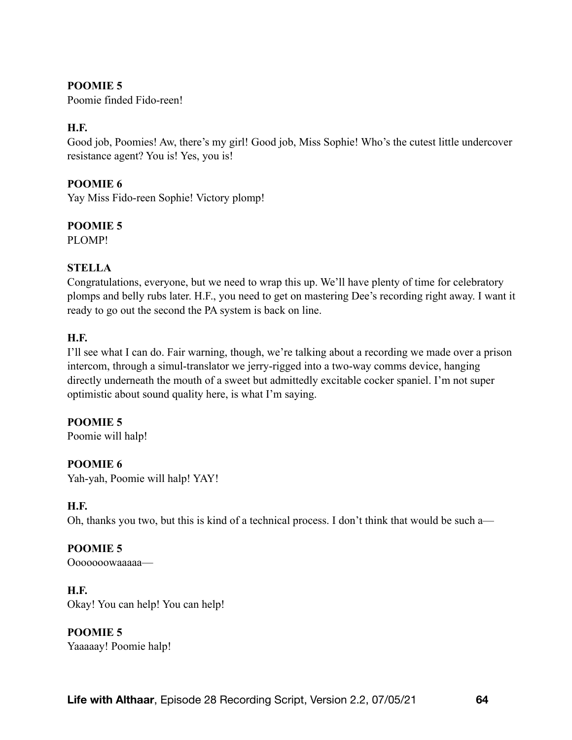**POOMIE 5**
Poomie finded Fido-reen!

**H.F.**
Good job, Poomies! Aw, there's my girl! Good job, Miss Sophie! Who's the cutest little undercover resistance agent? You is! Yes, you is!

**POOMIE 6**
Yay Miss Fido-reen Sophie! Victory plomp!

**POOMIE 5**
PLOMP!

**STELLA**
Congratulations, everyone, but we need to wrap this up. We'll have plenty of time for celebratory plomps and belly rubs later. H.F., you need to get on mastering Dee's recording right away. I want it ready to go out the second the PA system is back on line.

**H.F.**
I'll see what I can do. Fair warning, though, we're talking about a recording we made over a prison intercom, through a simul-translator we jerry-rigged into a two-way comms device, hanging directly underneath the mouth of a sweet but admittedly excitable cocker spaniel. I'm not super optimistic about sound quality here, is what I'm saying.

**POOMIE 5**
Poomie will halp!

**POOMIE 6**
Yah-yah, Poomie will halp! YAY!

**H.F.**
Oh, thanks you two, but this is kind of a technical process. I don't think that would be such a—

**POOMIE 5**
Ooooooowaaaaa—

**H.F.**
Okay! You can help! You can help!

**POOMIE 5**
Yaaaaay! Poomie halp!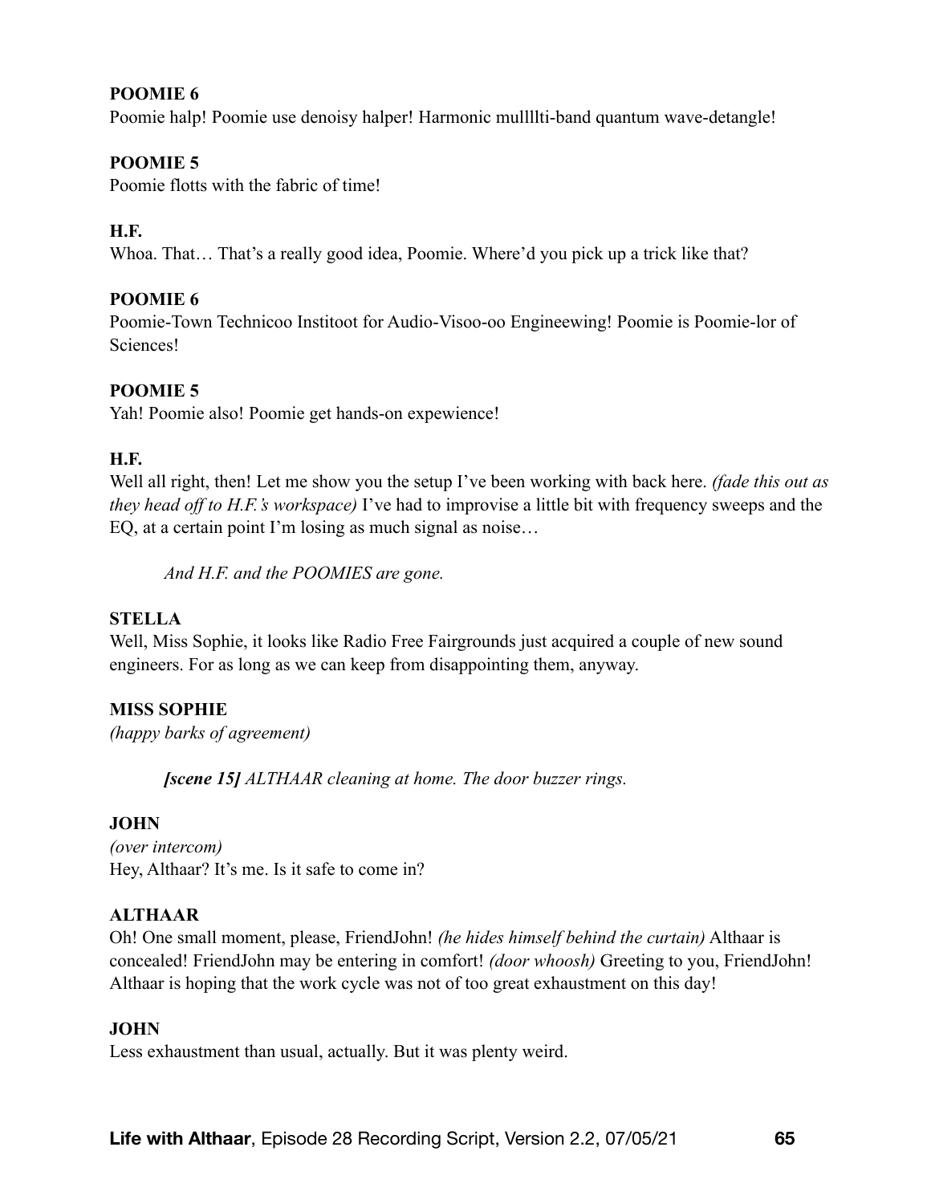**POOMIE 6**

Poomie halp! Poomie use denoisy halper! Harmonic mullllti-band quantum wave-detangle!

**POOMIE 5**

Poomie flotts with the fabric of time!

**H.F.**

Whoa. That… That's a really good idea, Poomie. Where'd you pick up a trick like that?

**POOMIE 6**

Poomie-Town Technicoo Institoot for Audio-Visoo-oo Engineewing! Poomie is Poomie-lor of Sciences!

**POOMIE 5**

Yah! Poomie also! Poomie get hands-on expewience!

**H.F.**

Well all right, then! Let me show you the setup I've been working with back here. *(fade this out as they head off to H.F.'s workspace)* I've had to improvise a little bit with frequency sweeps and the EQ, at a certain point I'm losing as much signal as noise…

*And H.F. and the POOMIES are gone.*

**STELLA**

Well, Miss Sophie, it looks like Radio Free Fairgrounds just acquired a couple of new sound engineers. For as long as we can keep from disappointing them, anyway.

**MISS SOPHIE**

*(happy barks of agreement)*

***[scene 15]*** *ALTHAAR cleaning at home. The door buzzer rings.*

**JOHN**

*(over intercom)*

Hey, Althaar? It's me. Is it safe to come in?

**ALTHAAR**

Oh! One small moment, please, FriendJohn! *(he hides himself behind the curtain)* Althaar is concealed! FriendJohn may be entering in comfort! *(door whoosh)* Greeting to you, FriendJohn! Althaar is hoping that the work cycle was not of too great exhaustment on this day!

**JOHN**

Less exhaustment than usual, actually. But it was plenty weird.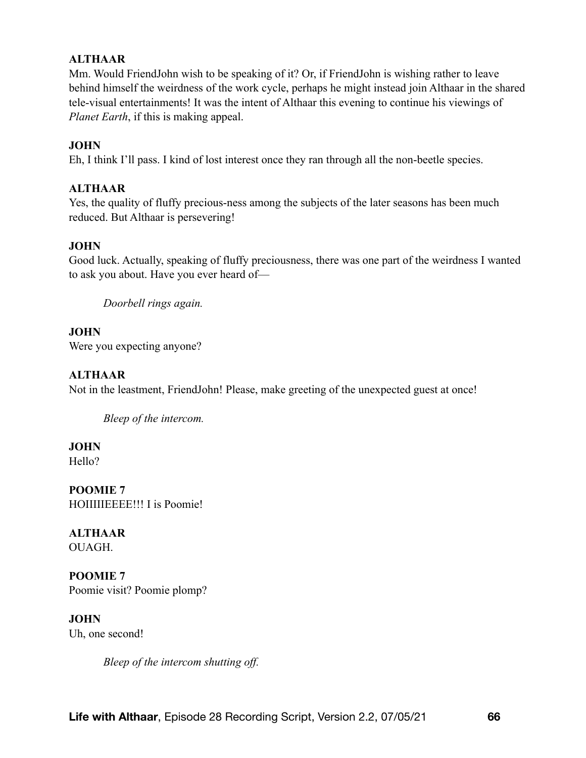**ALTHAAR**
Mm. Would FriendJohn wish to be speaking of it? Or, if FriendJohn is wishing rather to leave behind himself the weirdness of the work cycle, perhaps he might instead join Althaar in the shared tele-visual entertainments! It was the intent of Althaar this evening to continue his viewings of *Planet Earth*, if this is making appeal.

**JOHN**
Eh, I think I'll pass. I kind of lost interest once they ran through all the non-beetle species.

**ALTHAAR**
Yes, the quality of fluffy precious-ness among the subjects of the later seasons has been much reduced. But Althaar is persevering!

**JOHN**
Good luck. Actually, speaking of fluffy preciousness, there was one part of the weirdness I wanted to ask you about. Have you ever heard of—

> *Doorbell rings again.*

**JOHN**
Were you expecting anyone?

**ALTHAAR**
Not in the leastment, FriendJohn! Please, make greeting of the unexpected guest at once!

> *Bleep of the intercom.*

**JOHN**
Hello?

**POOMIE 7**
HOIIIIIEEEE!!! I is Poomie!

**ALTHAAR**
OUAGH.

**POOMIE 7**
Poomie visit? Poomie plomp?

**JOHN**
Uh, one second!

> *Bleep of the intercom shutting off.*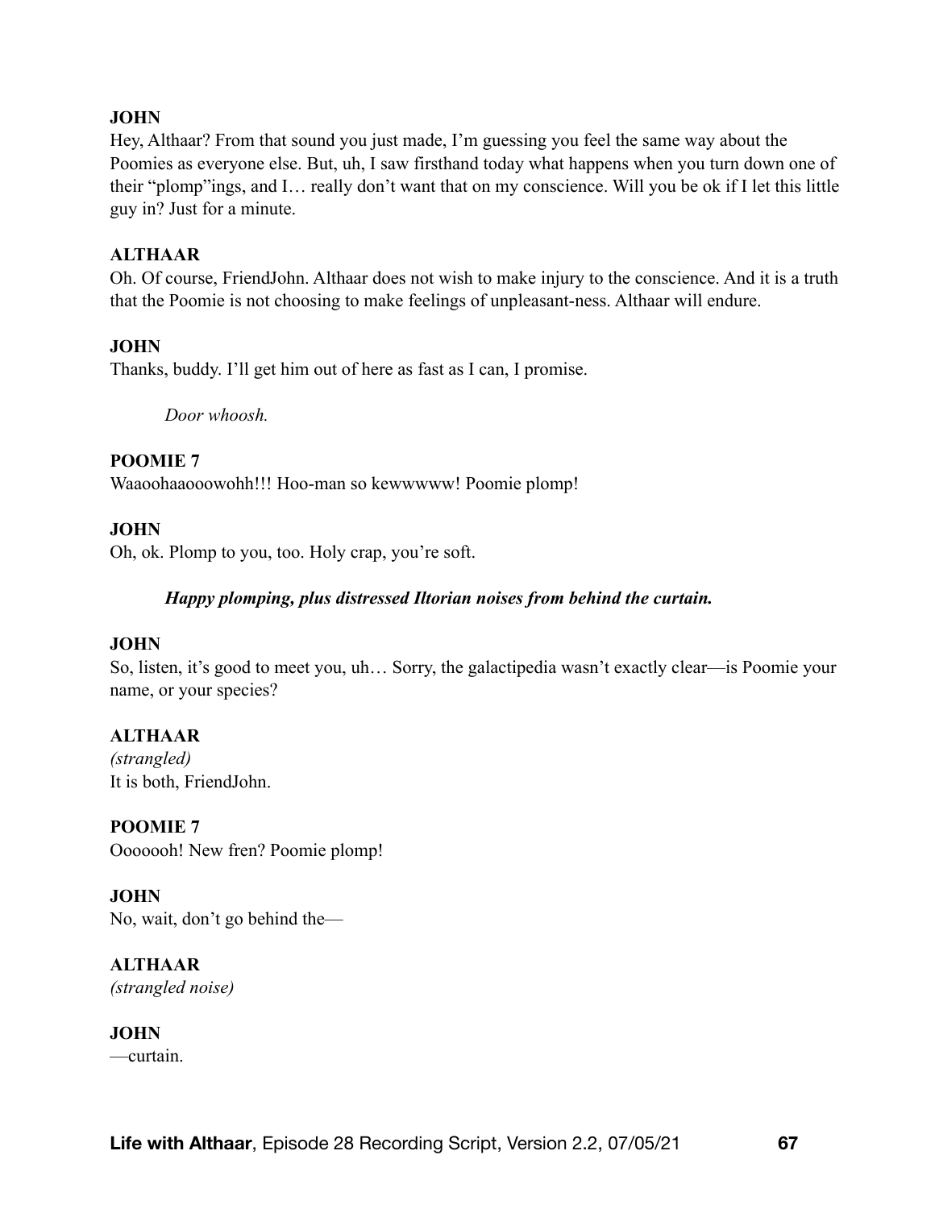**JOHN**
Hey, Althaar? From that sound you just made, I'm guessing you feel the same way about the Poomies as everyone else. But, uh, I saw firsthand today what happens when you turn down one of their "plomp"ings, and I… really don't want that on my conscience. Will you be ok if I let this little guy in? Just for a minute.

**ALTHAAR**
Oh. Of course, FriendJohn. Althaar does not wish to make injury to the conscience. And it is a truth that the Poomie is not choosing to make feelings of unpleasant-ness. Althaar will endure.

**JOHN**
Thanks, buddy. I'll get him out of here as fast as I can, I promise.

> *Door whoosh.*

**POOMIE 7**
Waaoohaaooowohh!!! Hoo-man so kewwwww! Poomie plomp!

**JOHN**
Oh, ok. Plomp to you, too. Holy crap, you're soft.

> ***Happy plomping, plus distressed Iltorian noises from behind the curtain.***

**JOHN**
So, listen, it's good to meet you, uh… Sorry, the galactipedia wasn't exactly clear—is Poomie your name, or your species?

**ALTHAAR**
*(strangled)*
It is both, FriendJohn.

**POOMIE 7**
Ooooooh! New fren? Poomie plomp!

**JOHN**
No, wait, don't go behind the—

**ALTHAAR**
*(strangled noise)*

**JOHN**
—curtain.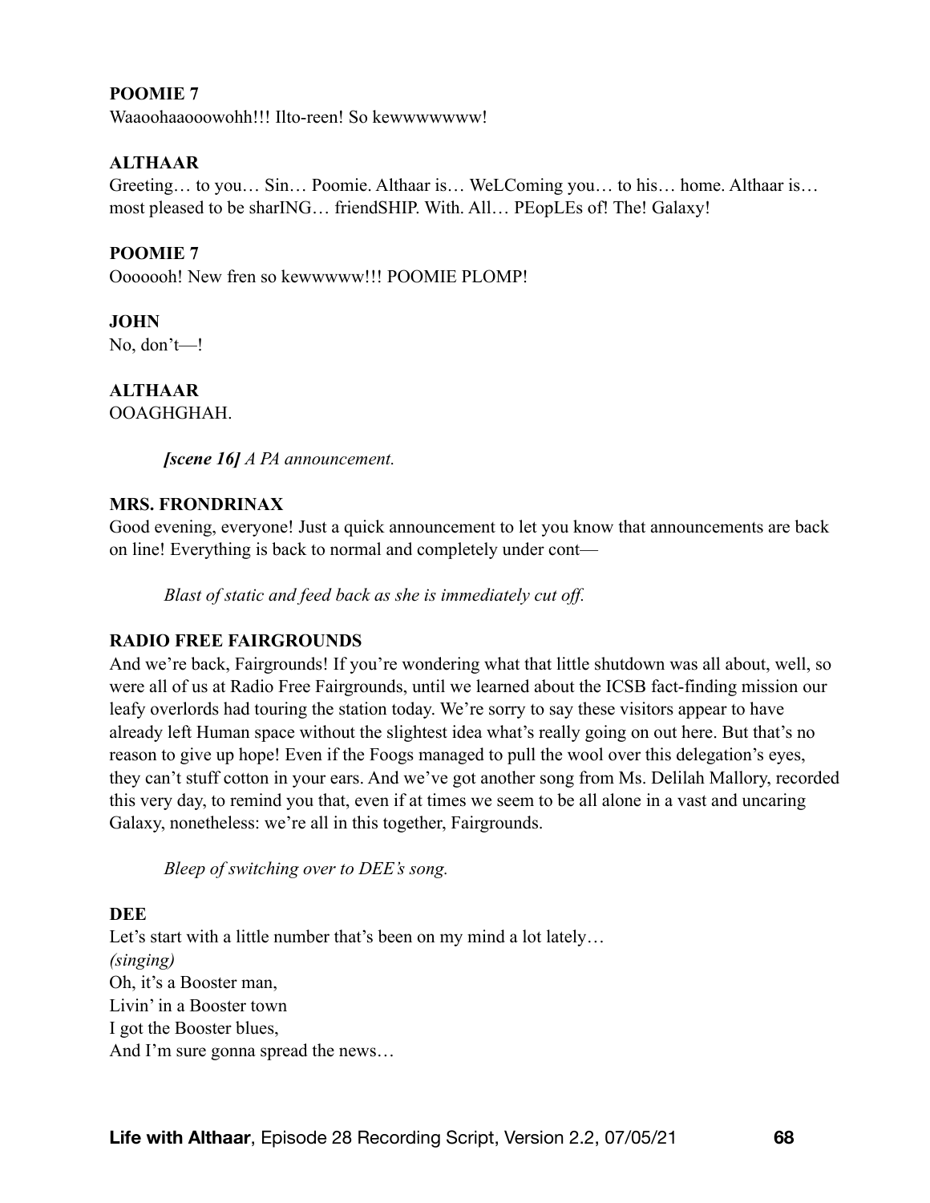**POOMIE 7**
Waaoohaaooowohh!!! Ilto-reen! So kewwwwwww!

**ALTHAAR**
Greeting… to you… Sin… Poomie. Althaar is… WeLComing you… to his… home. Althaar is… most pleased to be sharING… friendSHIP. With. All… PEopLEs of! The! Galaxy!

**POOMIE 7**
Ooooooh! New fren so kewwwww!!! POOMIE PLOMP!

**JOHN**
No, don't—!

**ALTHAAR**
OOAGHGHAH.

> ***[scene 16]*** *A PA announcement.*

**MRS. FRONDRINAX**
Good evening, everyone! Just a quick announcement to let you know that announcements are back on line! Everything is back to normal and completely under cont—

> *Blast of static and feed back as she is immediately cut off.*

**RADIO FREE FAIRGROUNDS**
And we're back, Fairgrounds! If you're wondering what that little shutdown was all about, well, so were all of us at Radio Free Fairgrounds, until we learned about the ICSB fact-finding mission our leafy overlords had touring the station today. We're sorry to say these visitors appear to have already left Human space without the slightest idea what's really going on out here. But that's no reason to give up hope! Even if the Foogs managed to pull the wool over this delegation's eyes, they can't stuff cotton in your ears. And we've got another song from Ms. Delilah Mallory, recorded this very day, to remind you that, even if at times we seem to be all alone in a vast and uncaring Galaxy, nonetheless: we're all in this together, Fairgrounds.

> *Bleep of switching over to DEE's song.*

**DEE**
Let's start with a little number that's been on my mind a lot lately…
*(singing)*
Oh, it's a Booster man,
Livin' in a Booster town
I got the Booster blues,
And I'm sure gonna spread the news…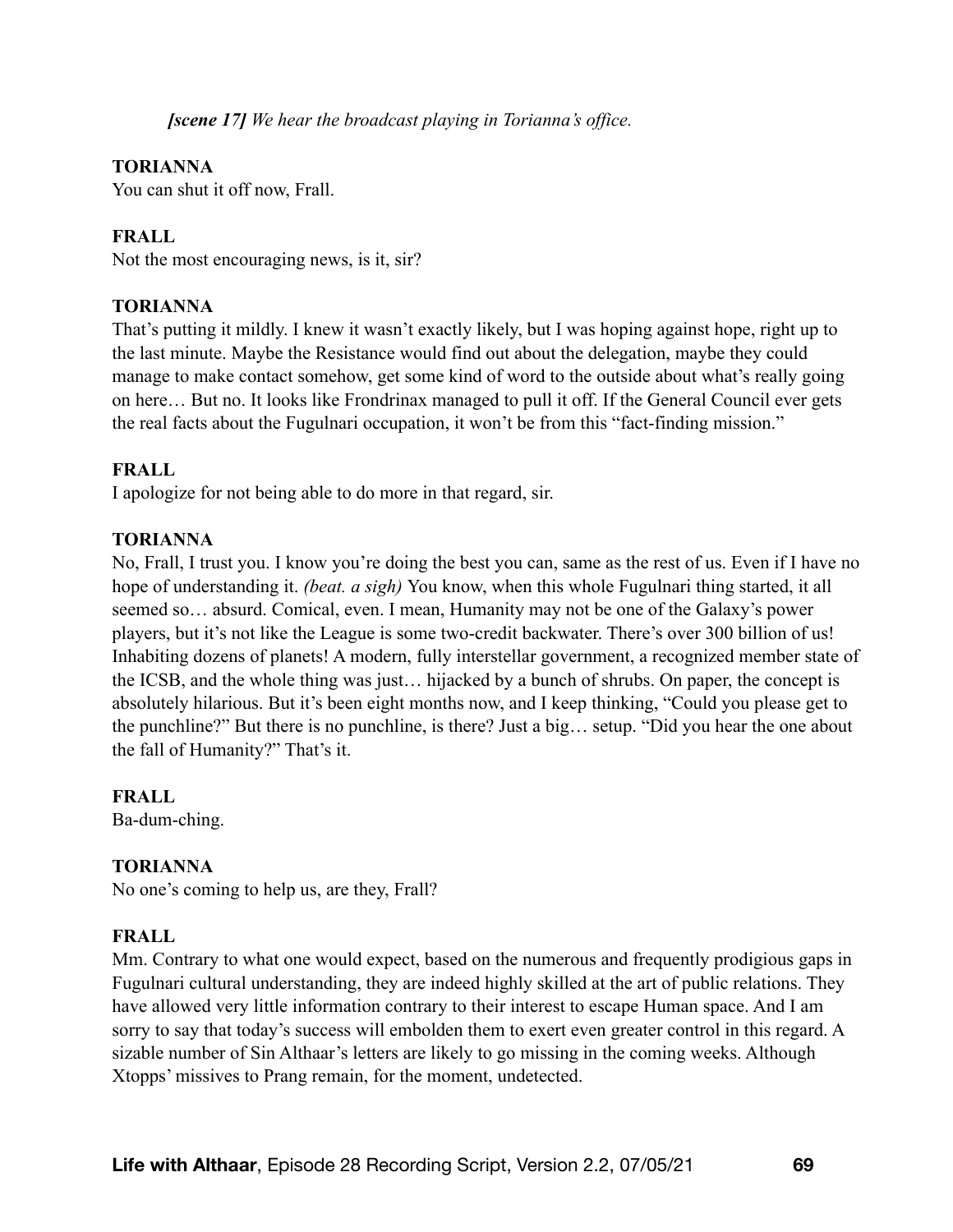***[scene 17]*** *We hear the broadcast playing in Torianna's office.*

**TORIANNA**
You can shut it off now, Frall.

**FRALL**
Not the most encouraging news, is it, sir?

**TORIANNA**
That's putting it mildly. I knew it wasn't exactly likely, but I was hoping against hope, right up to the last minute. Maybe the Resistance would find out about the delegation, maybe they could manage to make contact somehow, get some kind of word to the outside about what's really going on here… But no. It looks like Frondrinax managed to pull it off. If the General Council ever gets the real facts about the Fugulnari occupation, it won't be from this "fact-finding mission."

**FRALL**
I apologize for not being able to do more in that regard, sir.

**TORIANNA**
No, Frall, I trust you. I know you're doing the best you can, same as the rest of us. Even if I have no hope of understanding it. *(beat. a sigh)* You know, when this whole Fugulnari thing started, it all seemed so… absurd. Comical, even. I mean, Humanity may not be one of the Galaxy's power players, but it's not like the League is some two-credit backwater. There's over 300 billion of us! Inhabiting dozens of planets! A modern, fully interstellar government, a recognized member state of the ICSB, and the whole thing was just… hijacked by a bunch of shrubs. On paper, the concept is absolutely hilarious. But it's been eight months now, and I keep thinking, "Could you please get to the punchline?" But there is no punchline, is there? Just a big… setup. "Did you hear the one about the fall of Humanity?" That's it.

**FRALL**
Ba-dum-ching.

**TORIANNA**
No one's coming to help us, are they, Frall?

**FRALL**
Mm. Contrary to what one would expect, based on the numerous and frequently prodigious gaps in Fugulnari cultural understanding, they are indeed highly skilled at the art of public relations. They have allowed very little information contrary to their interest to escape Human space. And I am sorry to say that today's success will embolden them to exert even greater control in this regard. A sizable number of Sin Althaar's letters are likely to go missing in the coming weeks. Although Xtopps' missives to Prang remain, for the moment, undetected.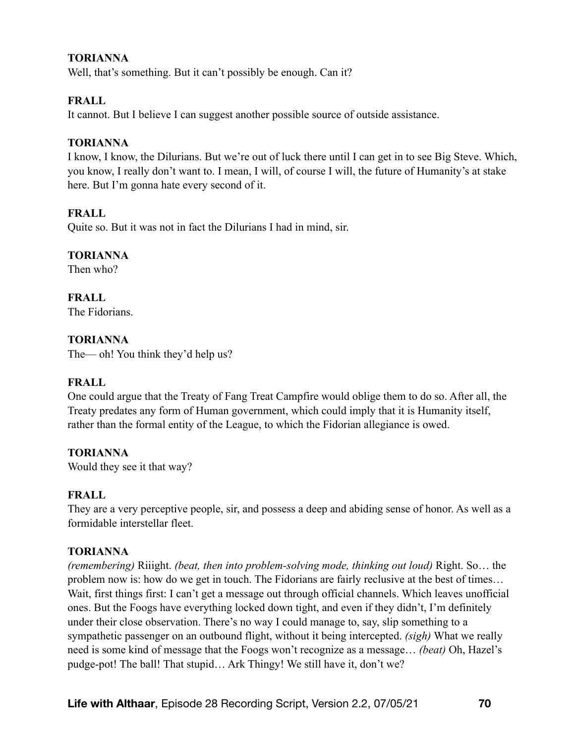**TORIANNA**

Well, that's something. But it can't possibly be enough. Can it?

**FRALL**

It cannot. But I believe I can suggest another possible source of outside assistance.

**TORIANNA**

I know, I know, the Dilurians. But we're out of luck there until I can get in to see Big Steve. Which, you know, I really don't want to. I mean, I will, of course I will, the future of Humanity's at stake here. But I'm gonna hate every second of it.

**FRALL**

Quite so. But it was not in fact the Dilurians I had in mind, sir.

**TORIANNA**

Then who?

**FRALL**

The Fidorians.

**TORIANNA**

The— oh! You think they'd help us?

**FRALL**

One could argue that the Treaty of Fang Treat Campfire would oblige them to do so. After all, the Treaty predates any form of Human government, which could imply that it is Humanity itself, rather than the formal entity of the League, to which the Fidorian allegiance is owed.

**TORIANNA**

Would they see it that way?

**FRALL**

They are a very perceptive people, sir, and possess a deep and abiding sense of honor. As well as a formidable interstellar fleet.

**TORIANNA**

*(remembering)* Riiight. *(beat, then into problem-solving mode, thinking out loud)* Right. So… the problem now is: how do we get in touch. The Fidorians are fairly reclusive at the best of times… Wait, first things first: I can't get a message out through official channels. Which leaves unofficial ones. But the Foogs have everything locked down tight, and even if they didn't, I'm definitely under their close observation. There's no way I could manage to, say, slip something to a sympathetic passenger on an outbound flight, without it being intercepted. *(sigh)* What we really need is some kind of message that the Foogs won't recognize as a message… *(beat)* Oh, Hazel's pudge-pot! The ball! That stupid… Ark Thingy! We still have it, don't we?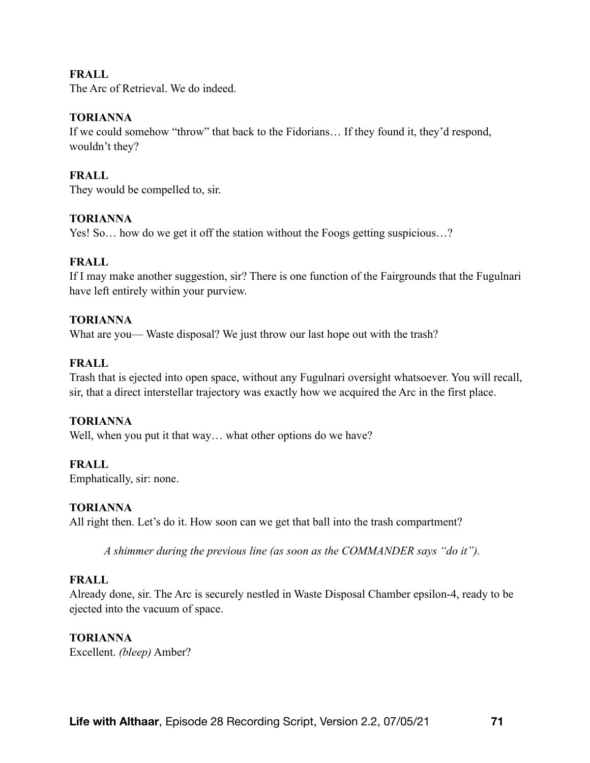**FRALL**
The Arc of Retrieval. We do indeed.

**TORIANNA**
If we could somehow "throw" that back to the Fidorians… If they found it, they'd respond, wouldn't they?

**FRALL**
They would be compelled to, sir.

**TORIANNA**
Yes! So… how do we get it off the station without the Foogs getting suspicious…?

**FRALL**
If I may make another suggestion, sir? There is one function of the Fairgrounds that the Fugulnari have left entirely within your purview.

**TORIANNA**
What are you— Waste disposal? We just throw our last hope out with the trash?

**FRALL**
Trash that is ejected into open space, without any Fugulnari oversight whatsoever. You will recall, sir, that a direct interstellar trajectory was exactly how we acquired the Arc in the first place.

**TORIANNA**
Well, when you put it that way… what other options do we have?

**FRALL**
Emphatically, sir: none.

**TORIANNA**
All right then. Let's do it. How soon can we get that ball into the trash compartment?

> *A shimmer during the previous line (as soon as the COMMANDER says "do it").*

**FRALL**
Already done, sir. The Arc is securely nestled in Waste Disposal Chamber epsilon-4, ready to be ejected into the vacuum of space.

**TORIANNA**
Excellent. *(bleep)* Amber?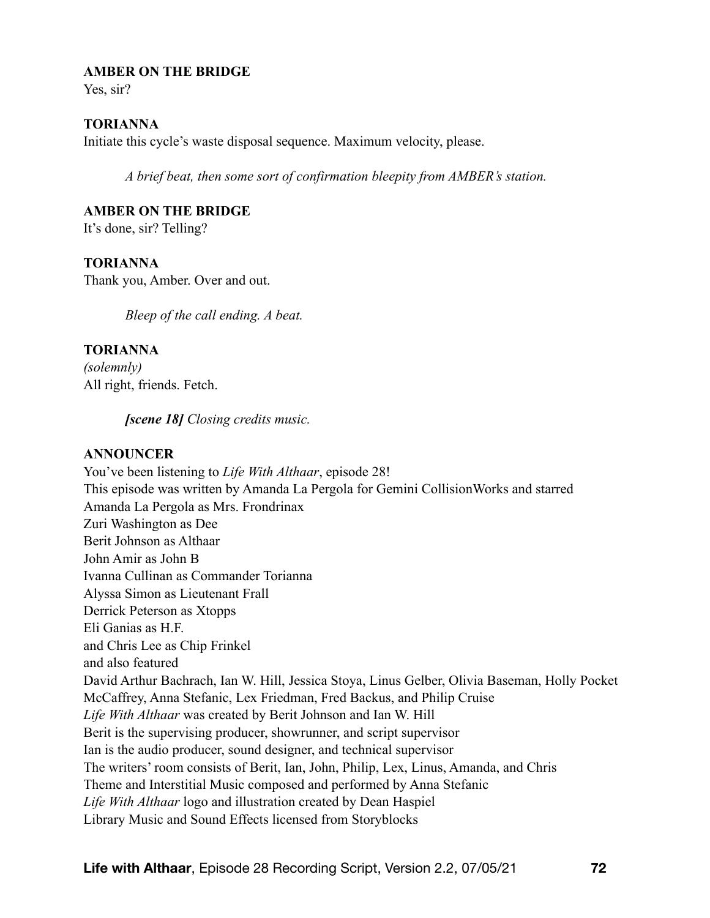**AMBER ON THE BRIDGE**
Yes, sir?

**TORIANNA**
Initiate this cycle's waste disposal sequence. Maximum velocity, please.

*A brief beat, then some sort of confirmation bleepity from AMBER's station.*

**AMBER ON THE BRIDGE**
It's done, sir? Telling?

**TORIANNA**
Thank you, Amber. Over and out.

*Bleep of the call ending. A beat.*

**TORIANNA**
*(solemnly)*
All right, friends. Fetch.

***[scene 18]*** *Closing credits music.*

**ANNOUNCER**
You've been listening to *Life With Althaar*, episode 28!
This episode was written by Amanda La Pergola for Gemini CollisionWorks and starred
Amanda La Pergola as Mrs. Frondrinax
Zuri Washington as Dee
Berit Johnson as Althaar
John Amir as John B
Ivanna Cullinan as Commander Torianna
Alyssa Simon as Lieutenant Frall
Derrick Peterson as Xtopps
Eli Ganias as H.F.
and Chris Lee as Chip Frinkel
and also featured
David Arthur Bachrach, Ian W. Hill, Jessica Stoya, Linus Gelber, Olivia Baseman, Holly Pocket McCaffrey, Anna Stefanic, Lex Friedman, Fred Backus, and Philip Cruise
*Life With Althaar* was created by Berit Johnson and Ian W. Hill
Berit is the supervising producer, showrunner, and script supervisor
Ian is the audio producer, sound designer, and technical supervisor
The writers' room consists of Berit, Ian, John, Philip, Lex, Linus, Amanda, and Chris
Theme and Interstitial Music composed and performed by Anna Stefanic
*Life With Althaar* logo and illustration created by Dean Haspiel
Library Music and Sound Effects licensed from Storyblocks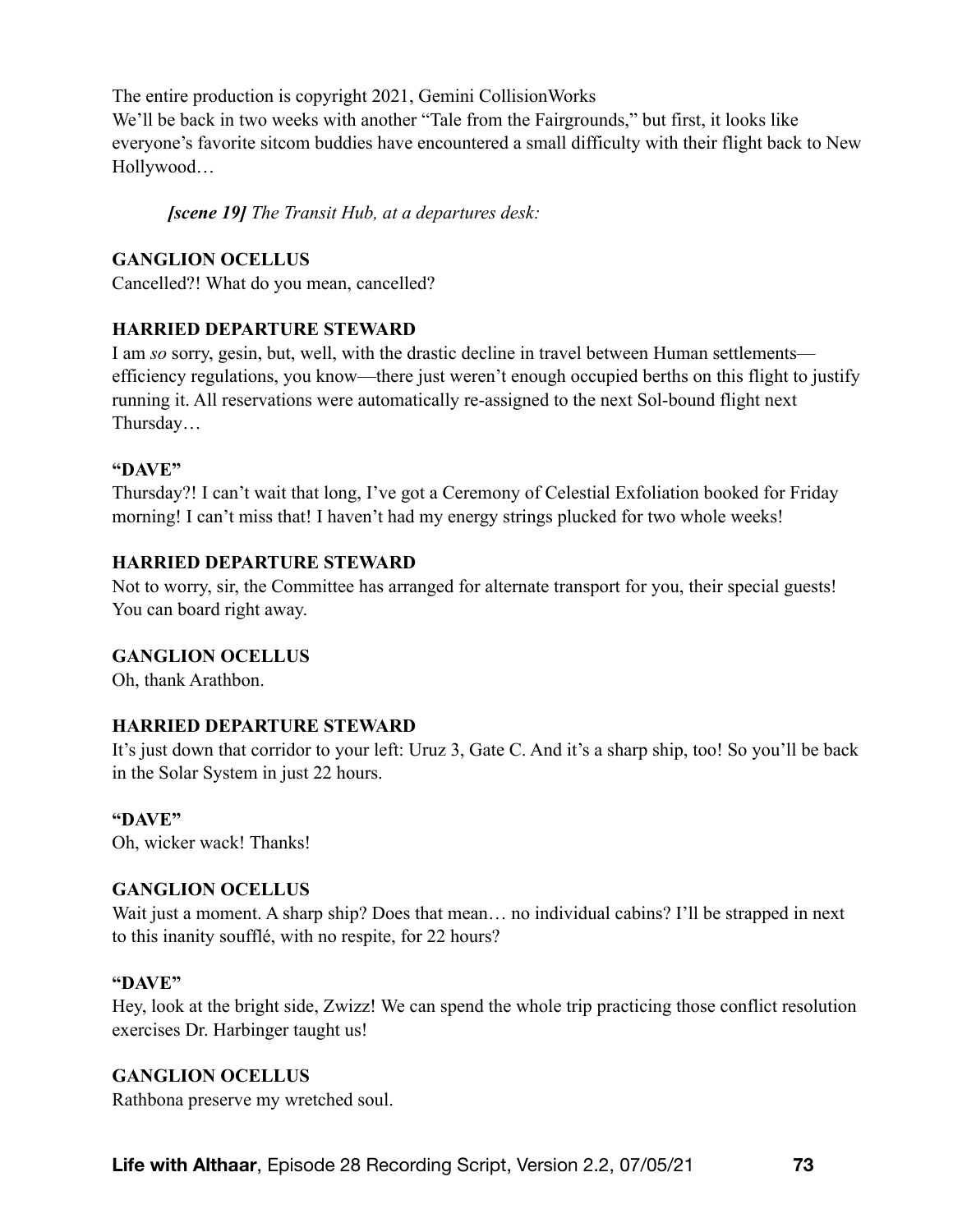The entire production is copyright 2021, Gemini CollisionWorks
We'll be back in two weeks with another "Tale from the Fairgrounds," but first, it looks like everyone's favorite sitcom buddies have encountered a small difficulty with their flight back to New Hollywood…

***[scene 19]** The Transit Hub, at a departures desk:*

**GANGLION OCELLUS**
Cancelled?! What do you mean, cancelled?

**HARRIED DEPARTURE STEWARD**
I am *so* sorry, gesin, but, well, with the drastic decline in travel between Human settlements—efficiency regulations, you know—there just weren't enough occupied berths on this flight to justify running it. All reservations were automatically re-assigned to the next Sol-bound flight next Thursday…

**"DAVE"**
Thursday?! I can't wait that long, I've got a Ceremony of Celestial Exfoliation booked for Friday morning! I can't miss that! I haven't had my energy strings plucked for two whole weeks!

**HARRIED DEPARTURE STEWARD**
Not to worry, sir, the Committee has arranged for alternate transport for you, their special guests! You can board right away.

**GANGLION OCELLUS**
Oh, thank Arathbon.

**HARRIED DEPARTURE STEWARD**
It's just down that corridor to your left: Uruz 3, Gate C. And it's a sharp ship, too! So you'll be back in the Solar System in just 22 hours.

**"DAVE"**
Oh, wicker wack! Thanks!

**GANGLION OCELLUS**
Wait just a moment. A sharp ship? Does that mean… no individual cabins? I'll be strapped in next to this inanity soufflé, with no respite, for 22 hours?

**"DAVE"**
Hey, look at the bright side, Zwizz! We can spend the whole trip practicing those conflict resolution exercises Dr. Harbinger taught us!

**GANGLION OCELLUS**
Rathbona preserve my wretched soul.